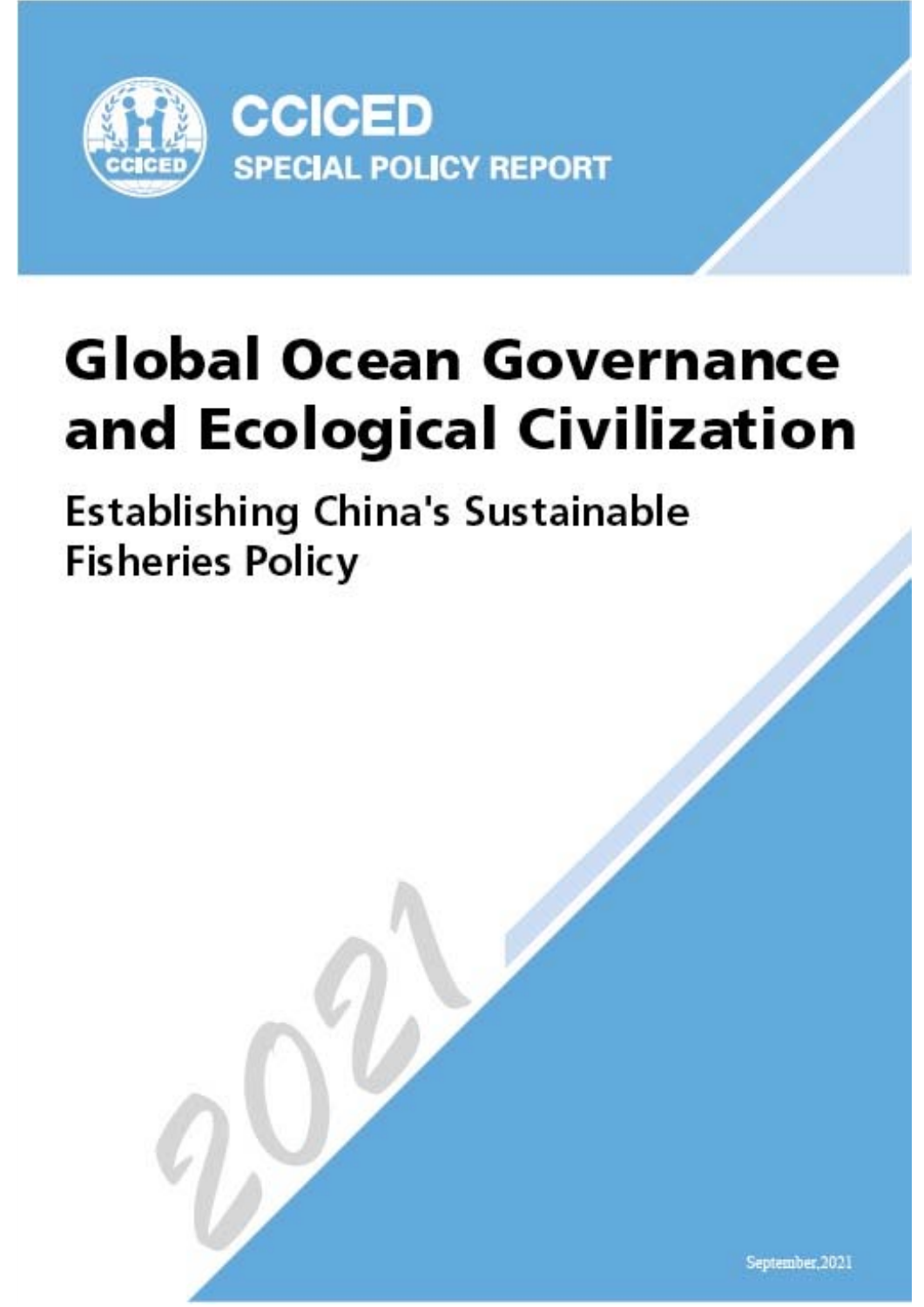CCICED

SPECIAL POLICY REPORT

# Global Ocean Governance and Ecological Civilization

## Establishing China's Sustainable Fisheries Policy

2021

September,2021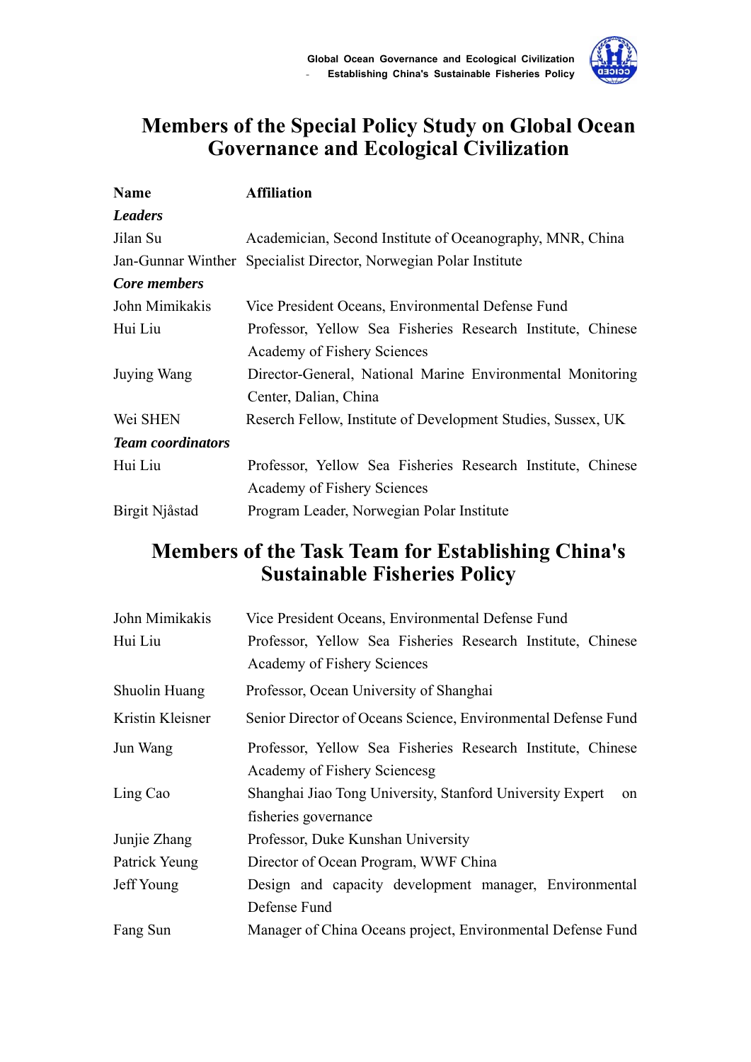# Members of the Special Policy Study on Global Ocean Governance and Ecological Civilization

| Name | Affiliation |
|---|---|
| ***Leaders*** | |
| Jilan Su | Academician, Second Institute of Oceanography, MNR, China |
| Jan-Gunnar Winther | Specialist Director, Norwegian Polar Institute |
| ***Core members*** | |
| John Mimikakis | Vice President Oceans, Environmental Defense Fund |
| Hui Liu | Professor, Yellow Sea Fisheries Research Institute, Chinese Academy of Fishery Sciences |
| Juying Wang | Director-General, National Marine Environmental Monitoring Center, Dalian, China |
| Wei SHEN | Reserch Fellow, Institute of Development Studies, Sussex, UK |
| ***Team coordinators*** | |
| Hui Liu | Professor, Yellow Sea Fisheries Research Institute, Chinese Academy of Fishery Sciences |
| Birgit Njåstad | Program Leader, Norwegian Polar Institute |

# Members of the Task Team for Establishing China's Sustainable Fisheries Policy

| Name | Affiliation |
|---|---|
| John Mimikakis | Vice President Oceans, Environmental Defense Fund |
| Hui Liu | Professor, Yellow Sea Fisheries Research Institute, Chinese Academy of Fishery Sciences |
| Shuolin Huang | Professor, Ocean University of Shanghai |
| Kristin Kleisner | Senior Director of Oceans Science, Environmental Defense Fund |
| Jun Wang | Professor, Yellow Sea Fisheries Research Institute, Chinese Academy of Fishery Sciencesg |
| Ling Cao | Shanghai Jiao Tong University, Stanford University Expert on fisheries governance |
| Junjie Zhang | Professor, Duke Kunshan University |
| Patrick Yeung | Director of Ocean Program, WWF China |
| Jeff Young | Design and capacity development manager, Environmental Defense Fund |
| Fang Sun | Manager of China Oceans project, Environmental Defense Fund |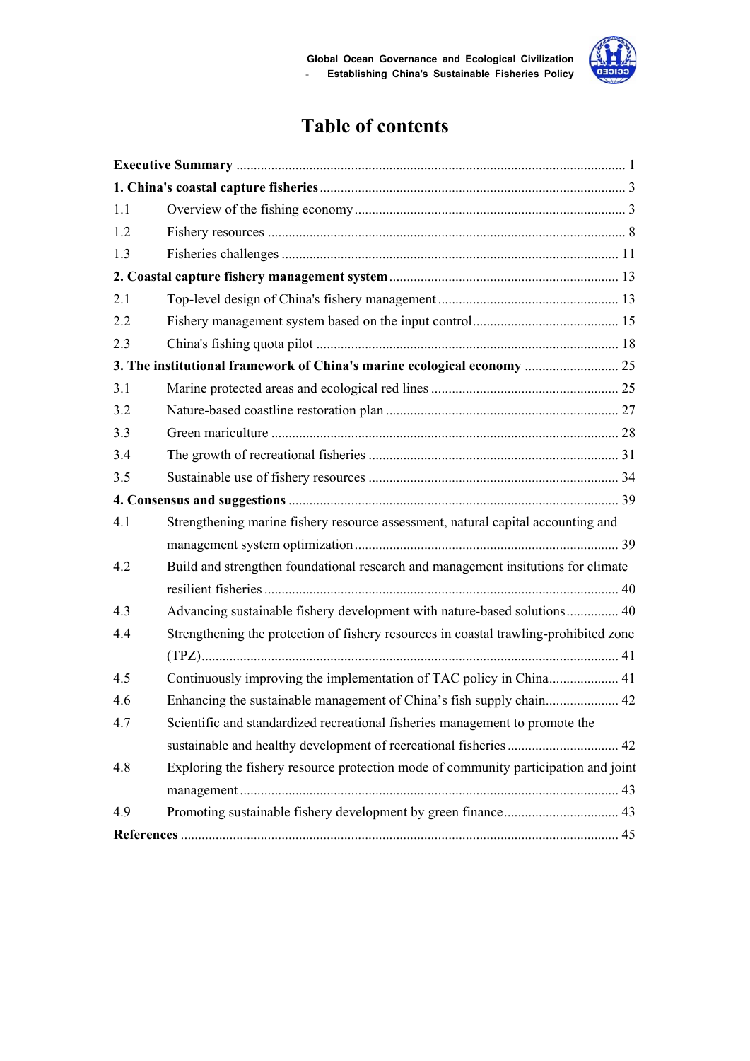# Table of contents

**Executive Summary** ........................................................................................................ 1

**1. China's coastal capture fisheries** ................................................................................ 3

1.1 Overview of the fishing economy ................................................................................ 3

1.2 Fishery resources ........................................................................................................ 8

1.3 Fisheries challenges .................................................................................................... 11

**2. Coastal capture fishery management system** ............................................................ 13

2.1 Top-level design of China's fishery management ....................................................... 13

2.2 Fishery management system based on the input control ........................................... 15

2.3 China's fishing quota pilot .......................................................................................... 18

**3. The institutional framework of China's marine ecological economy** ...................... 25

3.1 Marine protected areas and ecological red lines ......................................................... 25

3.2 Nature-based coastline restoration plan ...................................................................... 27

3.3 Green mariculture ........................................................................................................ 28

3.4 The growth of recreational fisheries ........................................................................... 31

3.5 Sustainable use of fishery resources ........................................................................... 34

**4. Consensus and suggestions** ........................................................................................ 39

4.1 Strengthening marine fishery resource assessment, natural capital accounting and management system optimization ................................................................................ 39

4.2 Build and strengthen foundational research and management insitutions for climate resilient fisheries ........................................................................................................ 40

4.3 Advancing sustainable fishery development with nature-based solutions ................. 40

4.4 Strengthening the protection of fishery resources in coastal trawling-prohibited zone (TPZ) ........................................................................................................................... 41

4.5 Continuously improving the implementation of TAC policy in China ...................... 41

4.6 Enhancing the sustainable management of China's fish supply chain ....................... 42

4.7 Scientific and standardized recreational fisheries management to promote the sustainable and healthy development of recreational fisheries ..................................... 42

4.8 Exploring the fishery resource protection mode of community participation and joint management ............................................................................................................... 43

4.9 Promoting sustainable fishery development by green finance .................................. 43

**References** ...................................................................................................................... 45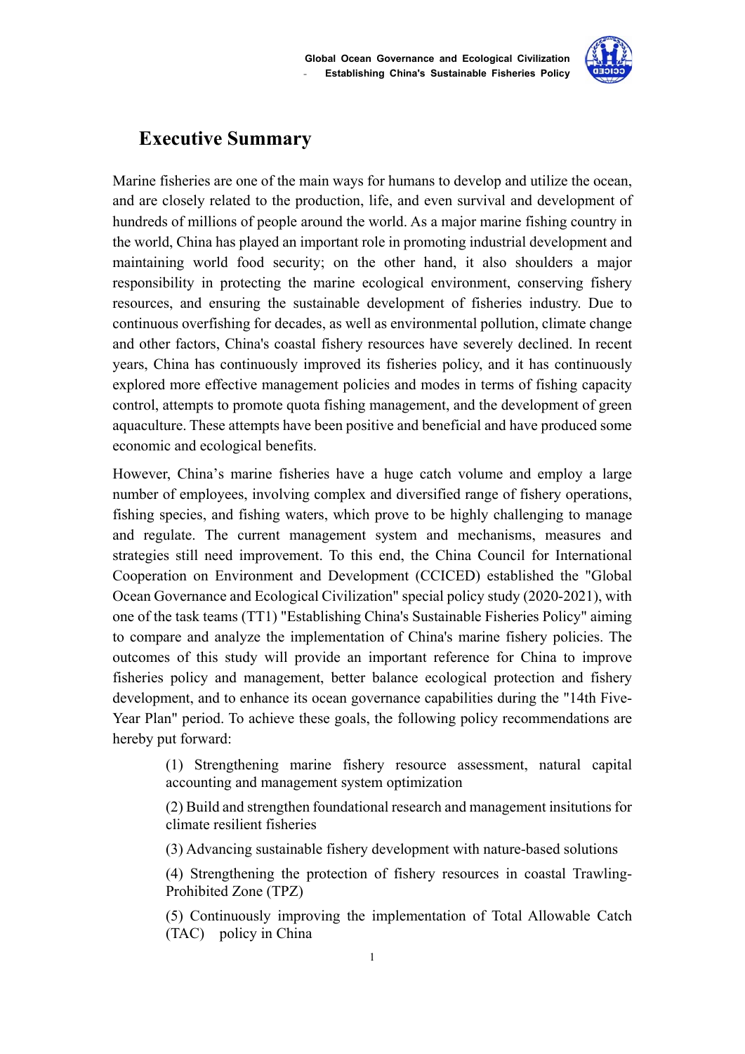# Executive Summary

Marine fisheries are one of the main ways for humans to develop and utilize the ocean, and are closely related to the production, life, and even survival and development of hundreds of millions of people around the world. As a major marine fishing country in the world, China has played an important role in promoting industrial development and maintaining world food security; on the other hand, it also shoulders a major responsibility in protecting the marine ecological environment, conserving fishery resources, and ensuring the sustainable development of fisheries industry. Due to continuous overfishing for decades, as well as environmental pollution, climate change and other factors, China's coastal fishery resources have severely declined. In recent years, China has continuously improved its fisheries policy, and it has continuously explored more effective management policies and modes in terms of fishing capacity control, attempts to promote quota fishing management, and the development of green aquaculture. These attempts have been positive and beneficial and have produced some economic and ecological benefits.

However, China's marine fisheries have a huge catch volume and employ a large number of employees, involving complex and diversified range of fishery operations, fishing species, and fishing waters, which prove to be highly challenging to manage and regulate. The current management system and mechanisms, measures and strategies still need improvement. To this end, the China Council for International Cooperation on Environment and Development (CCICED) established the "Global Ocean Governance and Ecological Civilization" special policy study (2020-2021), with one of the task teams (TT1) "Establishing China's Sustainable Fisheries Policy" aiming to compare and analyze the implementation of China's marine fishery policies. The outcomes of this study will provide an important reference for China to improve fisheries policy and management, better balance ecological protection and fishery development, and to enhance its ocean governance capabilities during the "14th Five-Year Plan" period. To achieve these goals, the following policy recommendations are hereby put forward:

(1) Strengthening marine fishery resource assessment, natural capital accounting and management system optimization

(2) Build and strengthen foundational research and management insitutions for climate resilient fisheries

(3) Advancing sustainable fishery development with nature-based solutions

(4) Strengthening the protection of fishery resources in coastal Trawling-Prohibited Zone (TPZ)

(5) Continuously improving the implementation of Total Allowable Catch (TAC) policy in China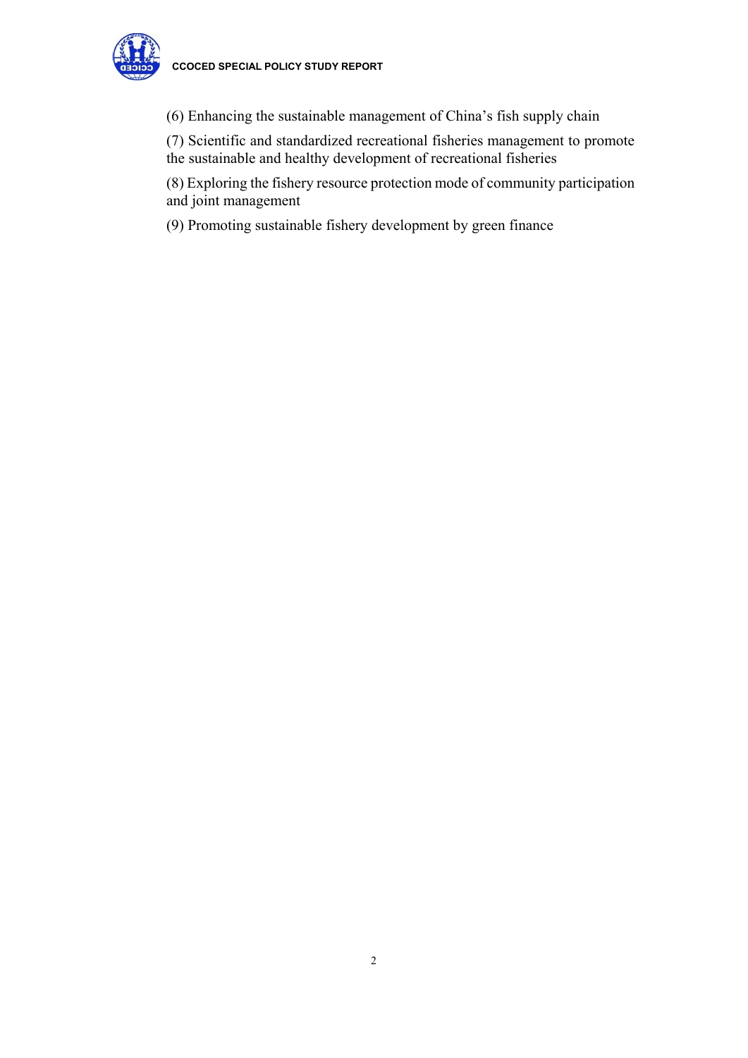(6) Enhancing the sustainable management of China's fish supply chain

(7) Scientific and standardized recreational fisheries management to promote the sustainable and healthy development of recreational fisheries

(8) Exploring the fishery resource protection mode of community participation and joint management

(9) Promoting sustainable fishery development by green finance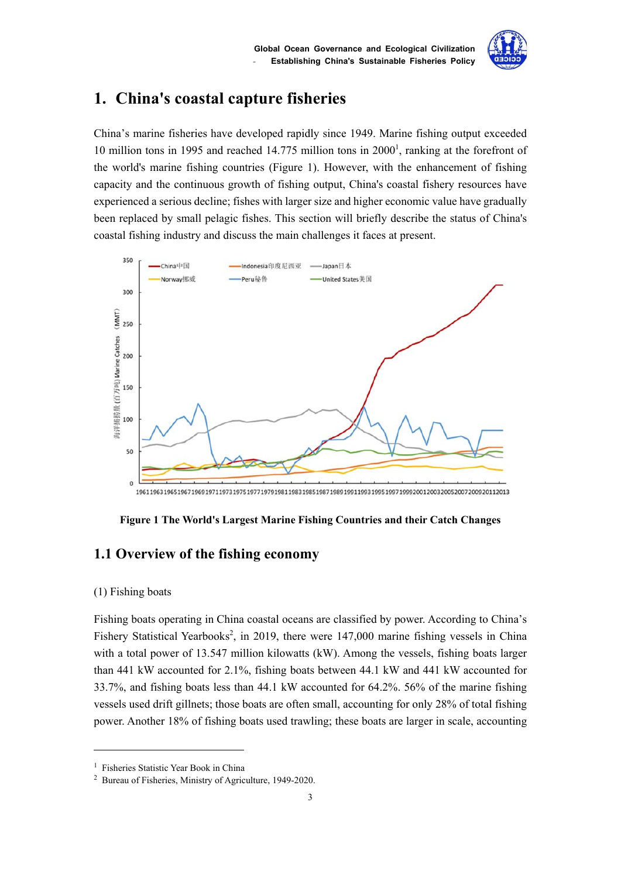# 1. China's coastal capture fisheries

China's marine fisheries have developed rapidly since 1949. Marine fishing output exceeded 10 million tons in 1995 and reached 14.775 million tons in 2000[1], ranking at the forefront of the world's marine fishing countries (Figure 1). However, with the enhancement of fishing capacity and the continuous growth of fishing output, China's coastal fishery resources have experienced a serious decline; fishes with larger size and higher economic value have gradually been replaced by small pelagic fishes. This section will briefly describe the status of China's coastal fishing industry and discuss the main challenges it faces at present.

**Figure 1 The World's Largest Marine Fishing Countries and their Catch Changes**

## 1.1 Overview of the fishing economy

(1) Fishing boats

Fishing boats operating in China coastal oceans are classified by power. According to China's Fishery Statistical Yearbooks[2], in 2019, there were 147,000 marine fishing vessels in China with a total power of 13.547 million kilowatts (kW). Among the vessels, fishing boats larger than 441 kW accounted for 2.1%, fishing boats between 44.1 kW and 441 kW accounted for 33.7%, and fishing boats less than 44.1 kW accounted for 64.2%. 56% of the marine fishing vessels used drift gillnets; those boats are often small, accounting for only 28% of total fishing power. Another 18% of fishing boats used trawling; these boats are larger in scale, accounting

---

[1] Fisheries Statistic Year Book in China

[2] Bureau of Fisheries, Ministry of Agriculture, 1949-2020.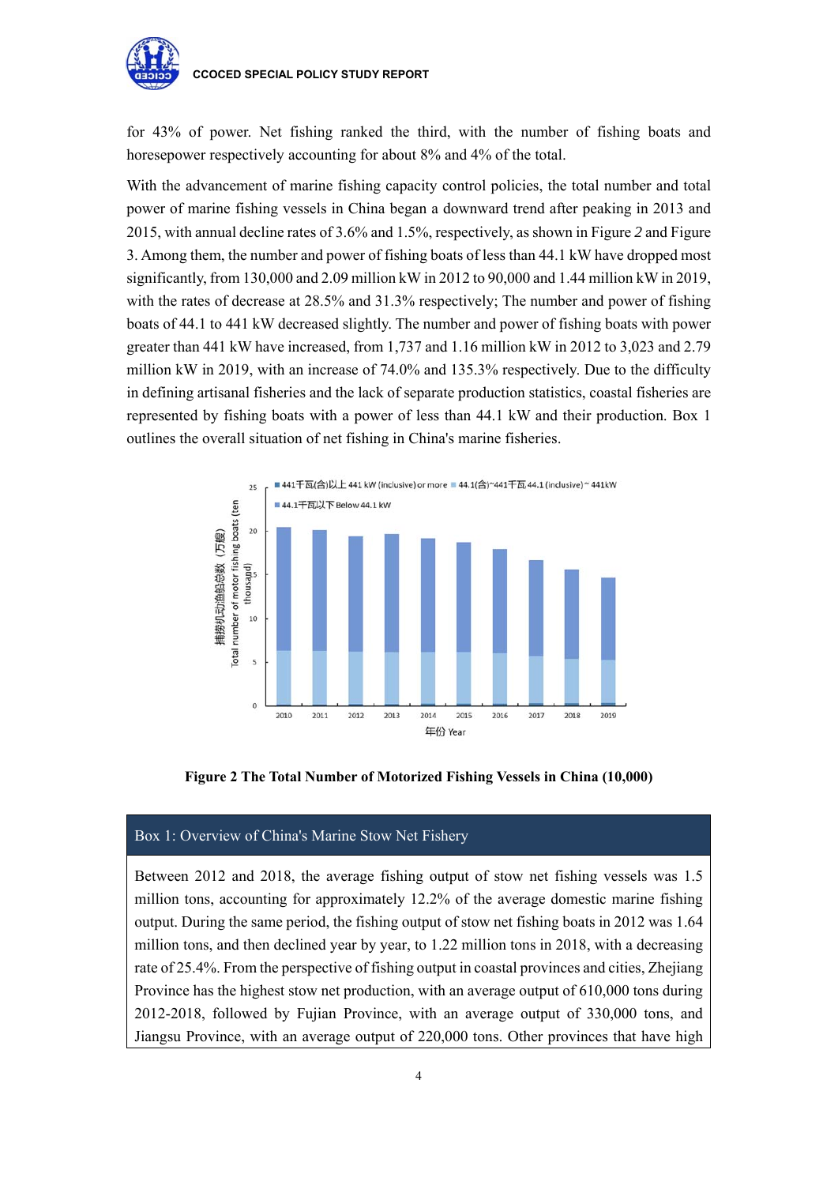for 43% of power. Net fishing ranked the third, with the number of fishing boats and horesepower respectively accounting for about 8% and 4% of the total.

With the advancement of marine fishing capacity control policies, the total number and total power of marine fishing vessels in China began a downward trend after peaking in 2013 and 2015, with annual decline rates of 3.6% and 1.5%, respectively, as shown in Figure *2* and Figure 3. Among them, the number and power of fishing boats of less than 44.1 kW have dropped most significantly, from 130,000 and 2.09 million kW in 2012 to 90,000 and 1.44 million kW in 2019, with the rates of decrease at 28.5% and 31.3% respectively; The number and power of fishing boats of 44.1 to 441 kW decreased slightly. The number and power of fishing boats with power greater than 441 kW have increased, from 1,737 and 1.16 million kW in 2012 to 3,023 and 2.79 million kW in 2019, with an increase of 74.0% and 135.3% respectively. Due to the difficulty in defining artisanal fisheries and the lack of separate production statistics, coastal fisheries are represented by fishing boats with a power of less than 44.1 kW and their production. Box 1 outlines the overall situation of net fishing in China's marine fisheries.

**Figure 2 The Total Number of Motorized Fishing Vessels in China (10,000)**

| Box 1: Overview of China's Marine Stow Net Fishery |
|---|
| Between 2012 and 2018, the average fishing output of stow net fishing vessels was 1.5 million tons, accounting for approximately 12.2% of the average domestic marine fishing output. During the same period, the fishing output of stow net fishing boats in 2012 was 1.64 million tons, and then declined year by year, to 1.22 million tons in 2018, with a decreasing rate of 25.4%. From the perspective of fishing output in coastal provinces and cities, Zhejiang Province has the highest stow net production, with an average output of 610,000 tons during 2012-2018, followed by Fujian Province, with an average output of 330,000 tons, and Jiangsu Province, with an average output of 220,000 tons. Other provinces that have high |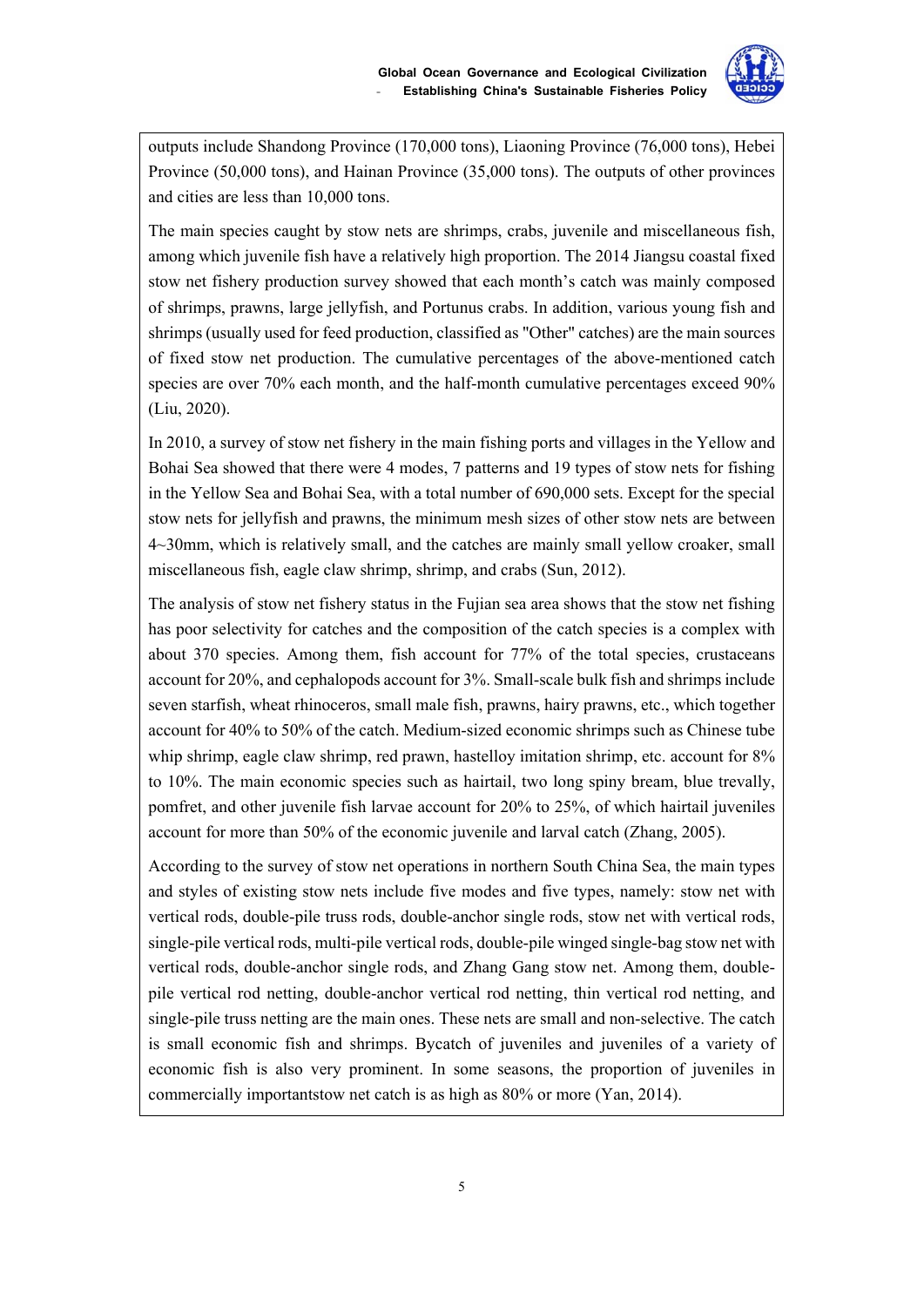outputs include Shandong Province (170,000 tons), Liaoning Province (76,000 tons), Hebei Province (50,000 tons), and Hainan Province (35,000 tons). The outputs of other provinces and cities are less than 10,000 tons.

The main species caught by stow nets are shrimps, crabs, juvenile and miscellaneous fish, among which juvenile fish have a relatively high proportion. The 2014 Jiangsu coastal fixed stow net fishery production survey showed that each month's catch was mainly composed of shrimps, prawns, large jellyfish, and Portunus crabs. In addition, various young fish and shrimps (usually used for feed production, classified as "Other" catches) are the main sources of fixed stow net production. The cumulative percentages of the above-mentioned catch species are over 70% each month, and the half-month cumulative percentages exceed 90% (Liu, 2020).

In 2010, a survey of stow net fishery in the main fishing ports and villages in the Yellow and Bohai Sea showed that there were 4 modes, 7 patterns and 19 types of stow nets for fishing in the Yellow Sea and Bohai Sea, with a total number of 690,000 sets. Except for the special stow nets for jellyfish and prawns, the minimum mesh sizes of other stow nets are between 4~30mm, which is relatively small, and the catches are mainly small yellow croaker, small miscellaneous fish, eagle claw shrimp, shrimp, and crabs (Sun, 2012).

The analysis of stow net fishery status in the Fujian sea area shows that the stow net fishing has poor selectivity for catches and the composition of the catch species is a complex with about 370 species. Among them, fish account for 77% of the total species, crustaceans account for 20%, and cephalopods account for 3%. Small-scale bulk fish and shrimps include seven starfish, wheat rhinoceros, small male fish, prawns, hairy prawns, etc., which together account for 40% to 50% of the catch. Medium-sized economic shrimps such as Chinese tube whip shrimp, eagle claw shrimp, red prawn, hastelloy imitation shrimp, etc. account for 8% to 10%. The main economic species such as hairtail, two long spiny bream, blue trevally, pomfret, and other juvenile fish larvae account for 20% to 25%, of which hairtail juveniles account for more than 50% of the economic juvenile and larval catch (Zhang, 2005).

According to the survey of stow net operations in northern South China Sea, the main types and styles of existing stow nets include five modes and five types, namely: stow net with vertical rods, double-pile truss rods, double-anchor single rods, stow net with vertical rods, single-pile vertical rods, multi-pile vertical rods, double-pile winged single-bag stow net with vertical rods, double-anchor single rods, and Zhang Gang stow net. Among them, double-pile vertical rod netting, double-anchor vertical rod netting, thin vertical rod netting, and single-pile truss netting are the main ones. These nets are small and non-selective. The catch is small economic fish and shrimps. Bycatch of juveniles and juveniles of a variety of economic fish is also very prominent. In some seasons, the proportion of juveniles in commercially importantstow net catch is as high as 80% or more (Yan, 2014).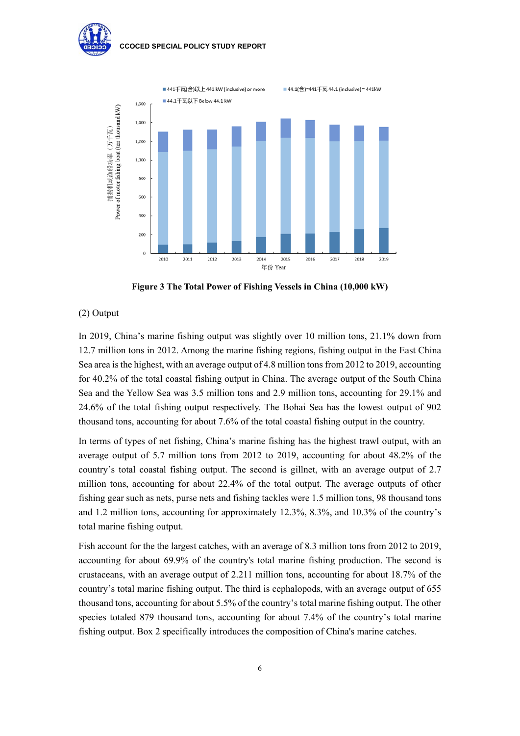Figure 3 The Total Power of Fishing Vessels in China (10,000 kW)

(2) Output

In 2019, China's marine fishing output was slightly over 10 million tons, 21.1% down from 12.7 million tons in 2012. Among the marine fishing regions, fishing output in the East China Sea area is the highest, with an average output of 4.8 million tons from 2012 to 2019, accounting for 40.2% of the total coastal fishing output in China. The average output of the South China Sea and the Yellow Sea was 3.5 million tons and 2.9 million tons, accounting for 29.1% and 24.6% of the total fishing output respectively. The Bohai Sea has the lowest output of 902 thousand tons, accounting for about 7.6% of the total coastal fishing output in the country.

In terms of types of net fishing, China's marine fishing has the highest trawl output, with an average output of 5.7 million tons from 2012 to 2019, accounting for about 48.2% of the country's total coastal fishing output. The second is gillnet, with an average output of 2.7 million tons, accounting for about 22.4% of the total output. The average outputs of other fishing gear such as nets, purse nets and fishing tackles were 1.5 million tons, 98 thousand tons and 1.2 million tons, accounting for approximately 12.3%, 8.3%, and 10.3% of the country's total marine fishing output.

Fish account for the the largest catches, with an average of 8.3 million tons from 2012 to 2019, accounting for about 69.9% of the country's total marine fishing production. The second is crustaceans, with an average output of 2.211 million tons, accounting for about 18.7% of the country's total marine fishing output. The third is cephalopods, with an average output of 655 thousand tons, accounting for about 5.5% of the country's total marine fishing output. The other species totaled 879 thousand tons, accounting for about 7.4% of the country's total marine fishing output. Box 2 specifically introduces the composition of China's marine catches.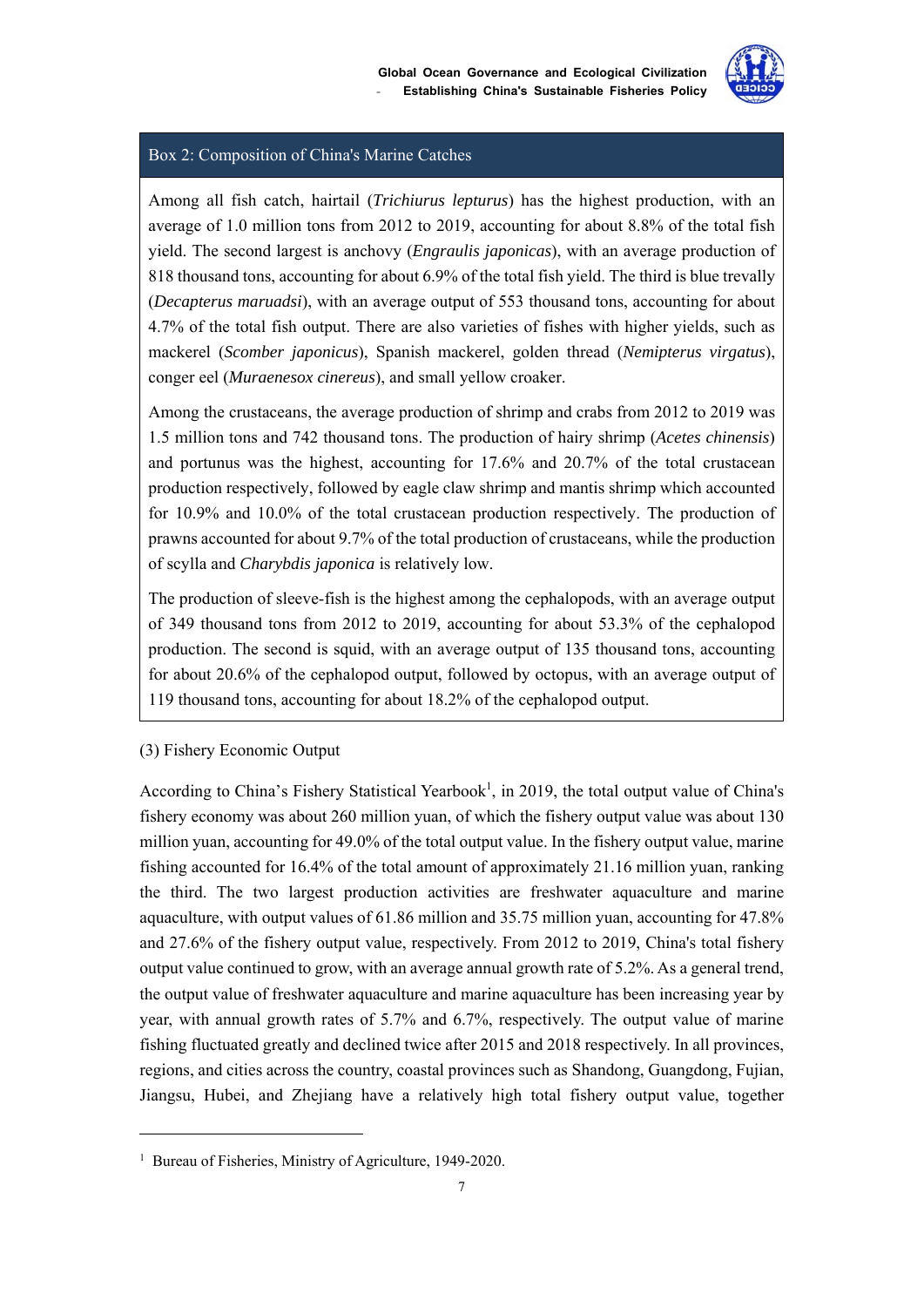### Box 2: Composition of China's Marine Catches

Among all fish catch, hairtail (*Trichiurus lepturus*) has the highest production, with an average of 1.0 million tons from 2012 to 2019, accounting for about 8.8% of the total fish yield. The second largest is anchovy (*Engraulis japonicas*), with an average production of 818 thousand tons, accounting for about 6.9% of the total fish yield. The third is blue trevally (*Decapterus maruadsi*), with an average output of 553 thousand tons, accounting for about 4.7% of the total fish output. There are also varieties of fishes with higher yields, such as mackerel (*Scomber japonicus*), Spanish mackerel, golden thread (*Nemipterus virgatus*), conger eel (*Muraenesox cinereus*), and small yellow croaker.

Among the crustaceans, the average production of shrimp and crabs from 2012 to 2019 was 1.5 million tons and 742 thousand tons. The production of hairy shrimp (*Acetes chinensis*) and portunus was the highest, accounting for 17.6% and 20.7% of the total crustacean production respectively, followed by eagle claw shrimp and mantis shrimp which accounted for 10.9% and 10.0% of the total crustacean production respectively. The production of prawns accounted for about 9.7% of the total production of crustaceans, while the production of scylla and *Charybdis japonica* is relatively low.

The production of sleeve-fish is the highest among the cephalopods, with an average output of 349 thousand tons from 2012 to 2019, accounting for about 53.3% of the cephalopod production. The second is squid, with an average output of 135 thousand tons, accounting for about 20.6% of the cephalopod output, followed by octopus, with an average output of 119 thousand tons, accounting for about 18.2% of the cephalopod output.

(3) Fishery Economic Output

According to China's Fishery Statistical Yearbook[1], in 2019, the total output value of China's fishery economy was about 260 million yuan, of which the fishery output value was about 130 million yuan, accounting for 49.0% of the total output value. In the fishery output value, marine fishing accounted for 16.4% of the total amount of approximately 21.16 million yuan, ranking the third. The two largest production activities are freshwater aquaculture and marine aquaculture, with output values of 61.86 million and 35.75 million yuan, accounting for 47.8% and 27.6% of the fishery output value, respectively. From 2012 to 2019, China's total fishery output value continued to grow, with an average annual growth rate of 5.2%. As a general trend, the output value of freshwater aquaculture and marine aquaculture has been increasing year by year, with annual growth rates of 5.7% and 6.7%, respectively. The output value of marine fishing fluctuated greatly and declined twice after 2015 and 2018 respectively. In all provinces, regions, and cities across the country, coastal provinces such as Shandong, Guangdong, Fujian, Jiangsu, Hubei, and Zhejiang have a relatively high total fishery output value, together

[1] Bureau of Fisheries, Ministry of Agriculture, 1949-2020.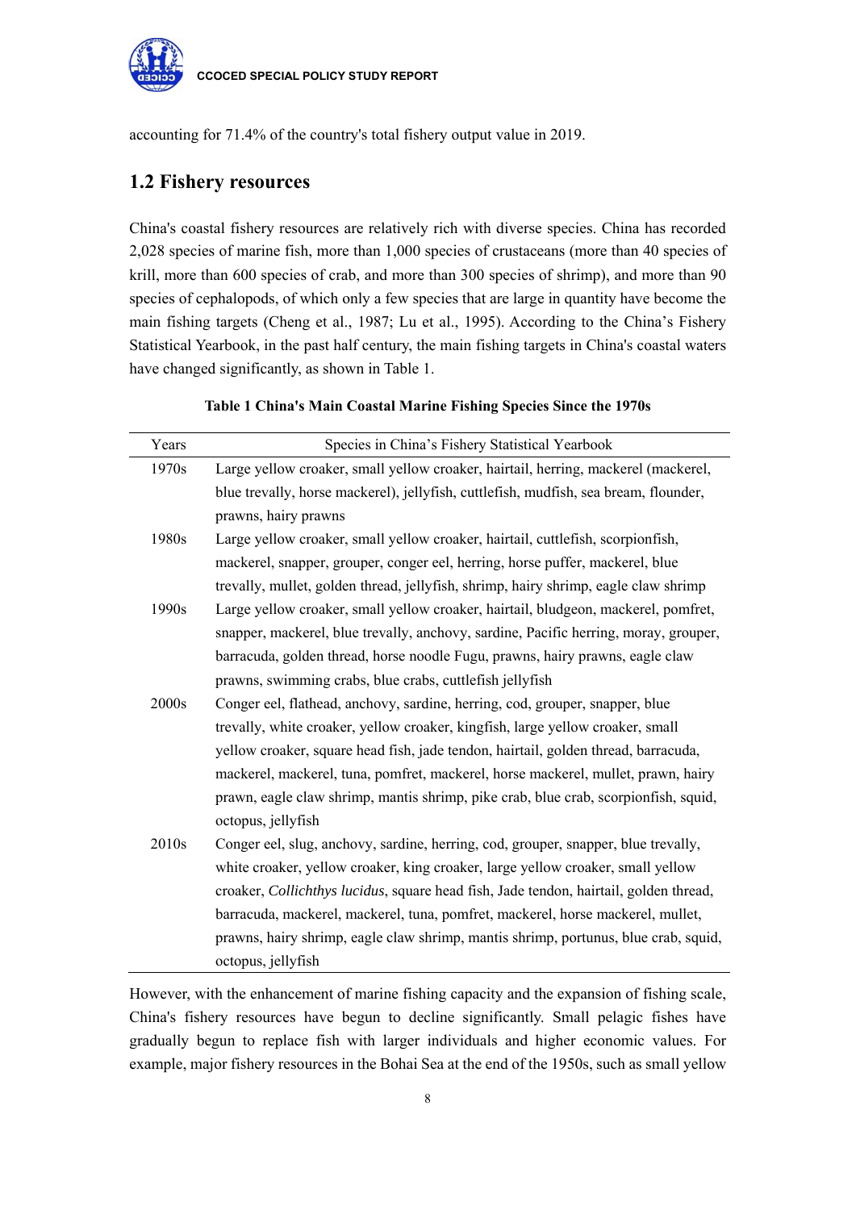accounting for 71.4% of the country's total fishery output value in 2019.

## 1.2 Fishery resources

China's coastal fishery resources are relatively rich with diverse species. China has recorded 2,028 species of marine fish, more than 1,000 species of crustaceans (more than 40 species of krill, more than 600 species of crab, and more than 300 species of shrimp), and more than 90 species of cephalopods, of which only a few species that are large in quantity have become the main fishing targets (Cheng et al., 1987; Lu et al., 1995). According to the China's Fishery Statistical Yearbook, in the past half century, the main fishing targets in China's coastal waters have changed significantly, as shown in Table 1.

**Table 1 China's Main Coastal Marine Fishing Species Since the 1970s**

| Years | Species in China's Fishery Statistical Yearbook |
|---|---|
| 1970s | Large yellow croaker, small yellow croaker, hairtail, herring, mackerel (mackerel, blue trevally, horse mackerel), jellyfish, cuttlefish, mudfish, sea bream, flounder, prawns, hairy prawns |
| 1980s | Large yellow croaker, small yellow croaker, hairtail, cuttlefish, scorpionfish, mackerel, snapper, grouper, conger eel, herring, horse puffer, mackerel, blue trevally, mullet, golden thread, jellyfish, shrimp, hairy shrimp, eagle claw shrimp |
| 1990s | Large yellow croaker, small yellow croaker, hairtail, bludgeon, mackerel, pomfret, snapper, mackerel, blue trevally, anchovy, sardine, Pacific herring, moray, grouper, barracuda, golden thread, horse noodle Fugu, prawns, hairy prawns, eagle claw prawns, swimming crabs, blue crabs, cuttlefish jellyfish |
| 2000s | Conger eel, flathead, anchovy, sardine, herring, cod, grouper, snapper, blue trevally, white croaker, yellow croaker, kingfish, large yellow croaker, small yellow croaker, square head fish, jade tendon, hairtail, golden thread, barracuda, mackerel, mackerel, tuna, pomfret, mackerel, horse mackerel, mullet, prawn, hairy prawn, eagle claw shrimp, mantis shrimp, pike crab, blue crab, scorpionfish, squid, octopus, jellyfish |
| 2010s | Conger eel, slug, anchovy, sardine, herring, cod, grouper, snapper, blue trevally, white croaker, yellow croaker, king croaker, large yellow croaker, small yellow croaker, *Collichthys lucidus*, square head fish, Jade tendon, hairtail, golden thread, barracuda, mackerel, mackerel, tuna, pomfret, mackerel, horse mackerel, mullet, prawns, hairy shrimp, eagle claw shrimp, mantis shrimp, portunus, blue crab, squid, octopus, jellyfish |

However, with the enhancement of marine fishing capacity and the expansion of fishing scale, China's fishery resources have begun to decline significantly. Small pelagic fishes have gradually begun to replace fish with larger individuals and higher economic values. For example, major fishery resources in the Bohai Sea at the end of the 1950s, such as small yellow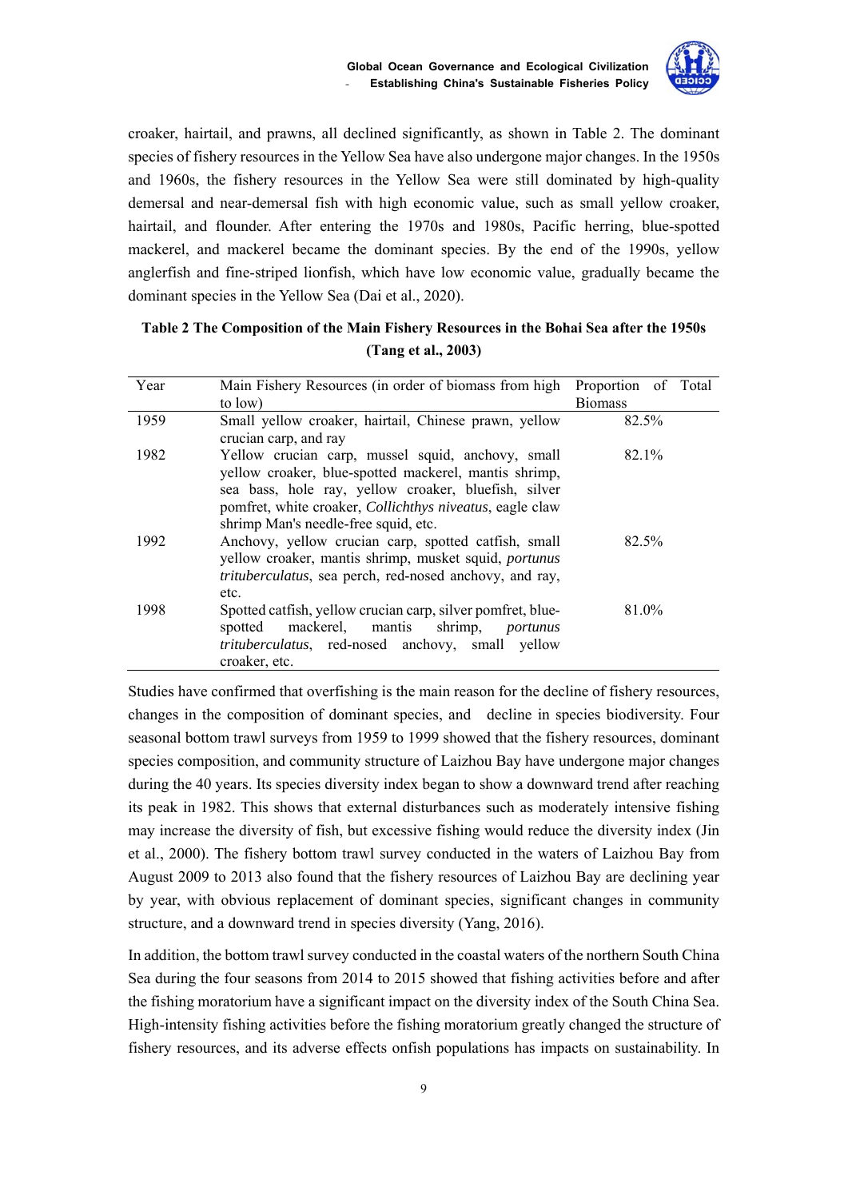croaker, hairtail, and prawns, all declined significantly, as shown in Table 2. The dominant species of fishery resources in the Yellow Sea have also undergone major changes. In the 1950s and 1960s, the fishery resources in the Yellow Sea were still dominated by high-quality demersal and near-demersal fish with high economic value, such as small yellow croaker, hairtail, and flounder. After entering the 1970s and 1980s, Pacific herring, blue-spotted mackerel, and mackerel became the dominant species. By the end of the 1990s, yellow anglerfish and fine-striped lionfish, which have low economic value, gradually became the dominant species in the Yellow Sea (Dai et al., 2020).

**Table 2 The Composition of the Main Fishery Resources in the Bohai Sea after the 1950s (Tang et al., 2003)**

| Year | Main Fishery Resources (in order of biomass from high to low) | Proportion of Total Biomass |
|---|---|---|
| 1959 | Small yellow croaker, hairtail, Chinese prawn, yellow crucian carp, and ray | 82.5% |
| 1982 | Yellow crucian carp, mussel squid, anchovy, small yellow croaker, blue-spotted mackerel, mantis shrimp, sea bass, hole ray, yellow croaker, bluefish, silver pomfret, white croaker, *Collichthys niveatus*, eagle claw shrimp Man's needle-free squid, etc. | 82.1% |
| 1992 | Anchovy, yellow crucian carp, spotted catfish, small yellow croaker, mantis shrimp, musket squid, *portunus trituberculatus*, sea perch, red-nosed anchovy, and ray, etc. | 82.5% |
| 1998 | Spotted catfish, yellow crucian carp, silver pomfret, blue-spotted mackerel, mantis shrimp, *portunus trituberculatus*, red-nosed anchovy, small yellow croaker, etc. | 81.0% |

Studies have confirmed that overfishing is the main reason for the decline of fishery resources, changes in the composition of dominant species, and decline in species biodiversity. Four seasonal bottom trawl surveys from 1959 to 1999 showed that the fishery resources, dominant species composition, and community structure of Laizhou Bay have undergone major changes during the 40 years. Its species diversity index began to show a downward trend after reaching its peak in 1982. This shows that external disturbances such as moderately intensive fishing may increase the diversity of fish, but excessive fishing would reduce the diversity index (Jin et al., 2000). The fishery bottom trawl survey conducted in the waters of Laizhou Bay from August 2009 to 2013 also found that the fishery resources of Laizhou Bay are declining year by year, with obvious replacement of dominant species, significant changes in community structure, and a downward trend in species diversity (Yang, 2016).

In addition, the bottom trawl survey conducted in the coastal waters of the northern South China Sea during the four seasons from 2014 to 2015 showed that fishing activities before and after the fishing moratorium have a significant impact on the diversity index of the South China Sea. High-intensity fishing activities before the fishing moratorium greatly changed the structure of fishery resources, and its adverse effects onfish populations has impacts on sustainability. In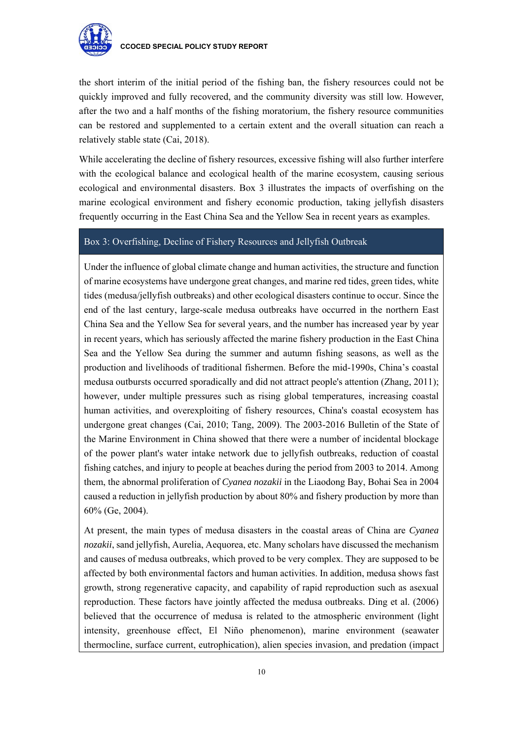the short interim of the initial period of the fishing ban, the fishery resources could not be quickly improved and fully recovered, and the community diversity was still low. However, after the two and a half months of the fishing moratorium, the fishery resource communities can be restored and supplemented to a certain extent and the overall situation can reach a relatively stable state (Cai, 2018).

While accelerating the decline of fishery resources, excessive fishing will also further interfere with the ecological balance and ecological health of the marine ecosystem, causing serious ecological and environmental disasters. Box 3 illustrates the impacts of overfishing on the marine ecological environment and fishery economic production, taking jellyfish disasters frequently occurring in the East China Sea and the Yellow Sea in recent years as examples.

### Box 3: Overfishing, Decline of Fishery Resources and Jellyfish Outbreak

Under the influence of global climate change and human activities, the structure and function of marine ecosystems have undergone great changes, and marine red tides, green tides, white tides (medusa/jellyfish outbreaks) and other ecological disasters continue to occur. Since the end of the last century, large-scale medusa outbreaks have occurred in the northern East China Sea and the Yellow Sea for several years, and the number has increased year by year in recent years, which has seriously affected the marine fishery production in the East China Sea and the Yellow Sea during the summer and autumn fishing seasons, as well as the production and livelihoods of traditional fishermen. Before the mid-1990s, China's coastal medusa outbursts occurred sporadically and did not attract people's attention (Zhang, 2011); however, under multiple pressures such as rising global temperatures, increasing coastal human activities, and overexploiting of fishery resources, China's coastal ecosystem has undergone great changes (Cai, 2010; Tang, 2009). The 2003-2016 Bulletin of the State of the Marine Environment in China showed that there were a number of incidental blockage of the power plant's water intake network due to jellyfish outbreaks, reduction of coastal fishing catches, and injury to people at beaches during the period from 2003 to 2014. Among them, the abnormal proliferation of *Cyanea nozakii* in the Liaodong Bay, Bohai Sea in 2004 caused a reduction in jellyfish production by about 80% and fishery production by more than 60% (Ge, 2004).

At present, the main types of medusa disasters in the coastal areas of China are *Cyanea nozakii*, sand jellyfish, Aurelia, Aequorea, etc. Many scholars have discussed the mechanism and causes of medusa outbreaks, which proved to be very complex. They are supposed to be affected by both environmental factors and human activities. In addition, medusa shows fast growth, strong regenerative capacity, and capability of rapid reproduction such as asexual reproduction. These factors have jointly affected the medusa outbreaks. Ding et al. (2006) believed that the occurrence of medusa is related to the atmospheric environment (light intensity, greenhouse effect, El Niño phenomenon), marine environment (seawater thermocline, surface current, eutrophication), alien species invasion, and predation (impact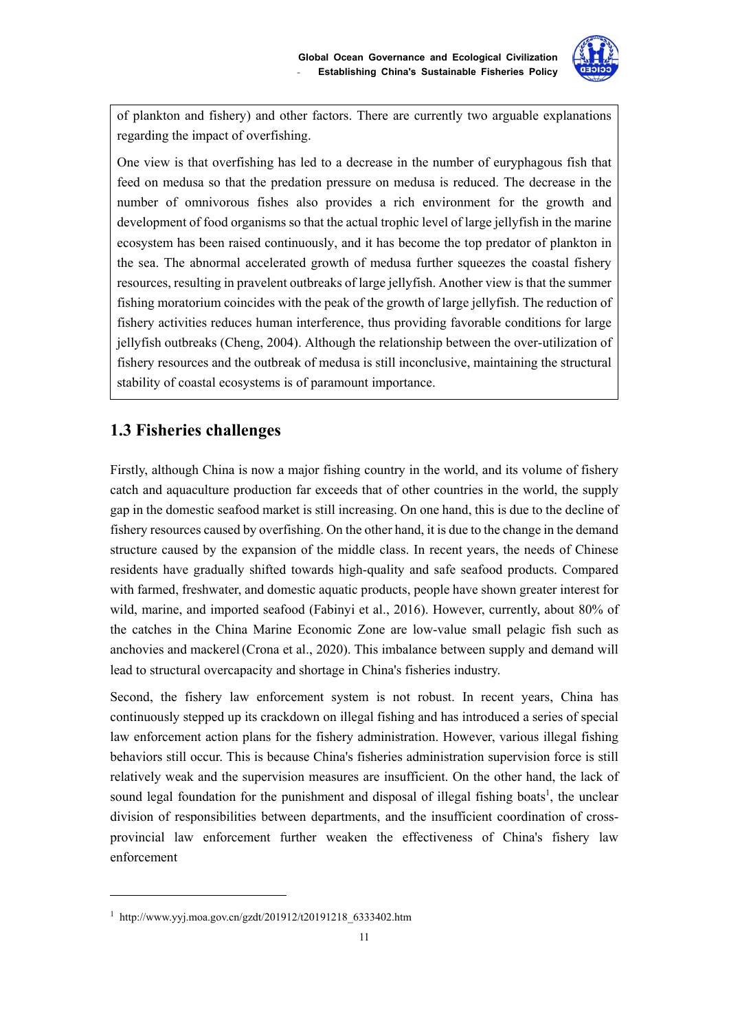of plankton and fishery) and other factors. There are currently two arguable explanations regarding the impact of overfishing.

One view is that overfishing has led to a decrease in the number of euryphagous fish that feed on medusa so that the predation pressure on medusa is reduced. The decrease in the number of omnivorous fishes also provides a rich environment for the growth and development of food organisms so that the actual trophic level of large jellyfish in the marine ecosystem has been raised continuously, and it has become the top predator of plankton in the sea. The abnormal accelerated growth of medusa further squeezes the coastal fishery resources, resulting in pravelent outbreaks of large jellyfish. Another view is that the summer fishing moratorium coincides with the peak of the growth of large jellyfish. The reduction of fishery activities reduces human interference, thus providing favorable conditions for large jellyfish outbreaks (Cheng, 2004). Although the relationship between the over-utilization of fishery resources and the outbreak of medusa is still inconclusive, maintaining the structural stability of coastal ecosystems is of paramount importance.

## 1.3 Fisheries challenges

Firstly, although China is now a major fishing country in the world, and its volume of fishery catch and aquaculture production far exceeds that of other countries in the world, the supply gap in the domestic seafood market is still increasing. On one hand, this is due to the decline of fishery resources caused by overfishing. On the other hand, it is due to the change in the demand structure caused by the expansion of the middle class. In recent years, the needs of Chinese residents have gradually shifted towards high-quality and safe seafood products. Compared with farmed, freshwater, and domestic aquatic products, people have shown greater interest for wild, marine, and imported seafood (Fabinyi et al., 2016). However, currently, about 80% of the catches in the China Marine Economic Zone are low-value small pelagic fish such as anchovies and mackerel (Crona et al., 2020). This imbalance between supply and demand will lead to structural overcapacity and shortage in China's fisheries industry.

Second, the fishery law enforcement system is not robust. In recent years, China has continuously stepped up its crackdown on illegal fishing and has introduced a series of special law enforcement action plans for the fishery administration. However, various illegal fishing behaviors still occur. This is because China's fisheries administration supervision force is still relatively weak and the supervision measures are insufficient. On the other hand, the lack of sound legal foundation for the punishment and disposal of illegal fishing boats[1], the unclear division of responsibilities between departments, and the insufficient coordination of cross-provincial law enforcement further weaken the effectiveness of China's fishery law enforcement

[1] http://www.yyj.moa.gov.cn/gzdt/201912/t20191218_6333402.htm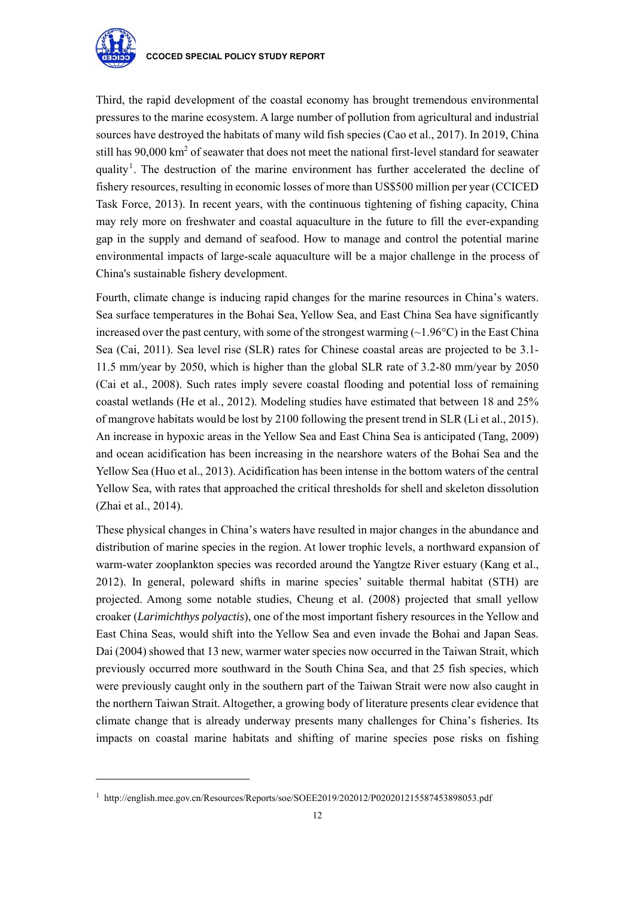Third, the rapid development of the coastal economy has brought tremendous environmental pressures to the marine ecosystem. A large number of pollution from agricultural and industrial sources have destroyed the habitats of many wild fish species (Cao et al., 2017). In 2019, China still has 90,000 $km^2$ of seawater that does not meet the national first-level standard for seawater quality[1]. The destruction of the marine environment has further accelerated the decline of fishery resources, resulting in economic losses of more than US$500 million per year (CCICED Task Force, 2013). In recent years, with the continuous tightening of fishing capacity, China may rely more on freshwater and coastal aquaculture in the future to fill the ever-expanding gap in the supply and demand of seafood. How to manage and control the potential marine environmental impacts of large-scale aquaculture will be a major challenge in the process of China's sustainable fishery development.

Fourth, climate change is inducing rapid changes for the marine resources in China's waters. Sea surface temperatures in the Bohai Sea, Yellow Sea, and East China Sea have significantly increased over the past century, with some of the strongest warming (~1.96°C) in the East China Sea (Cai, 2011). Sea level rise (SLR) rates for Chinese coastal areas are projected to be 3.1-11.5 mm/year by 2050, which is higher than the global SLR rate of 3.2-80 mm/year by 2050 (Cai et al., 2008). Such rates imply severe coastal flooding and potential loss of remaining coastal wetlands (He et al., 2012). Modeling studies have estimated that between 18 and 25% of mangrove habitats would be lost by 2100 following the present trend in SLR (Li et al., 2015). An increase in hypoxic areas in the Yellow Sea and East China Sea is anticipated (Tang, 2009) and ocean acidification has been increasing in the nearshore waters of the Bohai Sea and the Yellow Sea (Huo et al., 2013). Acidification has been intense in the bottom waters of the central Yellow Sea, with rates that approached the critical thresholds for shell and skeleton dissolution (Zhai et al., 2014).

These physical changes in China's waters have resulted in major changes in the abundance and distribution of marine species in the region. At lower trophic levels, a northward expansion of warm-water zooplankton species was recorded around the Yangtze River estuary (Kang et al., 2012). In general, poleward shifts in marine species' suitable thermal habitat (STH) are projected. Among some notable studies, Cheung et al. (2008) projected that small yellow croaker (*Larimichthys polyactis*), one of the most important fishery resources in the Yellow and East China Seas, would shift into the Yellow Sea and even invade the Bohai and Japan Seas. Dai (2004) showed that 13 new, warmer water species now occurred in the Taiwan Strait, which previously occurred more southward in the South China Sea, and that 25 fish species, which were previously caught only in the southern part of the Taiwan Strait were now also caught in the northern Taiwan Strait. Altogether, a growing body of literature presents clear evidence that climate change that is already underway presents many challenges for China's fisheries. Its impacts on coastal marine habitats and shifting of marine species pose risks on fishing

[1] http://english.mee.gov.cn/Resources/Reports/soe/SOEE2019/202012/P020201215587453898053.pdf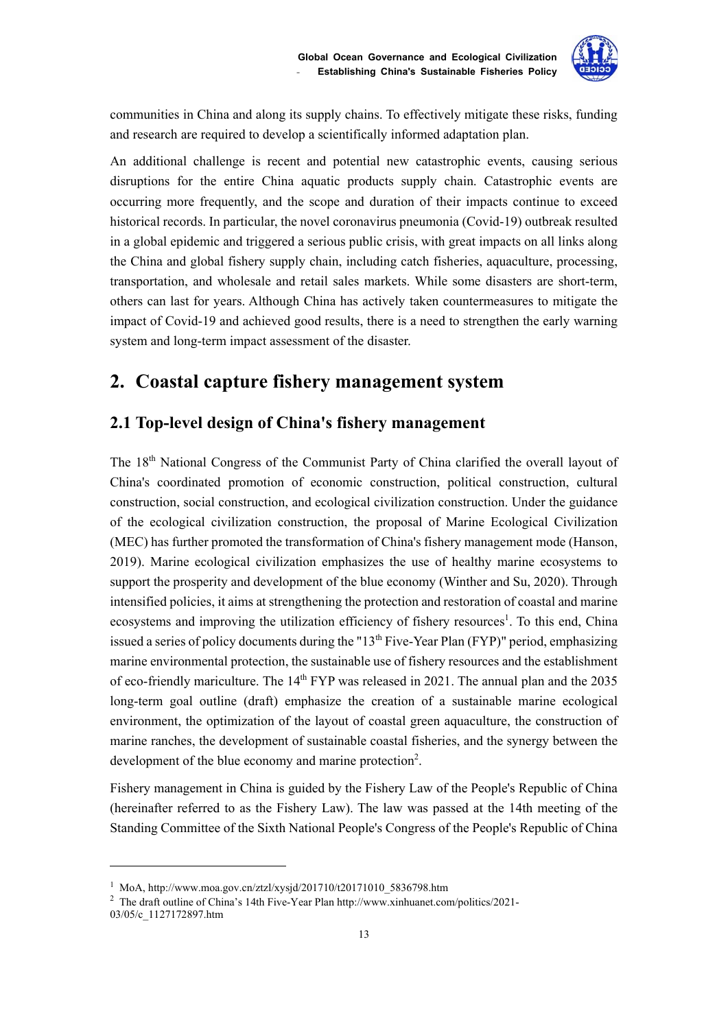communities in China and along its supply chains. To effectively mitigate these risks, funding and research are required to develop a scientifically informed adaptation plan.

An additional challenge is recent and potential new catastrophic events, causing serious disruptions for the entire China aquatic products supply chain. Catastrophic events are occurring more frequently, and the scope and duration of their impacts continue to exceed historical records. In particular, the novel coronavirus pneumonia (Covid-19) outbreak resulted in a global epidemic and triggered a serious public crisis, with great impacts on all links along the China and global fishery supply chain, including catch fisheries, aquaculture, processing, transportation, and wholesale and retail sales markets. While some disasters are short-term, others can last for years. Although China has actively taken countermeasures to mitigate the impact of Covid-19 and achieved good results, there is a need to strengthen the early warning system and long-term impact assessment of the disaster.

# 2. Coastal capture fishery management system

## 2.1 Top-level design of China's fishery management

The 18th National Congress of the Communist Party of China clarified the overall layout of China's coordinated promotion of economic construction, political construction, cultural construction, social construction, and ecological civilization construction. Under the guidance of the ecological civilization construction, the proposal of Marine Ecological Civilization (MEC) has further promoted the transformation of China's fishery management mode (Hanson, 2019). Marine ecological civilization emphasizes the use of healthy marine ecosystems to support the prosperity and development of the blue economy (Winther and Su, 2020). Through intensified policies, it aims at strengthening the protection and restoration of coastal and marine ecosystems and improving the utilization efficiency of fishery resources[1]. To this end, China issued a series of policy documents during the "13th Five-Year Plan (FYP)" period, emphasizing marine environmental protection, the sustainable use of fishery resources and the establishment of eco-friendly mariculture. The 14th FYP was released in 2021. The annual plan and the 2035 long-term goal outline (draft) emphasize the creation of a sustainable marine ecological environment, the optimization of the layout of coastal green aquaculture, the construction of marine ranches, the development of sustainable coastal fisheries, and the synergy between the development of the blue economy and marine protection[2].

Fishery management in China is guided by the Fishery Law of the People's Republic of China (hereinafter referred to as the Fishery Law). The law was passed at the 14th meeting of the Standing Committee of the Sixth National People's Congress of the People's Republic of China

---

[1] MoA, http://www.moa.gov.cn/ztzl/xysjd/201710/t20171010_5836798.htm

[2] The draft outline of China's 14th Five-Year Plan http://www.xinhuanet.com/politics/2021-03/05/c_1127172897.htm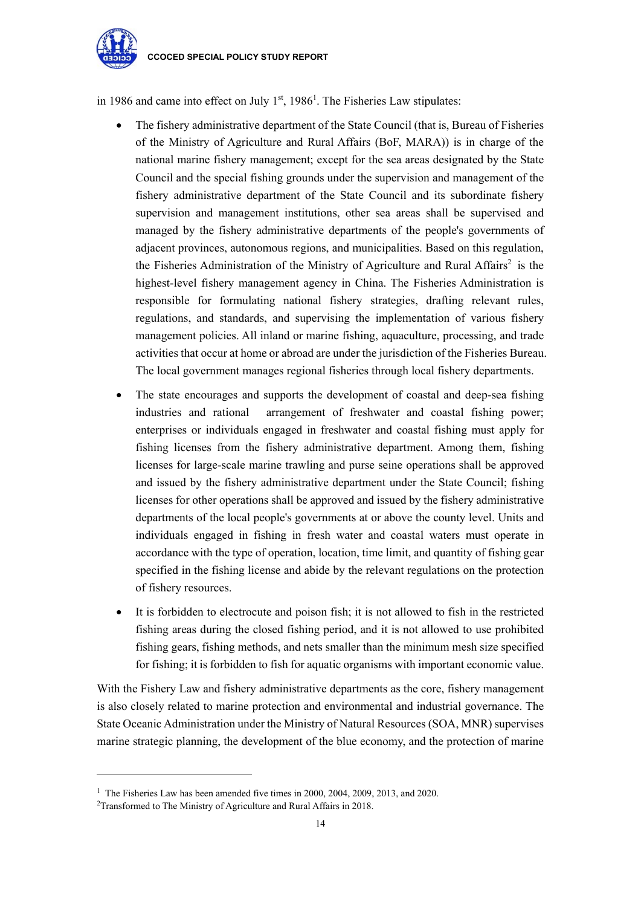in 1986 and came into effect on July 1st, 1986[1]. The Fisheries Law stipulates:

- The fishery administrative department of the State Council (that is, Bureau of Fisheries of the Ministry of Agriculture and Rural Affairs (BoF, MARA)) is in charge of the national marine fishery management; except for the sea areas designated by the State Council and the special fishing grounds under the supervision and management of the fishery administrative department of the State Council and its subordinate fishery supervision and management institutions, other sea areas shall be supervised and managed by the fishery administrative departments of the people's governments of adjacent provinces, autonomous regions, and municipalities. Based on this regulation, the Fisheries Administration of the Ministry of Agriculture and Rural Affairs[2] is the highest-level fishery management agency in China. The Fisheries Administration is responsible for formulating national fishery strategies, drafting relevant rules, regulations, and standards, and supervising the implementation of various fishery management policies. All inland or marine fishing, aquaculture, processing, and trade activities that occur at home or abroad are under the jurisdiction of the Fisheries Bureau. The local government manages regional fisheries through local fishery departments.
- The state encourages and supports the development of coastal and deep-sea fishing industries and rational arrangement of freshwater and coastal fishing power; enterprises or individuals engaged in freshwater and coastal fishing must apply for fishing licenses from the fishery administrative department. Among them, fishing licenses for large-scale marine trawling and purse seine operations shall be approved and issued by the fishery administrative department under the State Council; fishing licenses for other operations shall be approved and issued by the fishery administrative departments of the local people's governments at or above the county level. Units and individuals engaged in fishing in fresh water and coastal waters must operate in accordance with the type of operation, location, time limit, and quantity of fishing gear specified in the fishing license and abide by the relevant regulations on the protection of fishery resources.
- It is forbidden to electrocute and poison fish; it is not allowed to fish in the restricted fishing areas during the closed fishing period, and it is not allowed to use prohibited fishing gears, fishing methods, and nets smaller than the minimum mesh size specified for fishing; it is forbidden to fish for aquatic organisms with important economic value.

With the Fishery Law and fishery administrative departments as the core, fishery management is also closely related to marine protection and environmental and industrial governance. The State Oceanic Administration under the Ministry of Natural Resources (SOA, MNR) supervises marine strategic planning, the development of the blue economy, and the protection of marine

[1] The Fisheries Law has been amended five times in 2000, 2004, 2009, 2013, and 2020.

[2] Transformed to The Ministry of Agriculture and Rural Affairs in 2018.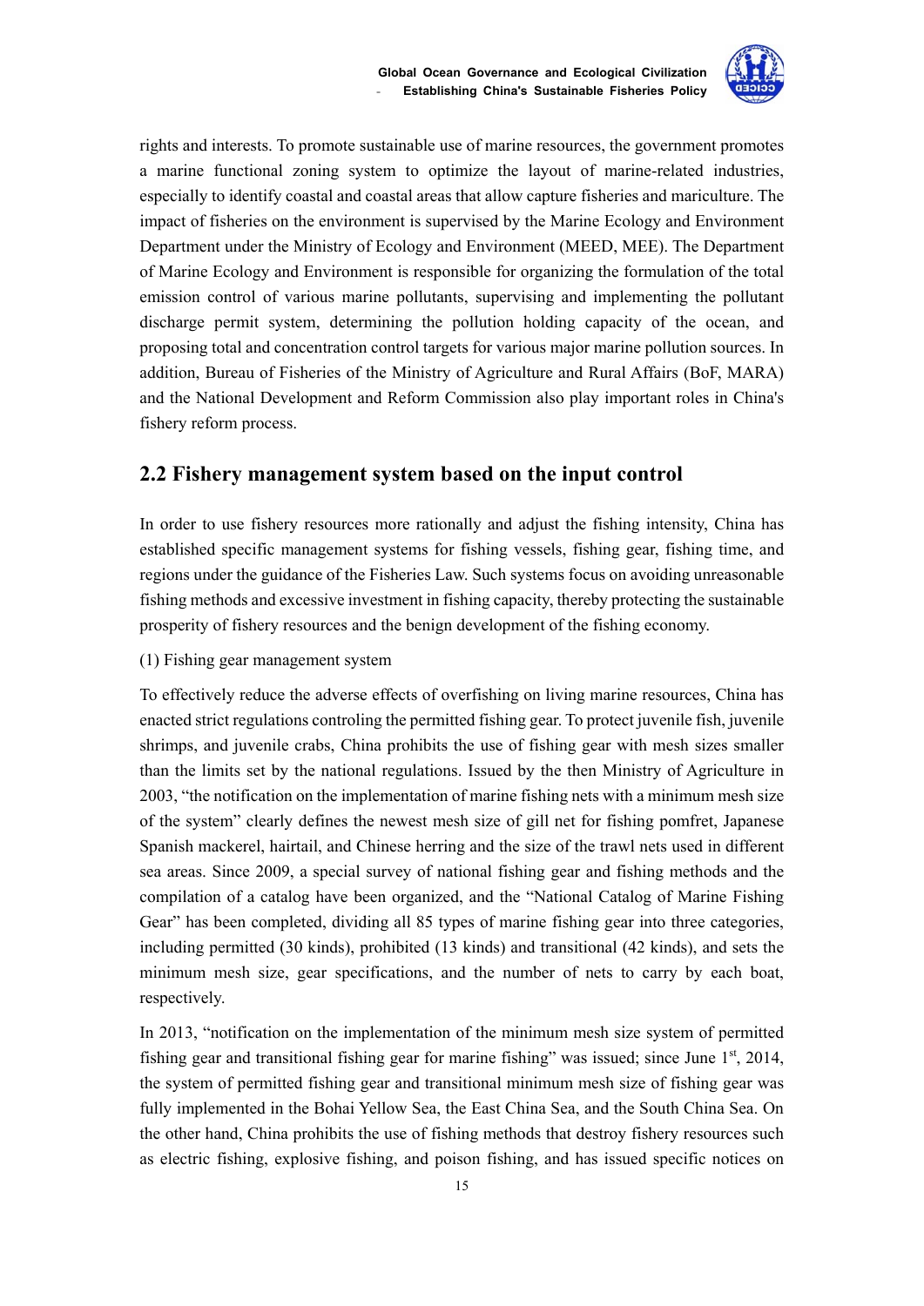rights and interests. To promote sustainable use of marine resources, the government promotes a marine functional zoning system to optimize the layout of marine-related industries, especially to identify coastal and coastal areas that allow capture fisheries and mariculture. The impact of fisheries on the environment is supervised by the Marine Ecology and Environment Department under the Ministry of Ecology and Environment (MEED, MEE). The Department of Marine Ecology and Environment is responsible for organizing the formulation of the total emission control of various marine pollutants, supervising and implementing the pollutant discharge permit system, determining the pollution holding capacity of the ocean, and proposing total and concentration control targets for various major marine pollution sources. In addition, Bureau of Fisheries of the Ministry of Agriculture and Rural Affairs (BoF, MARA) and the National Development and Reform Commission also play important roles in China's fishery reform process.

## 2.2 Fishery management system based on the input control

In order to use fishery resources more rationally and adjust the fishing intensity, China has established specific management systems for fishing vessels, fishing gear, fishing time, and regions under the guidance of the Fisheries Law. Such systems focus on avoiding unreasonable fishing methods and excessive investment in fishing capacity, thereby protecting the sustainable prosperity of fishery resources and the benign development of the fishing economy.

(1) Fishing gear management system

To effectively reduce the adverse effects of overfishing on living marine resources, China has enacted strict regulations controling the permitted fishing gear. To protect juvenile fish, juvenile shrimps, and juvenile crabs, China prohibits the use of fishing gear with mesh sizes smaller than the limits set by the national regulations. Issued by the then Ministry of Agriculture in 2003, "the notification on the implementation of marine fishing nets with a minimum mesh size of the system" clearly defines the newest mesh size of gill net for fishing pomfret, Japanese Spanish mackerel, hairtail, and Chinese herring and the size of the trawl nets used in different sea areas. Since 2009, a special survey of national fishing gear and fishing methods and the compilation of a catalog have been organized, and the "National Catalog of Marine Fishing Gear" has been completed, dividing all 85 types of marine fishing gear into three categories, including permitted (30 kinds), prohibited (13 kinds) and transitional (42 kinds), and sets the minimum mesh size, gear specifications, and the number of nets to carry by each boat, respectively.

In 2013, "notification on the implementation of the minimum mesh size system of permitted fishing gear and transitional fishing gear for marine fishing" was issued; since June 1st, 2014, the system of permitted fishing gear and transitional minimum mesh size of fishing gear was fully implemented in the Bohai Yellow Sea, the East China Sea, and the South China Sea. On the other hand, China prohibits the use of fishing methods that destroy fishery resources such as electric fishing, explosive fishing, and poison fishing, and has issued specific notices on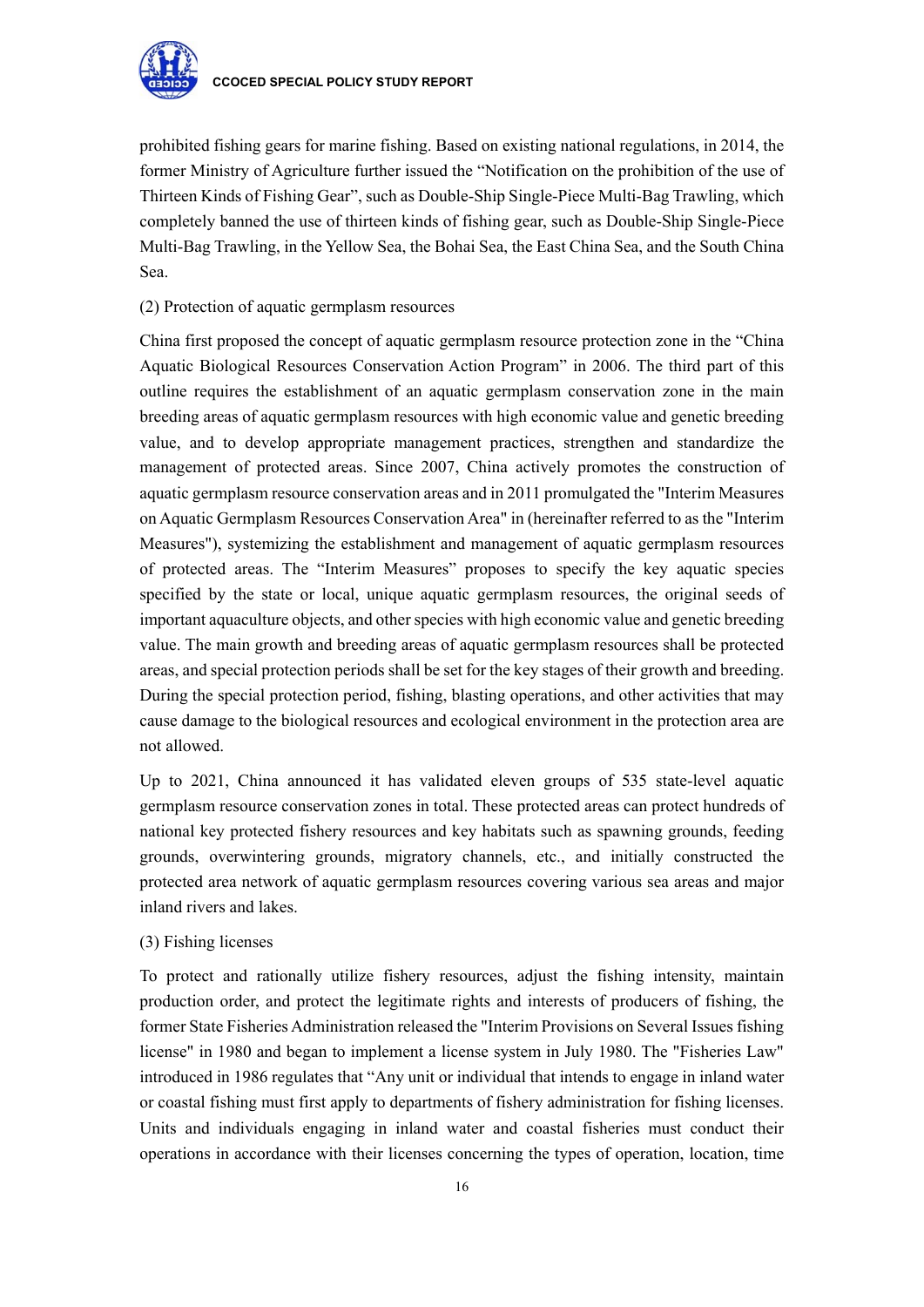prohibited fishing gears for marine fishing. Based on existing national regulations, in 2014, the former Ministry of Agriculture further issued the "Notification on the prohibition of the use of Thirteen Kinds of Fishing Gear", such as Double-Ship Single-Piece Multi-Bag Trawling, which completely banned the use of thirteen kinds of fishing gear, such as Double-Ship Single-Piece Multi-Bag Trawling, in the Yellow Sea, the Bohai Sea, the East China Sea, and the South China Sea.

(2) Protection of aquatic germplasm resources

China first proposed the concept of aquatic germplasm resource protection zone in the "China Aquatic Biological Resources Conservation Action Program" in 2006. The third part of this outline requires the establishment of an aquatic germplasm conservation zone in the main breeding areas of aquatic germplasm resources with high economic value and genetic breeding value, and to develop appropriate management practices, strengthen and standardize the management of protected areas. Since 2007, China actively promotes the construction of aquatic germplasm resource conservation areas and in 2011 promulgated the "Interim Measures on Aquatic Germplasm Resources Conservation Area" in (hereinafter referred to as the "Interim Measures"), systemizing the establishment and management of aquatic germplasm resources of protected areas. The "Interim Measures" proposes to specify the key aquatic species specified by the state or local, unique aquatic germplasm resources, the original seeds of important aquaculture objects, and other species with high economic value and genetic breeding value. The main growth and breeding areas of aquatic germplasm resources shall be protected areas, and special protection periods shall be set for the key stages of their growth and breeding. During the special protection period, fishing, blasting operations, and other activities that may cause damage to the biological resources and ecological environment in the protection area are not allowed.

Up to 2021, China announced it has validated eleven groups of 535 state-level aquatic germplasm resource conservation zones in total. These protected areas can protect hundreds of national key protected fishery resources and key habitats such as spawning grounds, feeding grounds, overwintering grounds, migratory channels, etc., and initially constructed the protected area network of aquatic germplasm resources covering various sea areas and major inland rivers and lakes.

(3) Fishing licenses

To protect and rationally utilize fishery resources, adjust the fishing intensity, maintain production order, and protect the legitimate rights and interests of producers of fishing, the former State Fisheries Administration released the "Interim Provisions on Several Issues fishing license" in 1980 and began to implement a license system in July 1980. The "Fisheries Law" introduced in 1986 regulates that "Any unit or individual that intends to engage in inland water or coastal fishing must first apply to departments of fishery administration for fishing licenses. Units and individuals engaging in inland water and coastal fisheries must conduct their operations in accordance with their licenses concerning the types of operation, location, time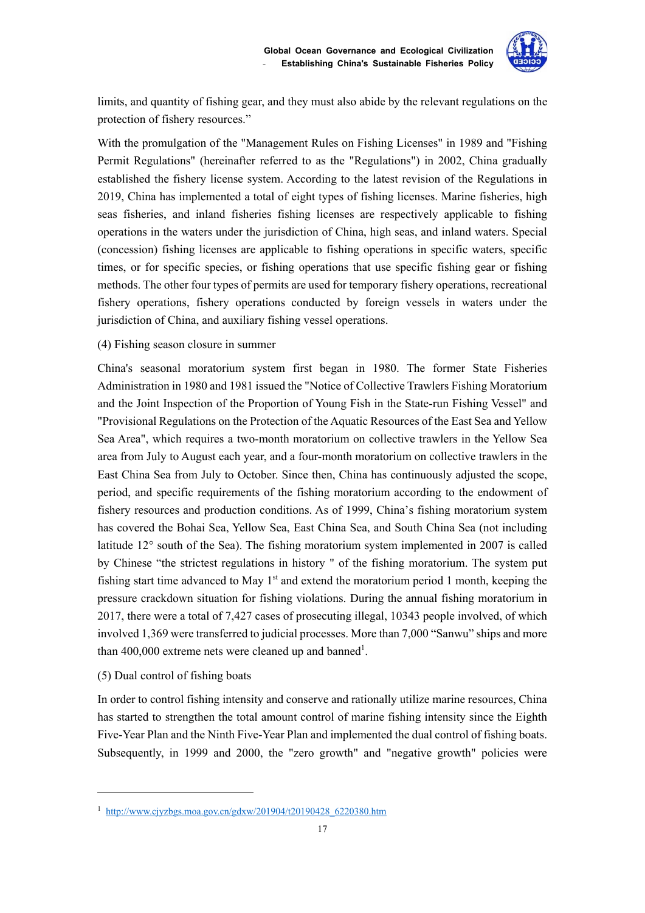limits, and quantity of fishing gear, and they must also abide by the relevant regulations on the protection of fishery resources."

With the promulgation of the "Management Rules on Fishing Licenses" in 1989 and "Fishing Permit Regulations" (hereinafter referred to as the "Regulations") in 2002, China gradually established the fishery license system. According to the latest revision of the Regulations in 2019, China has implemented a total of eight types of fishing licenses. Marine fisheries, high seas fisheries, and inland fisheries fishing licenses are respectively applicable to fishing operations in the waters under the jurisdiction of China, high seas, and inland waters. Special (concession) fishing licenses are applicable to fishing operations in specific waters, specific times, or for specific species, or fishing operations that use specific fishing gear or fishing methods. The other four types of permits are used for temporary fishery operations, recreational fishery operations, fishery operations conducted by foreign vessels in waters under the jurisdiction of China, and auxiliary fishing vessel operations.

(4) Fishing season closure in summer

China's seasonal moratorium system first began in 1980. The former State Fisheries Administration in 1980 and 1981 issued the "Notice of Collective Trawlers Fishing Moratorium and the Joint Inspection of the Proportion of Young Fish in the State-run Fishing Vessel" and "Provisional Regulations on the Protection of the Aquatic Resources of the East Sea and Yellow Sea Area", which requires a two-month moratorium on collective trawlers in the Yellow Sea area from July to August each year, and a four-month moratorium on collective trawlers in the East China Sea from July to October. Since then, China has continuously adjusted the scope, period, and specific requirements of the fishing moratorium according to the endowment of fishery resources and production conditions. As of 1999, China's fishing moratorium system has covered the Bohai Sea, Yellow Sea, East China Sea, and South China Sea (not including latitude 12° south of the Sea). The fishing moratorium system implemented in 2007 is called by Chinese "the strictest regulations in history " of the fishing moratorium. The system put fishing start time advanced to May 1st and extend the moratorium period 1 month, keeping the pressure crackdown situation for fishing violations. During the annual fishing moratorium in 2017, there were a total of 7,427 cases of prosecuting illegal, 10343 people involved, of which involved 1,369 were transferred to judicial processes. More than 7,000 "Sanwu" ships and more than 400,000 extreme nets were cleaned up and banned[1].

(5) Dual control of fishing boats

In order to control fishing intensity and conserve and rationally utilize marine resources, China has started to strengthen the total amount control of marine fishing intensity since the Eighth Five-Year Plan and the Ninth Five-Year Plan and implemented the dual control of fishing boats. Subsequently, in 1999 and 2000, the "zero growth" and "negative growth" policies were

[1] http://www.cjyzbgs.moa.gov.cn/gdxw/201904/t20190428_6220380.htm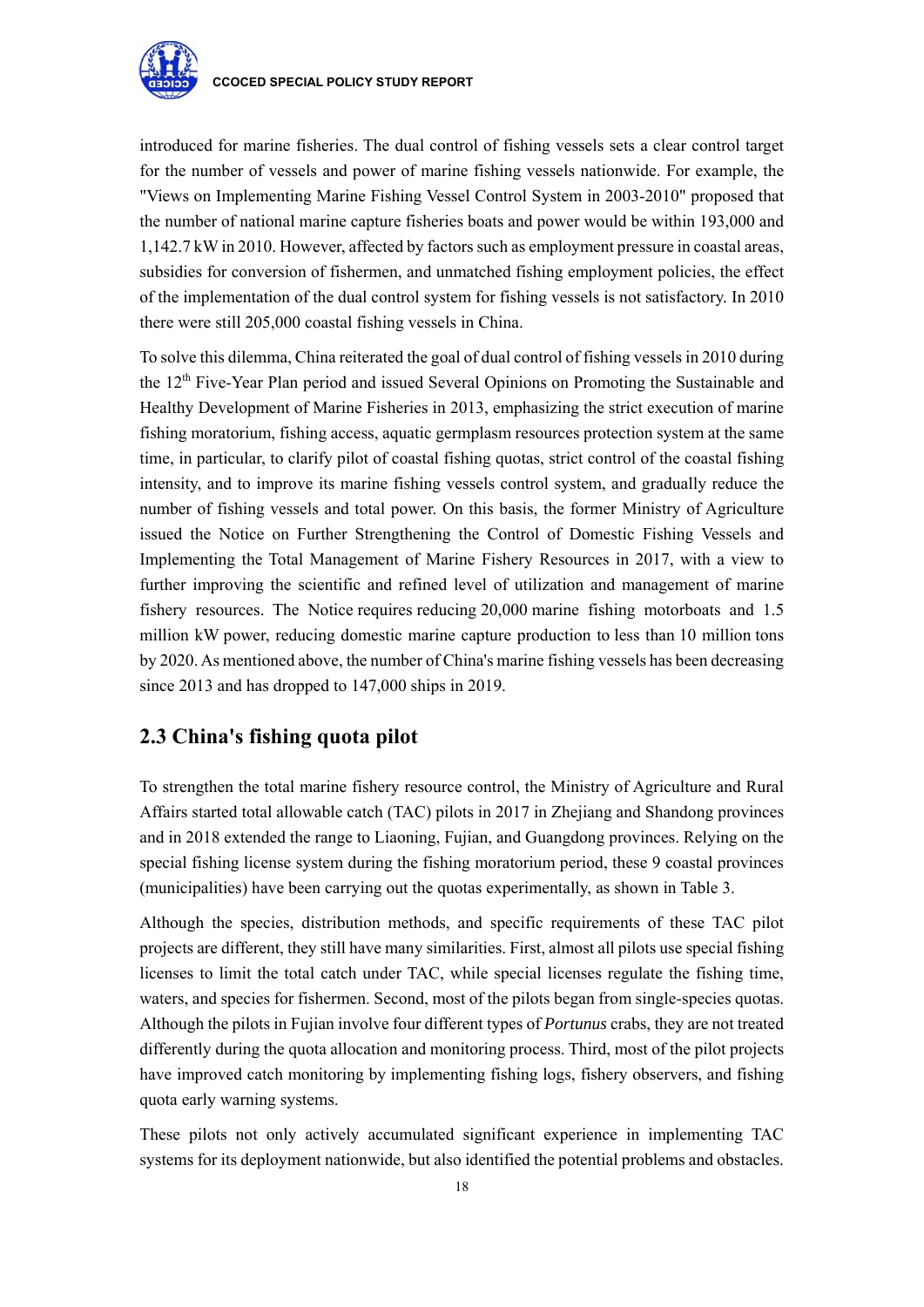introduced for marine fisheries. The dual control of fishing vessels sets a clear control target for the number of vessels and power of marine fishing vessels nationwide. For example, the "Views on Implementing Marine Fishing Vessel Control System in 2003-2010" proposed that the number of national marine capture fisheries boats and power would be within 193,000 and 1,142.7 kW in 2010. However, affected by factors such as employment pressure in coastal areas, subsidies for conversion of fishermen, and unmatched fishing employment policies, the effect of the implementation of the dual control system for fishing vessels is not satisfactory. In 2010 there were still 205,000 coastal fishing vessels in China.

To solve this dilemma, China reiterated the goal of dual control of fishing vessels in 2010 during the 12th Five-Year Plan period and issued Several Opinions on Promoting the Sustainable and Healthy Development of Marine Fisheries in 2013, emphasizing the strict execution of marine fishing moratorium, fishing access, aquatic germplasm resources protection system at the same time, in particular, to clarify pilot of coastal fishing quotas, strict control of the coastal fishing intensity, and to improve its marine fishing vessels control system, and gradually reduce the number of fishing vessels and total power. On this basis, the former Ministry of Agriculture issued the Notice on Further Strengthening the Control of Domestic Fishing Vessels and Implementing the Total Management of Marine Fishery Resources in 2017, with a view to further improving the scientific and refined level of utilization and management of marine fishery resources. The Notice requires reducing 20,000 marine fishing motorboats and 1.5 million kW power, reducing domestic marine capture production to less than 10 million tons by 2020. As mentioned above, the number of China's marine fishing vessels has been decreasing since 2013 and has dropped to 147,000 ships in 2019.

## 2.3 China's fishing quota pilot

To strengthen the total marine fishery resource control, the Ministry of Agriculture and Rural Affairs started total allowable catch (TAC) pilots in 2017 in Zhejiang and Shandong provinces and in 2018 extended the range to Liaoning, Fujian, and Guangdong provinces. Relying on the special fishing license system during the fishing moratorium period, these 9 coastal provinces (municipalities) have been carrying out the quotas experimentally, as shown in Table 3.

Although the species, distribution methods, and specific requirements of these TAC pilot projects are different, they still have many similarities. First, almost all pilots use special fishing licenses to limit the total catch under TAC, while special licenses regulate the fishing time, waters, and species for fishermen. Second, most of the pilots began from single-species quotas. Although the pilots in Fujian involve four different types of *Portunus* crabs, they are not treated differently during the quota allocation and monitoring process. Third, most of the pilot projects have improved catch monitoring by implementing fishing logs, fishery observers, and fishing quota early warning systems.

These pilots not only actively accumulated significant experience in implementing TAC systems for its deployment nationwide, but also identified the potential problems and obstacles.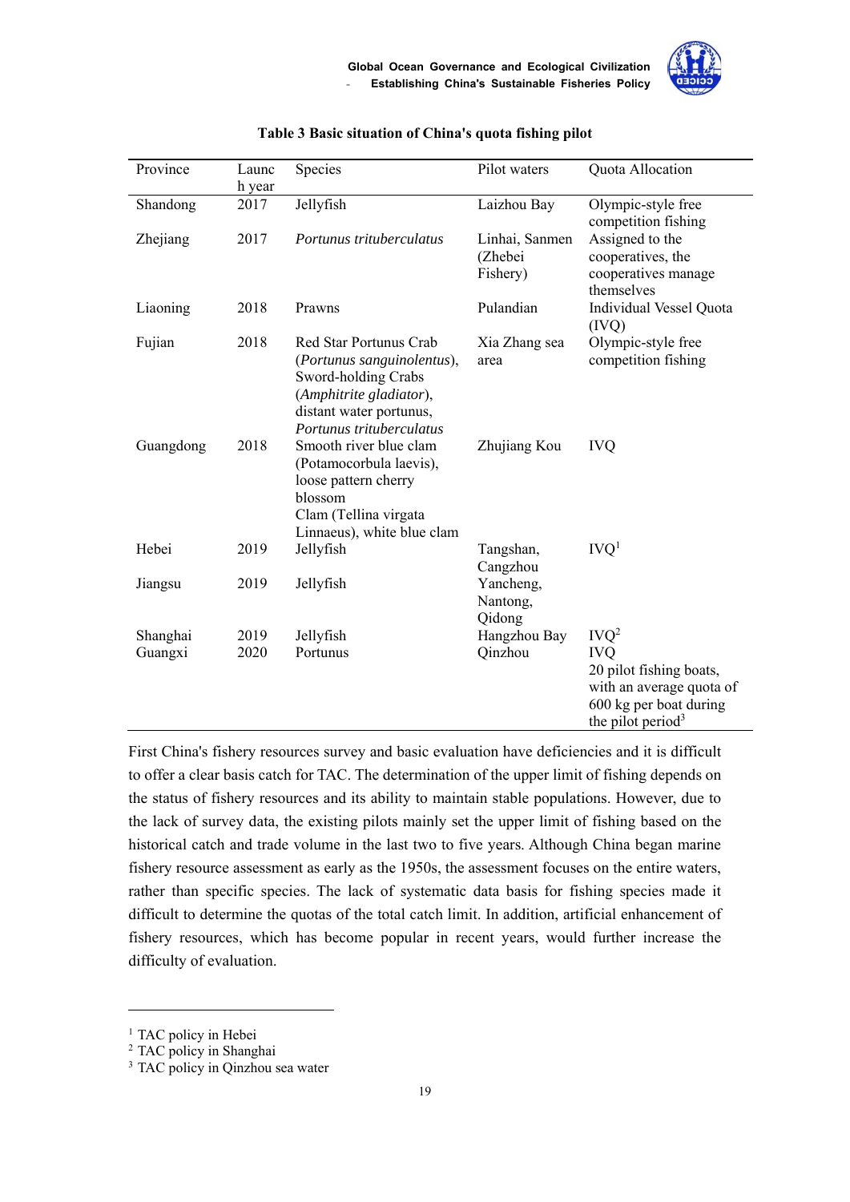**Table 3 Basic situation of China's quota fishing pilot**

| Province | Launch year | Species | Pilot waters | Quota Allocation |
|---|---|---|---|---|
| Shandong | 2017 | Jellyfish | Laizhou Bay | Olympic-style free competition fishing |
| Zhejiang | 2017 | *Portunus trituberculatus* | Linhai, Sanmen (Zhebei Fishery) | Assigned to the cooperatives, the cooperatives manage themselves |
| Liaoning | 2018 | Prawns | Pulandian | Individual Vessel Quota (IVQ) |
| Fujian | 2018 | Red Star Portunus Crab (*Portunus sanguinolentus*), Sword-holding Crabs (*Amphitrite gladiator*), distant water portunus, *Portunus trituberculatus* | Xia Zhang sea area | Olympic-style free competition fishing |
| Guangdong | 2018 | Smooth river blue clam (Potamocorbula laevis), loose pattern cherry blossom Clam (Tellina virgata Linnaeus), white blue clam | Zhujiang Kou | IVQ |
| Hebei | 2019 | Jellyfish | Tangshan, Cangzhou | IVQ[1] |
| Jiangsu | 2019 | Jellyfish | Yancheng, Nantong, Qidong | |
| Shanghai | 2019 | Jellyfish | Hangzhou Bay | IVQ[2] |
| Guangxi | 2020 | Portunus | Qinzhou | IVQ 20 pilot fishing boats, with an average quota of 600 kg per boat during the pilot period[3] |

First China's fishery resources survey and basic evaluation have deficiencies and it is difficult to offer a clear basis catch for TAC. The determination of the upper limit of fishing depends on the status of fishery resources and its ability to maintain stable populations. However, due to the lack of survey data, the existing pilots mainly set the upper limit of fishing based on the historical catch and trade volume in the last two to five years. Although China began marine fishery resource assessment as early as the 1950s, the assessment focuses on the entire waters, rather than specific species. The lack of systematic data basis for fishing species made it difficult to determine the quotas of the total catch limit. In addition, artificial enhancement of fishery resources, which has become popular in recent years, would further increase the difficulty of evaluation.

---

[1] TAC policy in Hebei

[2] TAC policy in Shanghai

[3] TAC policy in Qinzhou sea water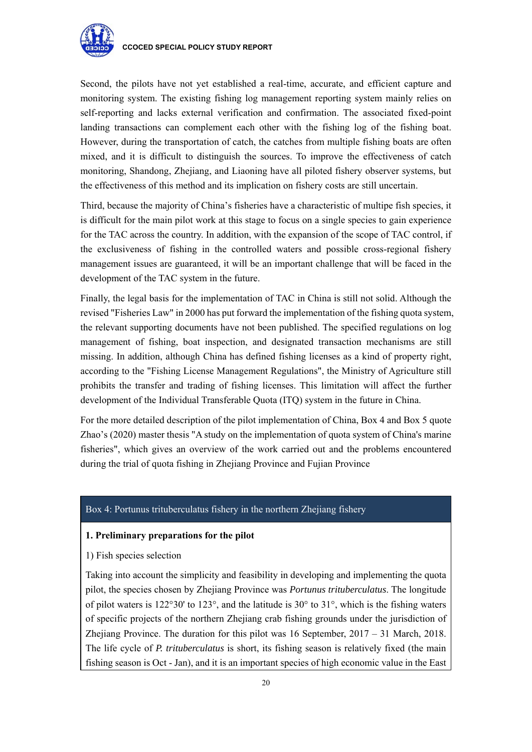Second, the pilots have not yet established a real-time, accurate, and efficient capture and monitoring system. The existing fishing log management reporting system mainly relies on self-reporting and lacks external verification and confirmation. The associated fixed-point landing transactions can complement each other with the fishing log of the fishing boat. However, during the transportation of catch, the catches from multiple fishing boats are often mixed, and it is difficult to distinguish the sources. To improve the effectiveness of catch monitoring, Shandong, Zhejiang, and Liaoning have all piloted fishery observer systems, but the effectiveness of this method and its implication on fishery costs are still uncertain.

Third, because the majority of China's fisheries have a characteristic of multipe fish species, it is difficult for the main pilot work at this stage to focus on a single species to gain experience for the TAC across the country. In addition, with the expansion of the scope of TAC control, if the exclusiveness of fishing in the controlled waters and possible cross-regional fishery management issues are guaranteed, it will be an important challenge that will be faced in the development of the TAC system in the future.

Finally, the legal basis for the implementation of TAC in China is still not solid. Although the revised "Fisheries Law" in 2000 has put forward the implementation of the fishing quota system, the relevant supporting documents have not been published. The specified regulations on log management of fishing, boat inspection, and designated transaction mechanisms are still missing. In addition, although China has defined fishing licenses as a kind of property right, according to the "Fishing License Management Regulations", the Ministry of Agriculture still prohibits the transfer and trading of fishing licenses. This limitation will affect the further development of the Individual Transferable Quota (ITQ) system in the future in China.

For the more detailed description of the pilot implementation of China, Box 4 and Box 5 quote Zhao's (2020) master thesis "A study on the implementation of quota system of China's marine fisheries", which gives an overview of the work carried out and the problems encountered during the trial of quota fishing in Zhejiang Province and Fujian Province

### Box 4: Portunus trituberculatus fishery in the northern Zhejiang fishery

**1. Preliminary preparations for the pilot**

1) Fish species selection

Taking into account the simplicity and feasibility in developing and implementing the quota pilot, the species chosen by Zhejiang Province was *Portunus trituberculatus*. The longitude of pilot waters is 122°30' to 123°, and the latitude is 30° to 31°, which is the fishing waters of specific projects of the northern Zhejiang crab fishing grounds under the jurisdiction of Zhejiang Province. The duration for this pilot was 16 September, 2017 – 31 March, 2018. The life cycle of *P. trituberculatus* is short, its fishing season is relatively fixed (the main fishing season is Oct - Jan), and it is an important species of high economic value in the East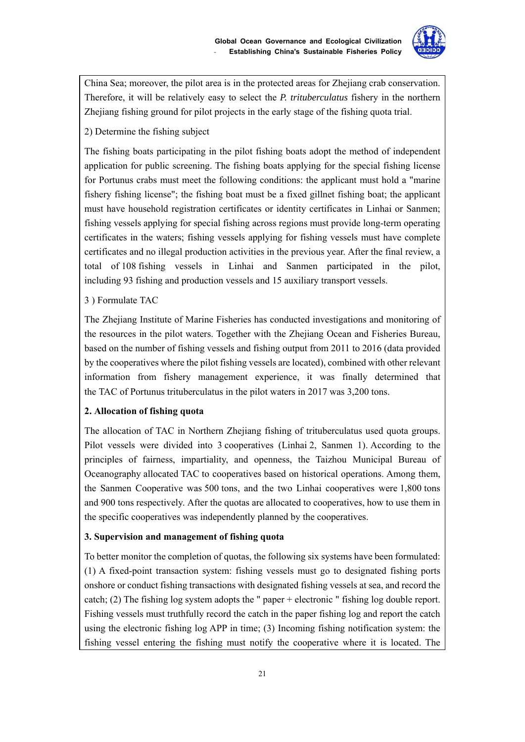China Sea; moreover, the pilot area is in the protected areas for Zhejiang crab conservation. Therefore, it will be relatively easy to select the *P. trituberculatus* fishery in the northern Zhejiang fishing ground for pilot projects in the early stage of the fishing quota trial.

2) Determine the fishing subject

The fishing boats participating in the pilot fishing boats adopt the method of independent application for public screening. The fishing boats applying for the special fishing license for Portunus crabs must meet the following conditions: the applicant must hold a "marine fishery fishing license"; the fishing boat must be a fixed gillnet fishing boat; the applicant must have household registration certificates or identity certificates in Linhai or Sanmen; fishing vessels applying for special fishing across regions must provide long-term operating certificates in the waters; fishing vessels applying for fishing vessels must have complete certificates and no illegal production activities in the previous year. After the final review, a total of 108 fishing vessels in Linhai and Sanmen participated in the pilot, including 93 fishing and production vessels and 15 auxiliary transport vessels.

3 ) Formulate TAC

The Zhejiang Institute of Marine Fisheries has conducted investigations and monitoring of the resources in the pilot waters. Together with the Zhejiang Ocean and Fisheries Bureau, based on the number of fishing vessels and fishing output from 2011 to 2016 (data provided by the cooperatives where the pilot fishing vessels are located), combined with other relevant information from fishery management experience, it was finally determined that the TAC of Portunus trituberculatus in the pilot waters in 2017 was 3,200 tons.

**2. Allocation of fishing quota**

The allocation of TAC in Northern Zhejiang fishing of trituberculatus used quota groups. Pilot vessels were divided into 3 cooperatives (Linhai 2, Sanmen 1). According to the principles of fairness, impartiality, and openness, the Taizhou Municipal Bureau of Oceanography allocated TAC to cooperatives based on historical operations. Among them, the Sanmen Cooperative was 500 tons, and the two Linhai cooperatives were 1,800 tons and 900 tons respectively. After the quotas are allocated to cooperatives, how to use them in the specific cooperatives was independently planned by the cooperatives.

**3. Supervision and management of fishing quota**

To better monitor the completion of quotas, the following six systems have been formulated: (1) A fixed-point transaction system: fishing vessels must go to designated fishing ports onshore or conduct fishing transactions with designated fishing vessels at sea, and record the catch; (2) The fishing log system adopts the " paper + electronic " fishing log double report. Fishing vessels must truthfully record the catch in the paper fishing log and report the catch using the electronic fishing log APP in time; (3) Incoming fishing notification system: the fishing vessel entering the fishing must notify the cooperative where it is located. The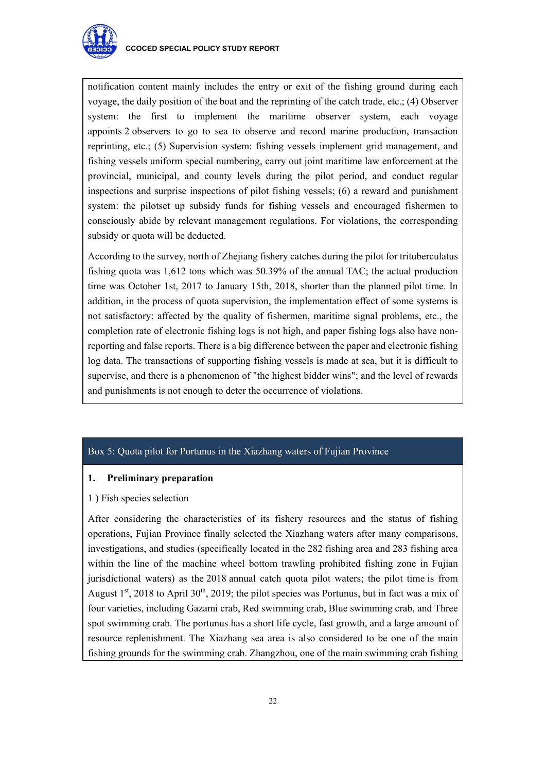notification content mainly includes the entry or exit of the fishing ground during each voyage, the daily position of the boat and the reprinting of the catch trade, etc.; (4) Observer system: the first to implement the maritime observer system, each voyage appoints 2 observers to go to sea to observe and record marine production, transaction reprinting, etc.; (5) Supervision system: fishing vessels implement grid management, and fishing vessels uniform special numbering, carry out joint maritime law enforcement at the provincial, municipal, and county levels during the pilot period, and conduct regular inspections and surprise inspections of pilot fishing vessels; (6) a reward and punishment system: the pilotset up subsidy funds for fishing vessels and encouraged fishermen to consciously abide by relevant management regulations. For violations, the corresponding subsidy or quota will be deducted.

According to the survey, north of Zhejiang fishery catches during the pilot for trituberculatus fishing quota was 1,612 tons which was 50.39% of the annual TAC; the actual production time was October 1st, 2017 to January 15th, 2018, shorter than the planned pilot time. In addition, in the process of quota supervision, the implementation effect of some systems is not satisfactory: affected by the quality of fishermen, maritime signal problems, etc., the completion rate of electronic fishing logs is not high, and paper fishing logs also have non-reporting and false reports. There is a big difference between the paper and electronic fishing log data. The transactions of supporting fishing vessels is made at sea, but it is difficult to supervise, and there is a phenomenon of "the highest bidder wins"; and the level of rewards and punishments is not enough to deter the occurrence of violations.

### Box 5: Quota pilot for Portunus in the Xiazhang waters of Fujian Province

**1. Preliminary preparation**

1 ) Fish species selection

After considering the characteristics of its fishery resources and the status of fishing operations, Fujian Province finally selected the Xiazhang waters after many comparisons, investigations, and studies (specifically located in the 282 fishing area and 283 fishing area within the line of the machine wheel bottom trawling prohibited fishing zone in Fujian jurisdictional waters) as the 2018 annual catch quota pilot waters; the pilot time is from August 1st, 2018 to April 30th, 2019; the pilot species was Portunus, but in fact was a mix of four varieties, including Gazami crab, Red swimming crab, Blue swimming crab, and Three spot swimming crab. The portunus has a short life cycle, fast growth, and a large amount of resource replenishment. The Xiazhang sea area is also considered to be one of the main fishing grounds for the swimming crab. Zhangzhou, one of the main swimming crab fishing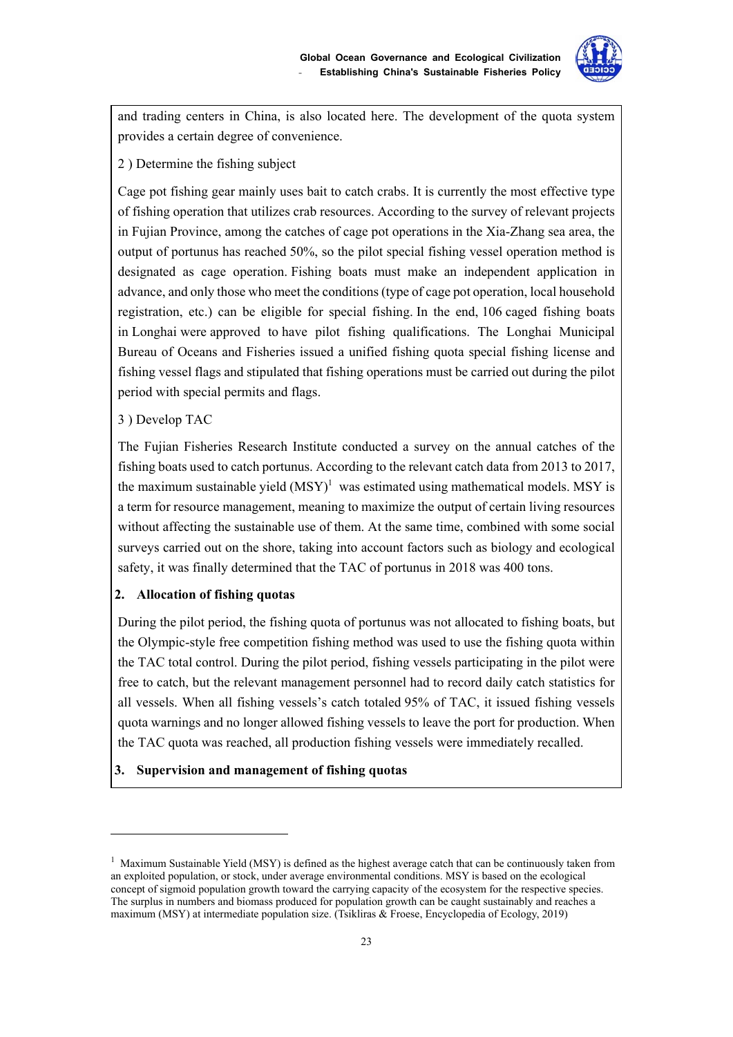and trading centers in China, is also located here. The development of the quota system provides a certain degree of convenience.

2 ) Determine the fishing subject

Cage pot fishing gear mainly uses bait to catch crabs. It is currently the most effective type of fishing operation that utilizes crab resources. According to the survey of relevant projects in Fujian Province, among the catches of cage pot operations in the Xia-Zhang sea area, the output of portunus has reached 50%, so the pilot special fishing vessel operation method is designated as cage operation. Fishing boats must make an independent application in advance, and only those who meet the conditions (type of cage pot operation, local household registration, etc.) can be eligible for special fishing. In the end, 106 caged fishing boats in Longhai were approved to have pilot fishing qualifications. The Longhai Municipal Bureau of Oceans and Fisheries issued a unified fishing quota special fishing license and fishing vessel flags and stipulated that fishing operations must be carried out during the pilot period with special permits and flags.

3 ) Develop TAC

The Fujian Fisheries Research Institute conducted a survey on the annual catches of the fishing boats used to catch portunus. According to the relevant catch data from 2013 to 2017, the maximum sustainable yield (MSY)[1] was estimated using mathematical models. MSY is a term for resource management, meaning to maximize the output of certain living resources without affecting the sustainable use of them. At the same time, combined with some social surveys carried out on the shore, taking into account factors such as biology and ecological safety, it was finally determined that the TAC of portunus in 2018 was 400 tons.

**2. Allocation of fishing quotas**

During the pilot period, the fishing quota of portunus was not allocated to fishing boats, but the Olympic-style free competition fishing method was used to use the fishing quota within the TAC total control. During the pilot period, fishing vessels participating in the pilot were free to catch, but the relevant management personnel had to record daily catch statistics for all vessels. When all fishing vessels's catch totaled 95% of TAC, it issued fishing vessels quota warnings and no longer allowed fishing vessels to leave the port for production. When the TAC quota was reached, all production fishing vessels were immediately recalled.

**3. Supervision and management of fishing quotas**

[1] Maximum Sustainable Yield (MSY) is defined as the highest average catch that can be continuously taken from an exploited population, or stock, under average environmental conditions. MSY is based on the ecological concept of sigmoid population growth toward the carrying capacity of the ecosystem for the respective species. The surplus in numbers and biomass produced for population growth can be caught sustainably and reaches a maximum (MSY) at intermediate population size. (Tsikliras & Froese, Encyclopedia of Ecology, 2019)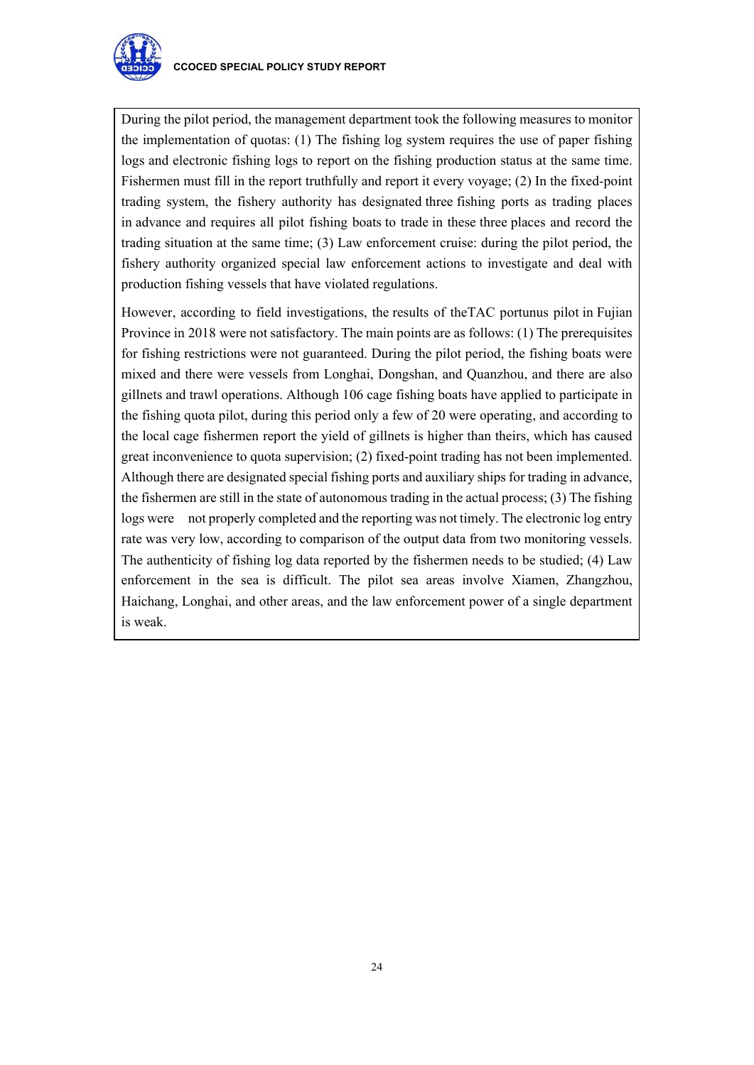During the pilot period, the management department took the following measures to monitor the implementation of quotas: (1) The fishing log system requires the use of paper fishing logs and electronic fishing logs to report on the fishing production status at the same time. Fishermen must fill in the report truthfully and report it every voyage; (2) In the fixed-point trading system, the fishery authority has designated three fishing ports as trading places in advance and requires all pilot fishing boats to trade in these three places and record the trading situation at the same time; (3) Law enforcement cruise: during the pilot period, the fishery authority organized special law enforcement actions to investigate and deal with production fishing vessels that have violated regulations.

However, according to field investigations, the results of theTAC portunus pilot in Fujian Province in 2018 were not satisfactory. The main points are as follows: (1) The prerequisites for fishing restrictions were not guaranteed. During the pilot period, the fishing boats were mixed and there were vessels from Longhai, Dongshan, and Quanzhou, and there are also gillnets and trawl operations. Although 106 cage fishing boats have applied to participate in the fishing quota pilot, during this period only a few of 20 were operating, and according to the local cage fishermen report the yield of gillnets is higher than theirs, which has caused great inconvenience to quota supervision; (2) fixed-point trading has not been implemented. Although there are designated special fishing ports and auxiliary ships for trading in advance, the fishermen are still in the state of autonomous trading in the actual process; (3) The fishing logs were not properly completed and the reporting was not timely. The electronic log entry rate was very low, according to comparison of the output data from two monitoring vessels. The authenticity of fishing log data reported by the fishermen needs to be studied; (4) Law enforcement in the sea is difficult. The pilot sea areas involve Xiamen, Zhangzhou, Haichang, Longhai, and other areas, and the law enforcement power of a single department is weak.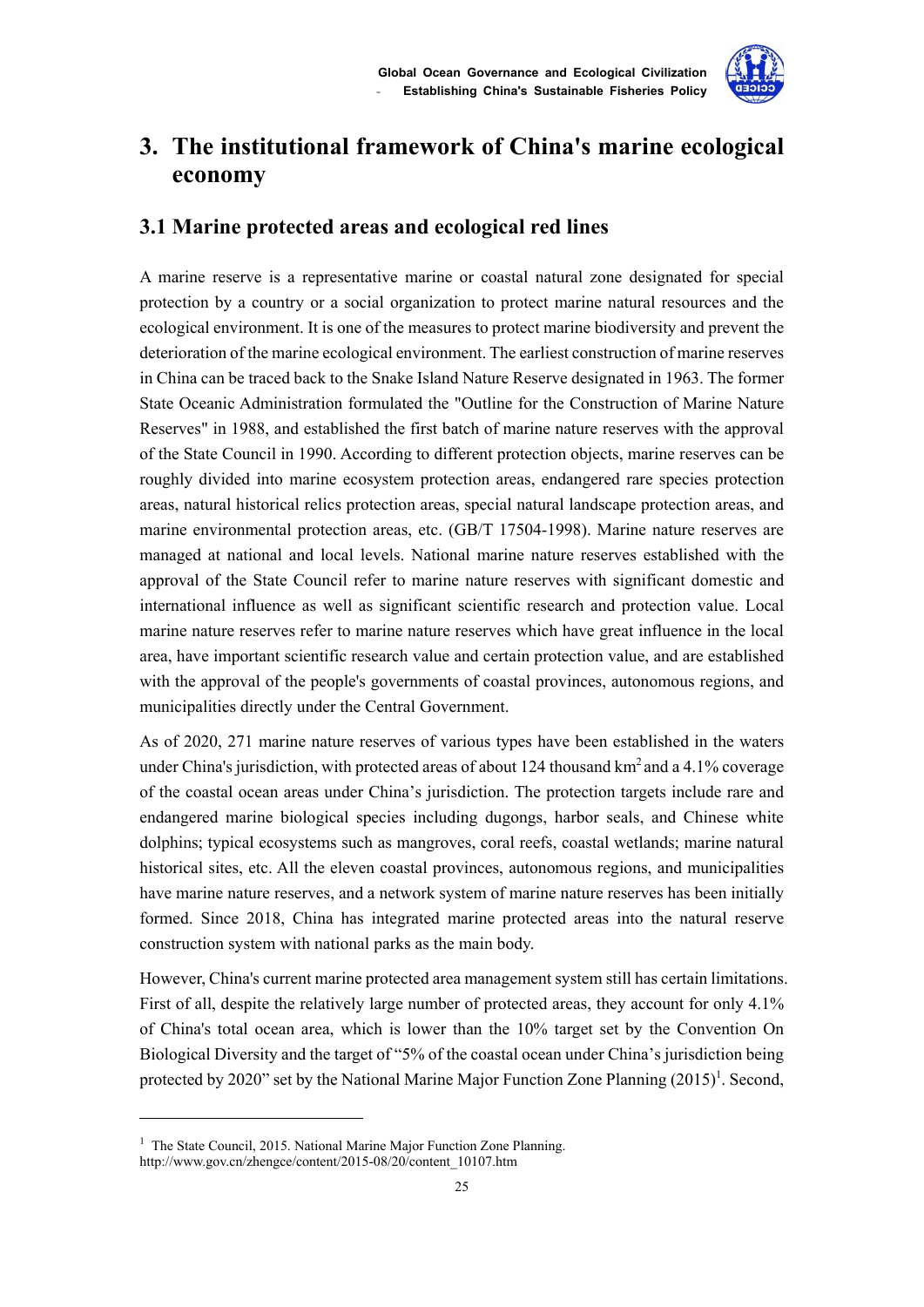# 3. The institutional framework of China's marine ecological economy

## 3.1 Marine protected areas and ecological red lines

A marine reserve is a representative marine or coastal natural zone designated for special protection by a country or a social organization to protect marine natural resources and the ecological environment. It is one of the measures to protect marine biodiversity and prevent the deterioration of the marine ecological environment. The earliest construction of marine reserves in China can be traced back to the Snake Island Nature Reserve designated in 1963. The former State Oceanic Administration formulated the "Outline for the Construction of Marine Nature Reserves" in 1988, and established the first batch of marine nature reserves with the approval of the State Council in 1990. According to different protection objects, marine reserves can be roughly divided into marine ecosystem protection areas, endangered rare species protection areas, natural historical relics protection areas, special natural landscape protection areas, and marine environmental protection areas, etc. (GB/T 17504-1998). Marine nature reserves are managed at national and local levels. National marine nature reserves established with the approval of the State Council refer to marine nature reserves with significant domestic and international influence as well as significant scientific research and protection value. Local marine nature reserves refer to marine nature reserves which have great influence in the local area, have important scientific research value and certain protection value, and are established with the approval of the people's governments of coastal provinces, autonomous regions, and municipalities directly under the Central Government.

As of 2020, 271 marine nature reserves of various types have been established in the waters under China's jurisdiction, with protected areas of about 124 thousand km$^2$ and a 4.1% coverage of the coastal ocean areas under China's jurisdiction. The protection targets include rare and endangered marine biological species including dugongs, harbor seals, and Chinese white dolphins; typical ecosystems such as mangroves, coral reefs, coastal wetlands; marine natural historical sites, etc. All the eleven coastal provinces, autonomous regions, and municipalities have marine nature reserves, and a network system of marine nature reserves has been initially formed. Since 2018, China has integrated marine protected areas into the natural reserve construction system with national parks as the main body.

However, China's current marine protected area management system still has certain limitations. First of all, despite the relatively large number of protected areas, they account for only 4.1% of China's total ocean area, which is lower than the 10% target set by the Convention On Biological Diversity and the target of "5% of the coastal ocean under China's jurisdiction being protected by 2020" set by the National Marine Major Function Zone Planning (2015)[1]. Second,

[1] The State Council, 2015. National Marine Major Function Zone Planning. http://www.gov.cn/zhengce/content/2015-08/20/content_10107.htm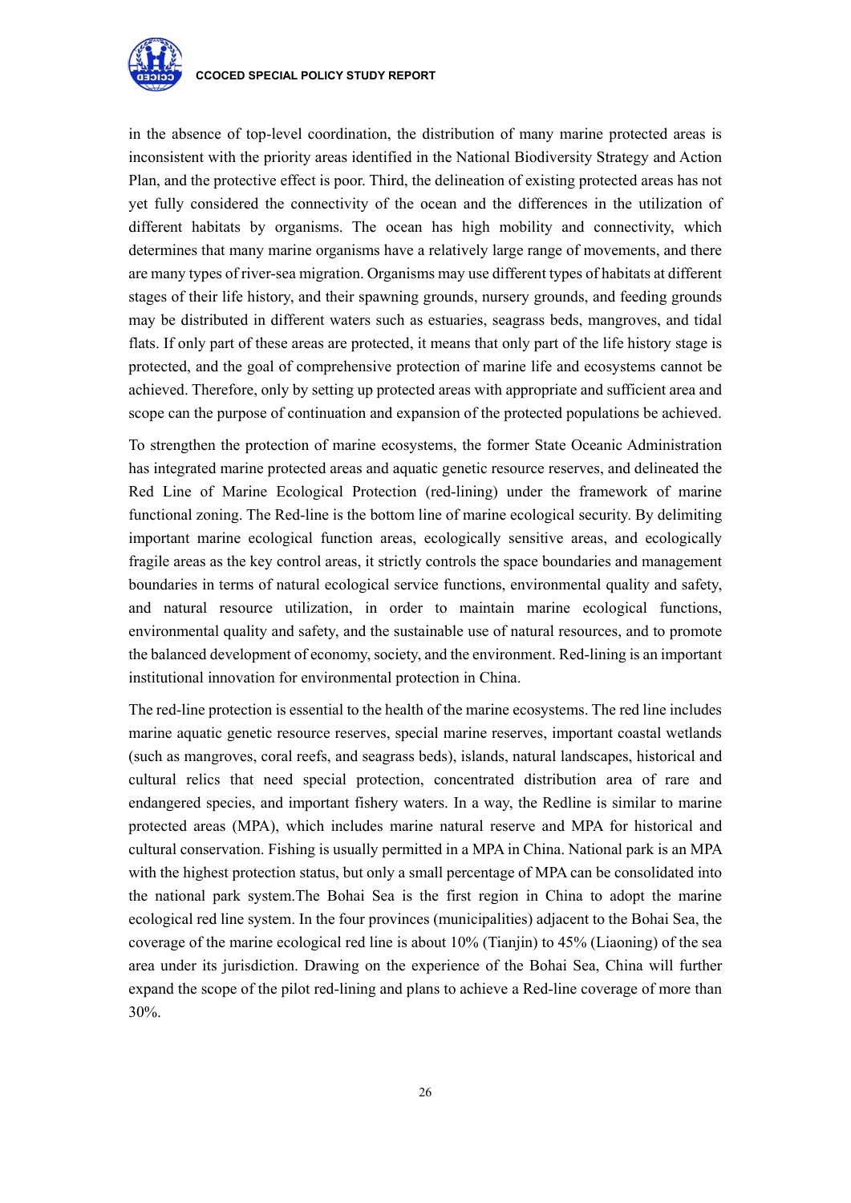in the absence of top-level coordination, the distribution of many marine protected areas is inconsistent with the priority areas identified in the National Biodiversity Strategy and Action Plan, and the protective effect is poor. Third, the delineation of existing protected areas has not yet fully considered the connectivity of the ocean and the differences in the utilization of different habitats by organisms. The ocean has high mobility and connectivity, which determines that many marine organisms have a relatively large range of movements, and there are many types of river-sea migration. Organisms may use different types of habitats at different stages of their life history, and their spawning grounds, nursery grounds, and feeding grounds may be distributed in different waters such as estuaries, seagrass beds, mangroves, and tidal flats. If only part of these areas are protected, it means that only part of the life history stage is protected, and the goal of comprehensive protection of marine life and ecosystems cannot be achieved. Therefore, only by setting up protected areas with appropriate and sufficient area and scope can the purpose of continuation and expansion of the protected populations be achieved.

To strengthen the protection of marine ecosystems, the former State Oceanic Administration has integrated marine protected areas and aquatic genetic resource reserves, and delineated the Red Line of Marine Ecological Protection (red-lining) under the framework of marine functional zoning. The Red-line is the bottom line of marine ecological security. By delimiting important marine ecological function areas, ecologically sensitive areas, and ecologically fragile areas as the key control areas, it strictly controls the space boundaries and management boundaries in terms of natural ecological service functions, environmental quality and safety, and natural resource utilization, in order to maintain marine ecological functions, environmental quality and safety, and the sustainable use of natural resources, and to promote the balanced development of economy, society, and the environment. Red-lining is an important institutional innovation for environmental protection in China.

The red-line protection is essential to the health of the marine ecosystems. The red line includes marine aquatic genetic resource reserves, special marine reserves, important coastal wetlands (such as mangroves, coral reefs, and seagrass beds), islands, natural landscapes, historical and cultural relics that need special protection, concentrated distribution area of rare and endangered species, and important fishery waters. In a way, the Redline is similar to marine protected areas (MPA), which includes marine natural reserve and MPA for historical and cultural conservation. Fishing is usually permitted in a MPA in China. National park is an MPA with the highest protection status, but only a small percentage of MPA can be consolidated into the national park system.The Bohai Sea is the first region in China to adopt the marine ecological red line system. In the four provinces (municipalities) adjacent to the Bohai Sea, the coverage of the marine ecological red line is about 10% (Tianjin) to 45% (Liaoning) of the sea area under its jurisdiction. Drawing on the experience of the Bohai Sea, China will further expand the scope of the pilot red-lining and plans to achieve a Red-line coverage of more than 30%.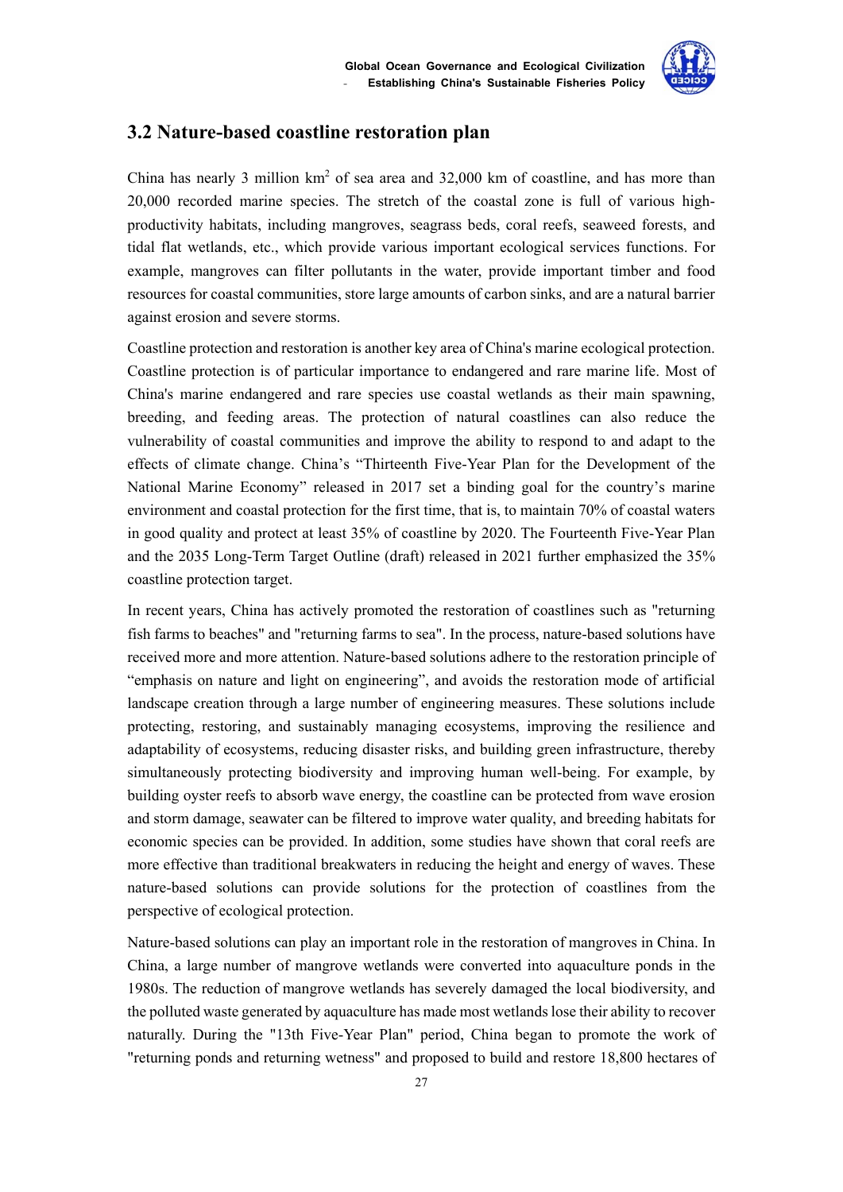## 3.2 Nature-based coastline restoration plan

China has nearly 3 million km$^2$ of sea area and 32,000 km of coastline, and has more than 20,000 recorded marine species. The stretch of the coastal zone is full of various high-productivity habitats, including mangroves, seagrass beds, coral reefs, seaweed forests, and tidal flat wetlands, etc., which provide various important ecological services functions. For example, mangroves can filter pollutants in the water, provide important timber and food resources for coastal communities, store large amounts of carbon sinks, and are a natural barrier against erosion and severe storms.

Coastline protection and restoration is another key area of China's marine ecological protection. Coastline protection is of particular importance to endangered and rare marine life. Most of China's marine endangered and rare species use coastal wetlands as their main spawning, breeding, and feeding areas. The protection of natural coastlines can also reduce the vulnerability of coastal communities and improve the ability to respond to and adapt to the effects of climate change. China's "Thirteenth Five-Year Plan for the Development of the National Marine Economy" released in 2017 set a binding goal for the country's marine environment and coastal protection for the first time, that is, to maintain 70% of coastal waters in good quality and protect at least 35% of coastline by 2020. The Fourteenth Five-Year Plan and the 2035 Long-Term Target Outline (draft) released in 2021 further emphasized the 35% coastline protection target.

In recent years, China has actively promoted the restoration of coastlines such as "returning fish farms to beaches" and "returning farms to sea". In the process, nature-based solutions have received more and more attention. Nature-based solutions adhere to the restoration principle of "emphasis on nature and light on engineering", and avoids the restoration mode of artificial landscape creation through a large number of engineering measures. These solutions include protecting, restoring, and sustainably managing ecosystems, improving the resilience and adaptability of ecosystems, reducing disaster risks, and building green infrastructure, thereby simultaneously protecting biodiversity and improving human well-being. For example, by building oyster reefs to absorb wave energy, the coastline can be protected from wave erosion and storm damage, seawater can be filtered to improve water quality, and breeding habitats for economic species can be provided. In addition, some studies have shown that coral reefs are more effective than traditional breakwaters in reducing the height and energy of waves. These nature-based solutions can provide solutions for the protection of coastlines from the perspective of ecological protection.

Nature-based solutions can play an important role in the restoration of mangroves in China. In China, a large number of mangrove wetlands were converted into aquaculture ponds in the 1980s. The reduction of mangrove wetlands has severely damaged the local biodiversity, and the polluted waste generated by aquaculture has made most wetlands lose their ability to recover naturally. During the "13th Five-Year Plan" period, China began to promote the work of "returning ponds and returning wetness" and proposed to build and restore 18,800 hectares of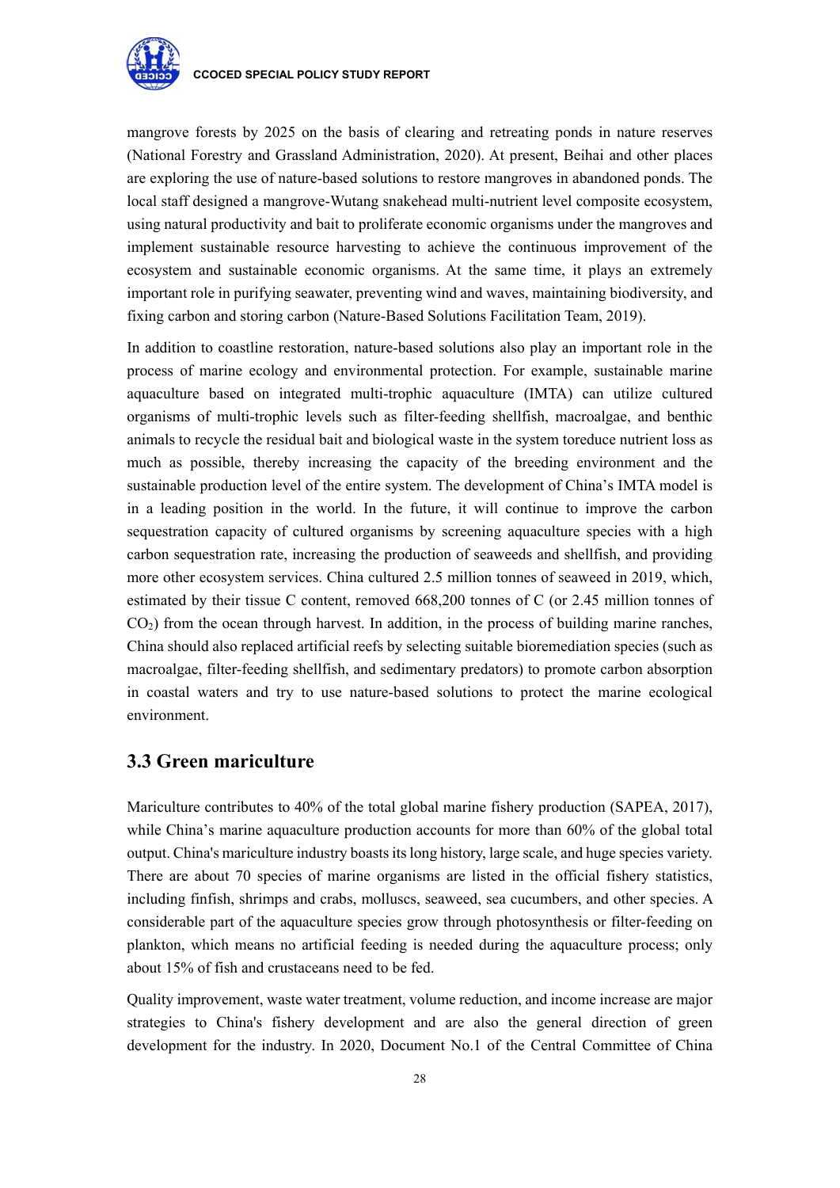mangrove forests by 2025 on the basis of clearing and retreating ponds in nature reserves (National Forestry and Grassland Administration, 2020). At present, Beihai and other places are exploring the use of nature-based solutions to restore mangroves in abandoned ponds. The local staff designed a mangrove-Wutang snakehead multi-nutrient level composite ecosystem, using natural productivity and bait to proliferate economic organisms under the mangroves and implement sustainable resource harvesting to achieve the continuous improvement of the ecosystem and sustainable economic organisms. At the same time, it plays an extremely important role in purifying seawater, preventing wind and waves, maintaining biodiversity, and fixing carbon and storing carbon (Nature-Based Solutions Facilitation Team, 2019).

In addition to coastline restoration, nature-based solutions also play an important role in the process of marine ecology and environmental protection. For example, sustainable marine aquaculture based on integrated multi-trophic aquaculture (IMTA) can utilize cultured organisms of multi-trophic levels such as filter-feeding shellfish, macroalgae, and benthic animals to recycle the residual bait and biological waste in the system toreduce nutrient loss as much as possible, thereby increasing the capacity of the breeding environment and the sustainable production level of the entire system. The development of China's IMTA model is in a leading position in the world. In the future, it will continue to improve the carbon sequestration capacity of cultured organisms by screening aquaculture species with a high carbon sequestration rate, increasing the production of seaweeds and shellfish, and providing more other ecosystem services. China cultured 2.5 million tonnes of seaweed in 2019, which, estimated by their tissue C content, removed 668,200 tonnes of C (or 2.45 million tonnes of $CO_2$) from the ocean through harvest. In addition, in the process of building marine ranches, China should also replaced artificial reefs by selecting suitable bioremediation species (such as macroalgae, filter-feeding shellfish, and sedimentary predators) to promote carbon absorption in coastal waters and try to use nature-based solutions to protect the marine ecological environment.

## 3.3 Green mariculture

Mariculture contributes to 40% of the total global marine fishery production (SAPEA, 2017), while China's marine aquaculture production accounts for more than 60% of the global total output. China's mariculture industry boasts its long history, large scale, and huge species variety. There are about 70 species of marine organisms are listed in the official fishery statistics, including finfish, shrimps and crabs, molluscs, seaweed, sea cucumbers, and other species. A considerable part of the aquaculture species grow through photosynthesis or filter-feeding on plankton, which means no artificial feeding is needed during the aquaculture process; only about 15% of fish and crustaceans need to be fed.

Quality improvement, waste water treatment, volume reduction, and income increase are major strategies to China's fishery development and are also the general direction of green development for the industry. In 2020, Document No.1 of the Central Committee of China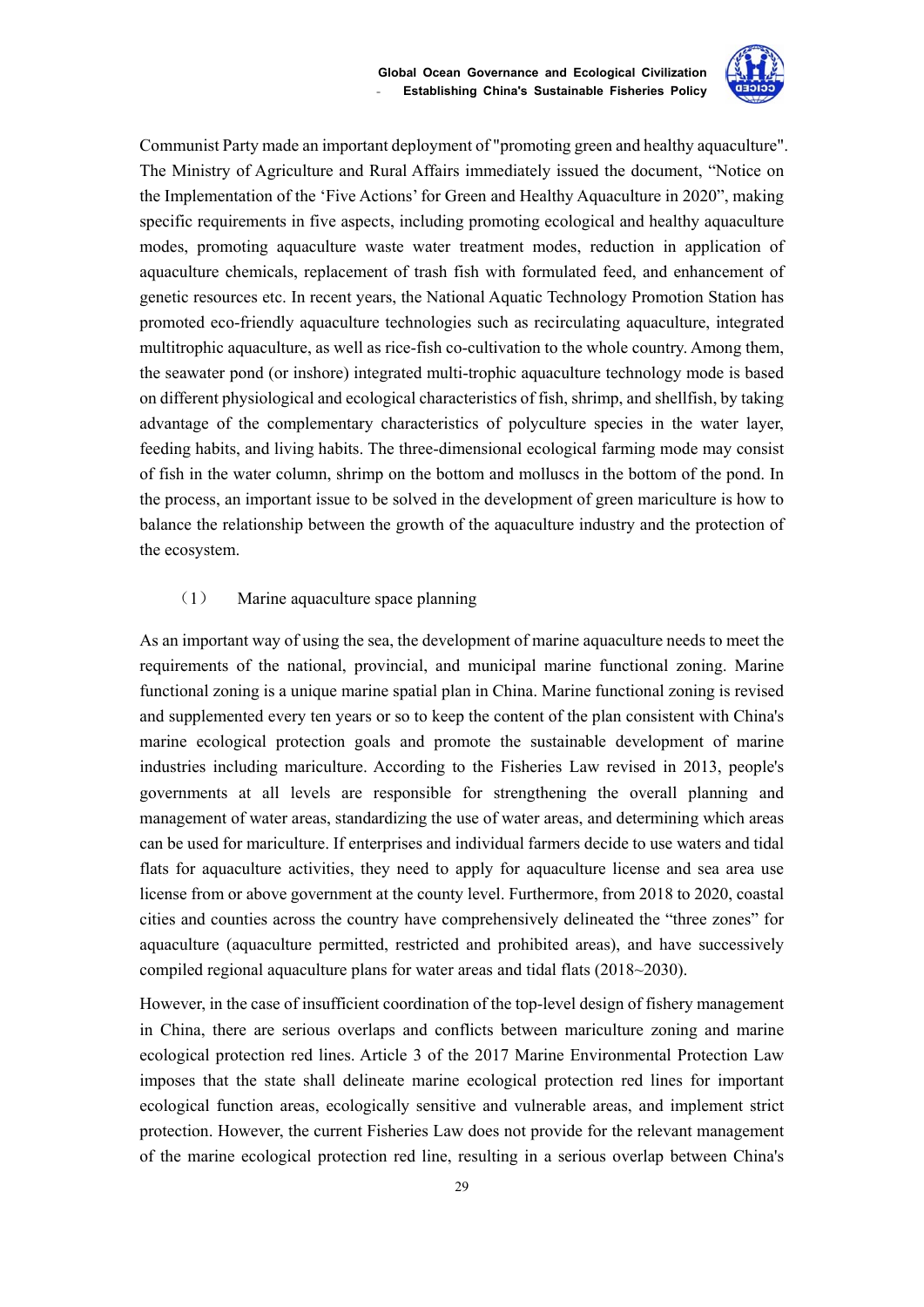Communist Party made an important deployment of "promoting green and healthy aquaculture". The Ministry of Agriculture and Rural Affairs immediately issued the document, "Notice on the Implementation of the 'Five Actions' for Green and Healthy Aquaculture in 2020", making specific requirements in five aspects, including promoting ecological and healthy aquaculture modes, promoting aquaculture waste water treatment modes, reduction in application of aquaculture chemicals, replacement of trash fish with formulated feed, and enhancement of genetic resources etc. In recent years, the National Aquatic Technology Promotion Station has promoted eco-friendly aquaculture technologies such as recirculating aquaculture, integrated multitrophic aquaculture, as well as rice-fish co-cultivation to the whole country. Among them, the seawater pond (or inshore) integrated multi-trophic aquaculture technology mode is based on different physiological and ecological characteristics of fish, shrimp, and shellfish, by taking advantage of the complementary characteristics of polyculture species in the water layer, feeding habits, and living habits. The three-dimensional ecological farming mode may consist of fish in the water column, shrimp on the bottom and molluscs in the bottom of the pond. In the process, an important issue to be solved in the development of green mariculture is how to balance the relationship between the growth of the aquaculture industry and the protection of the ecosystem.

（1） Marine aquaculture space planning

As an important way of using the sea, the development of marine aquaculture needs to meet the requirements of the national, provincial, and municipal marine functional zoning. Marine functional zoning is a unique marine spatial plan in China. Marine functional zoning is revised and supplemented every ten years or so to keep the content of the plan consistent with China's marine ecological protection goals and promote the sustainable development of marine industries including mariculture. According to the Fisheries Law revised in 2013, people's governments at all levels are responsible for strengthening the overall planning and management of water areas, standardizing the use of water areas, and determining which areas can be used for mariculture. If enterprises and individual farmers decide to use waters and tidal flats for aquaculture activities, they need to apply for aquaculture license and sea area use license from or above government at the county level. Furthermore, from 2018 to 2020, coastal cities and counties across the country have comprehensively delineated the "three zones" for aquaculture (aquaculture permitted, restricted and prohibited areas), and have successively compiled regional aquaculture plans for water areas and tidal flats (2018~2030).

However, in the case of insufficient coordination of the top-level design of fishery management in China, there are serious overlaps and conflicts between mariculture zoning and marine ecological protection red lines. Article 3 of the 2017 Marine Environmental Protection Law imposes that the state shall delineate marine ecological protection red lines for important ecological function areas, ecologically sensitive and vulnerable areas, and implement strict protection. However, the current Fisheries Law does not provide for the relevant management of the marine ecological protection red line, resulting in a serious overlap between China's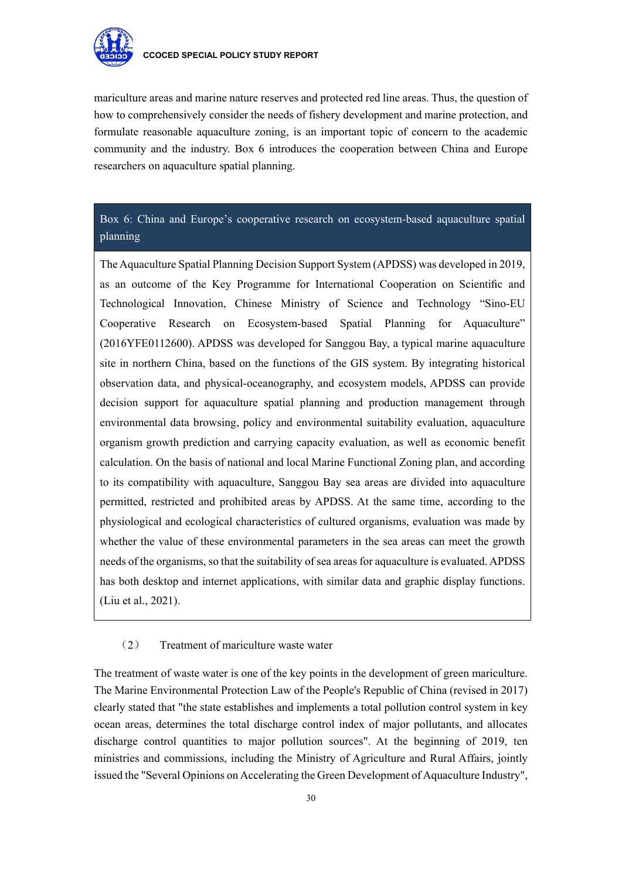mariculture areas and marine nature reserves and protected red line areas. Thus, the question of how to comprehensively consider the needs of fishery development and marine protection, and formulate reasonable aquaculture zoning, is an important topic of concern to the academic community and the industry. Box 6 introduces the cooperation between China and Europe researchers on aquaculture spatial planning.

**Box 6: China and Europe's cooperative research on ecosystem-based aquaculture spatial planning**

The Aquaculture Spatial Planning Decision Support System (APDSS) was developed in 2019, as an outcome of the Key Programme for International Cooperation on Scientific and Technological Innovation, Chinese Ministry of Science and Technology "Sino-EU Cooperative Research on Ecosystem-based Spatial Planning for Aquaculture" (2016YFE0112600). APDSS was developed for Sanggou Bay, a typical marine aquaculture site in northern China, based on the functions of the GIS system. By integrating historical observation data, and physical-oceanography, and ecosystem models, APDSS can provide decision support for aquaculture spatial planning and production management through environmental data browsing, policy and environmental suitability evaluation, aquaculture organism growth prediction and carrying capacity evaluation, as well as economic benefit calculation. On the basis of national and local Marine Functional Zoning plan, and according to its compatibility with aquaculture, Sanggou Bay sea areas are divided into aquaculture permitted, restricted and prohibited areas by APDSS. At the same time, according to the physiological and ecological characteristics of cultured organisms, evaluation was made by whether the value of these environmental parameters in the sea areas can meet the growth needs of the organisms, so that the suitability of sea areas for aquaculture is evaluated. APDSS has both desktop and internet applications, with similar data and graphic display functions. (Liu et al., 2021).

（2） Treatment of mariculture waste water

The treatment of waste water is one of the key points in the development of green mariculture. The Marine Environmental Protection Law of the People's Republic of China (revised in 2017) clearly stated that "the state establishes and implements a total pollution control system in key ocean areas, determines the total discharge control index of major pollutants, and allocates discharge control quantities to major pollution sources". At the beginning of 2019, ten ministries and commissions, including the Ministry of Agriculture and Rural Affairs, jointly issued the "Several Opinions on Accelerating the Green Development of Aquaculture Industry",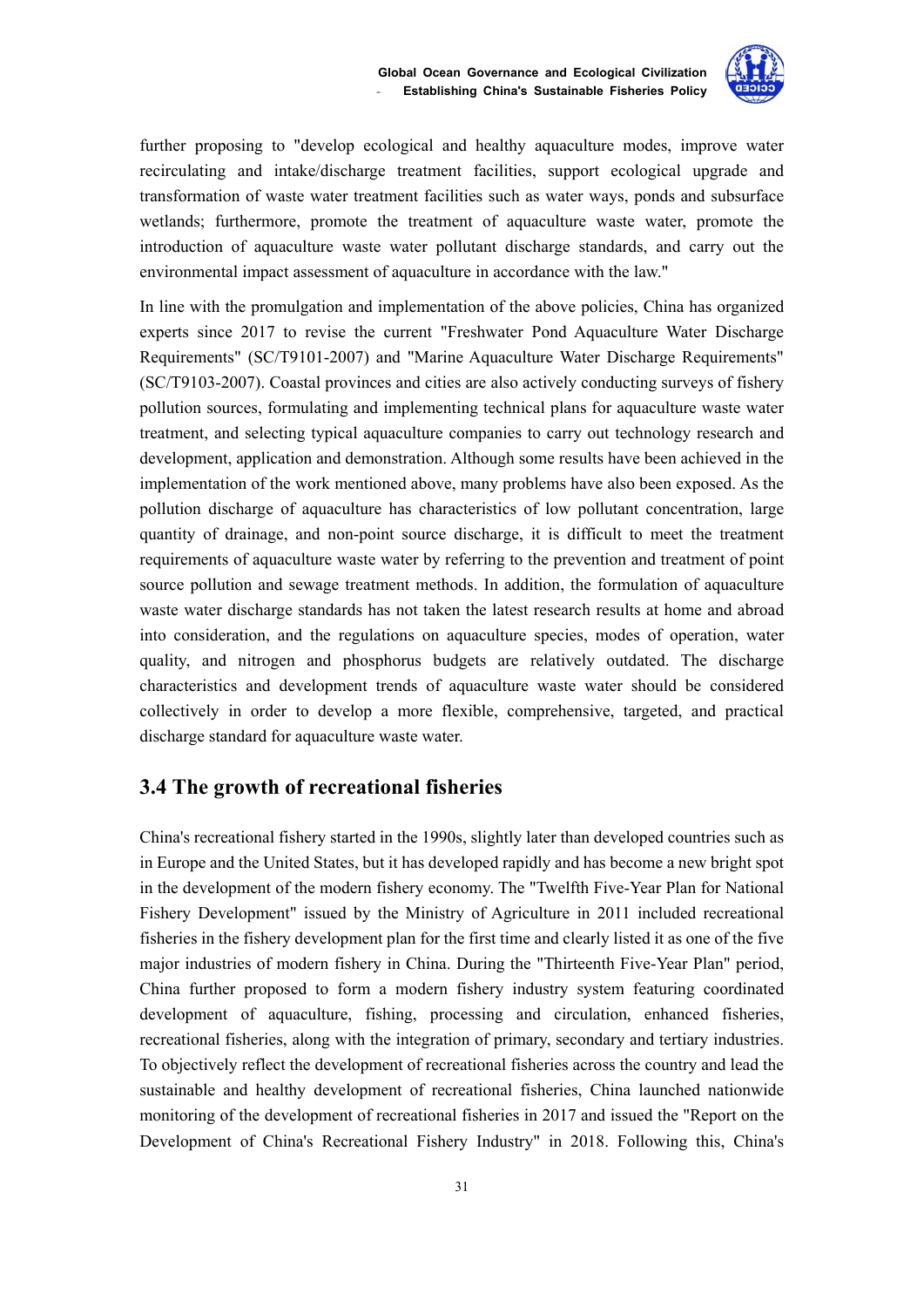further proposing to "develop ecological and healthy aquaculture modes, improve water recirculating and intake/discharge treatment facilities, support ecological upgrade and transformation of waste water treatment facilities such as water ways, ponds and subsurface wetlands; furthermore, promote the treatment of aquaculture waste water, promote the introduction of aquaculture waste water pollutant discharge standards, and carry out the environmental impact assessment of aquaculture in accordance with the law."

In line with the promulgation and implementation of the above policies, China has organized experts since 2017 to revise the current "Freshwater Pond Aquaculture Water Discharge Requirements" (SC/T9101-2007) and "Marine Aquaculture Water Discharge Requirements" (SC/T9103-2007). Coastal provinces and cities are also actively conducting surveys of fishery pollution sources, formulating and implementing technical plans for aquaculture waste water treatment, and selecting typical aquaculture companies to carry out technology research and development, application and demonstration. Although some results have been achieved in the implementation of the work mentioned above, many problems have also been exposed. As the pollution discharge of aquaculture has characteristics of low pollutant concentration, large quantity of drainage, and non-point source discharge, it is difficult to meet the treatment requirements of aquaculture waste water by referring to the prevention and treatment of point source pollution and sewage treatment methods. In addition, the formulation of aquaculture waste water discharge standards has not taken the latest research results at home and abroad into consideration, and the regulations on aquaculture species, modes of operation, water quality, and nitrogen and phosphorus budgets are relatively outdated. The discharge characteristics and development trends of aquaculture waste water should be considered collectively in order to develop a more flexible, comprehensive, targeted, and practical discharge standard for aquaculture waste water.

## 3.4 The growth of recreational fisheries

China's recreational fishery started in the 1990s, slightly later than developed countries such as in Europe and the United States, but it has developed rapidly and has become a new bright spot in the development of the modern fishery economy. The "Twelfth Five-Year Plan for National Fishery Development" issued by the Ministry of Agriculture in 2011 included recreational fisheries in the fishery development plan for the first time and clearly listed it as one of the five major industries of modern fishery in China. During the "Thirteenth Five-Year Plan" period, China further proposed to form a modern fishery industry system featuring coordinated development of aquaculture, fishing, processing and circulation, enhanced fisheries, recreational fisheries, along with the integration of primary, secondary and tertiary industries. To objectively reflect the development of recreational fisheries across the country and lead the sustainable and healthy development of recreational fisheries, China launched nationwide monitoring of the development of recreational fisheries in 2017 and issued the "Report on the Development of China's Recreational Fishery Industry" in 2018. Following this, China's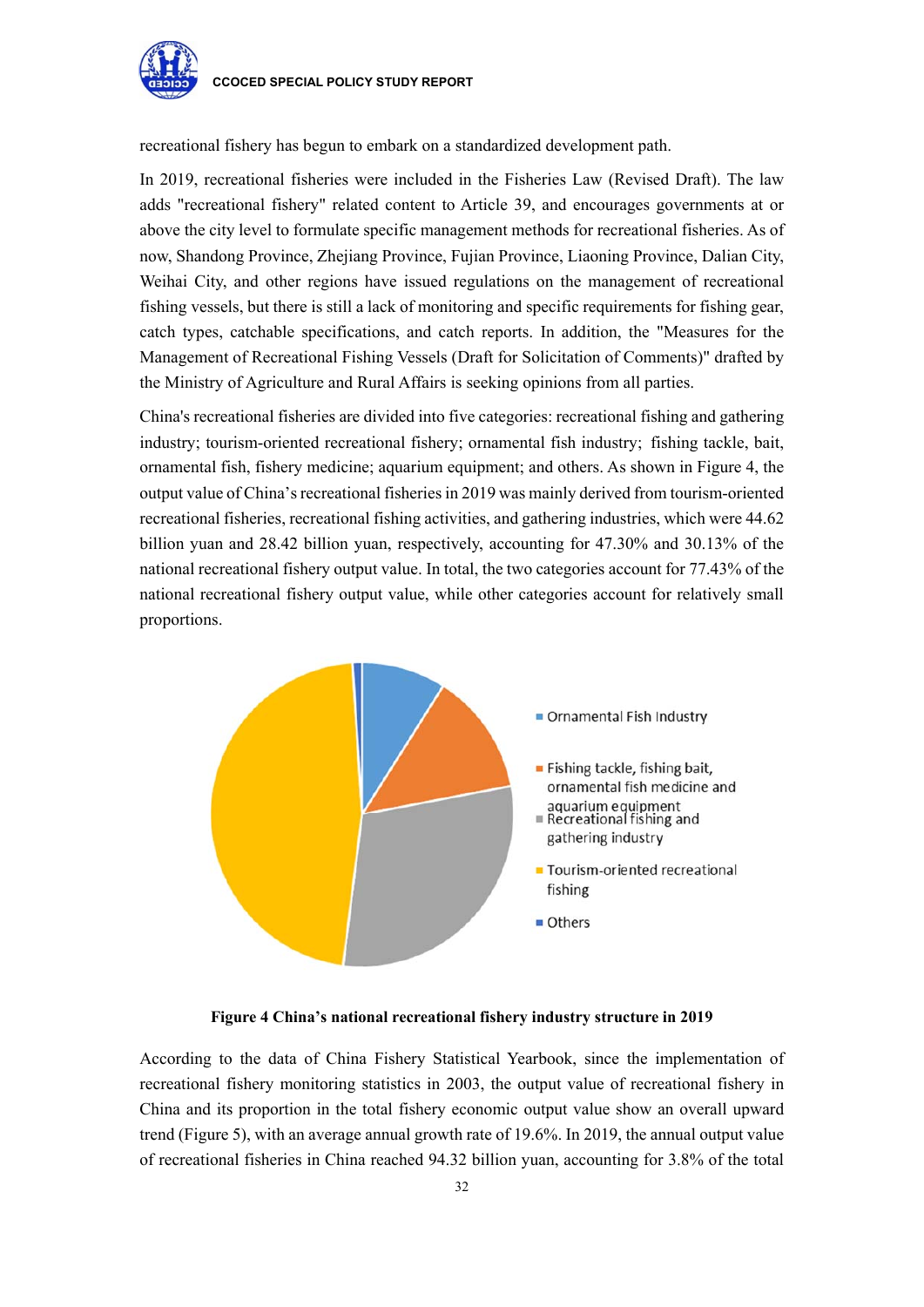recreational fishery has begun to embark on a standardized development path.

In 2019, recreational fisheries were included in the Fisheries Law (Revised Draft). The law adds "recreational fishery" related content to Article 39, and encourages governments at or above the city level to formulate specific management methods for recreational fisheries. As of now, Shandong Province, Zhejiang Province, Fujian Province, Liaoning Province, Dalian City, Weihai City, and other regions have issued regulations on the management of recreational fishing vessels, but there is still a lack of monitoring and specific requirements for fishing gear, catch types, catchable specifications, and catch reports. In addition, the "Measures for the Management of Recreational Fishing Vessels (Draft for Solicitation of Comments)" drafted by the Ministry of Agriculture and Rural Affairs is seeking opinions from all parties.

China's recreational fisheries are divided into five categories: recreational fishing and gathering industry; tourism-oriented recreational fishery; ornamental fish industry; fishing tackle, bait, ornamental fish, fishery medicine; aquarium equipment; and others. As shown in Figure 4, the output value of China's recreational fisheries in 2019 was mainly derived from tourism-oriented recreational fisheries, recreational fishing activities, and gathering industries, which were 44.62 billion yuan and 28.42 billion yuan, respectively, accounting for 47.30% and 30.13% of the national recreational fishery output value. In total, the two categories account for 77.43% of the national recreational fishery output value, while other categories account for relatively small proportions.

**Figure 4 China's national recreational fishery industry structure in 2019**

According to the data of China Fishery Statistical Yearbook, since the implementation of recreational fishery monitoring statistics in 2003, the output value of recreational fishery in China and its proportion in the total fishery economic output value show an overall upward trend (Figure 5), with an average annual growth rate of 19.6%. In 2019, the annual output value of recreational fisheries in China reached 94.32 billion yuan, accounting for 3.8% of the total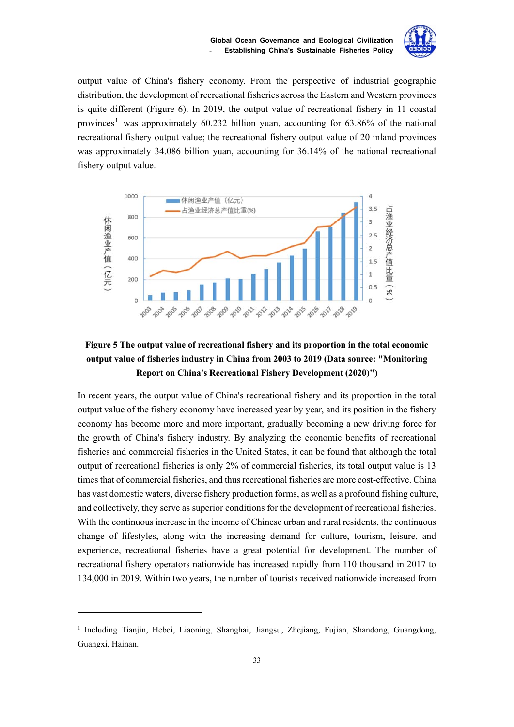output value of China's fishery economy. From the perspective of industrial geographic distribution, the development of recreational fisheries across the Eastern and Western provinces is quite different (Figure 6). In 2019, the output value of recreational fishery in 11 coastal provinces[1] was approximately 60.232 billion yuan, accounting for 63.86% of the national recreational fishery output value; the recreational fishery output value of 20 inland provinces was approximately 34.086 billion yuan, accounting for 36.14% of the national recreational fishery output value.

**Figure 5 The output value of recreational fishery and its proportion in the total economic output value of fisheries industry in China from 2003 to 2019 (Data source: "Monitoring Report on China's Recreational Fishery Development (2020)")**

In recent years, the output value of China's recreational fishery and its proportion in the total output value of the fishery economy have increased year by year, and its position in the fishery economy has become more and more important, gradually becoming a new driving force for the growth of China's fishery industry. By analyzing the economic benefits of recreational fisheries and commercial fisheries in the United States, it can be found that although the total output of recreational fisheries is only 2% of commercial fisheries, its total output value is 13 times that of commercial fisheries, and thus recreational fisheries are more cost-effective. China has vast domestic waters, diverse fishery production forms, as well as a profound fishing culture, and collectively, they serve as superior conditions for the development of recreational fisheries. With the continuous increase in the income of Chinese urban and rural residents, the continuous change of lifestyles, along with the increasing demand for culture, tourism, leisure, and experience, recreational fisheries have a great potential for development. The number of recreational fishery operators nationwide has increased rapidly from 110 thousand in 2017 to 134,000 in 2019. Within two years, the number of tourists received nationwide increased from

[1] Including Tianjin, Hebei, Liaoning, Shanghai, Jiangsu, Zhejiang, Fujian, Shandong, Guangdong, Guangxi, Hainan.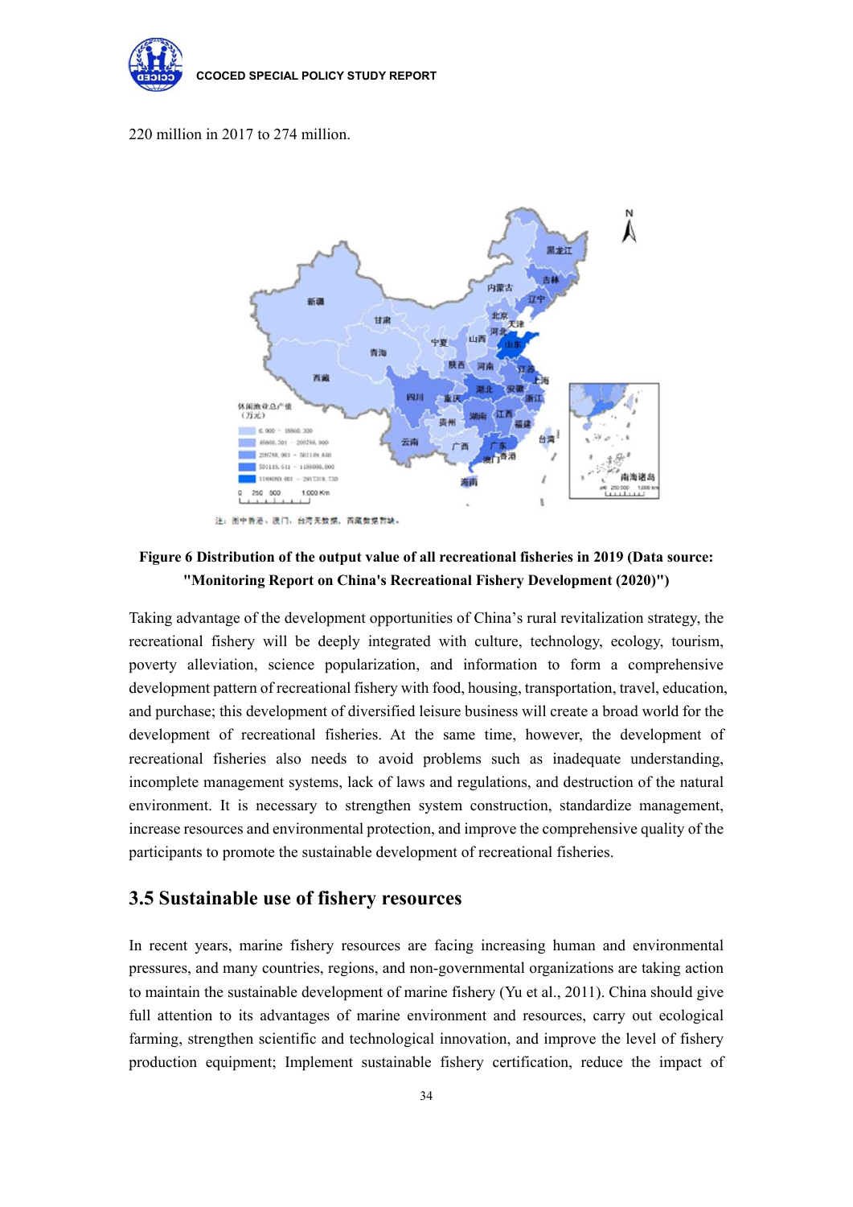220 million in 2017 to 274 million.

**Figure 6 Distribution of the output value of all recreational fisheries in 2019 (Data source: "Monitoring Report on China's Recreational Fishery Development (2020)")**

Taking advantage of the development opportunities of China's rural revitalization strategy, the recreational fishery will be deeply integrated with culture, technology, ecology, tourism, poverty alleviation, science popularization, and information to form a comprehensive development pattern of recreational fishery with food, housing, transportation, travel, education, and purchase; this development of diversified leisure business will create a broad world for the development of recreational fisheries. At the same time, however, the development of recreational fisheries also needs to avoid problems such as inadequate understanding, incomplete management systems, lack of laws and regulations, and destruction of the natural environment. It is necessary to strengthen system construction, standardize management, increase resources and environmental protection, and improve the comprehensive quality of the participants to promote the sustainable development of recreational fisheries.

## 3.5 Sustainable use of fishery resources

In recent years, marine fishery resources are facing increasing human and environmental pressures, and many countries, regions, and non-governmental organizations are taking action to maintain the sustainable development of marine fishery (Yu et al., 2011). China should give full attention to its advantages of marine environment and resources, carry out ecological farming, strengthen scientific and technological innovation, and improve the level of fishery production equipment; Implement sustainable fishery certification, reduce the impact of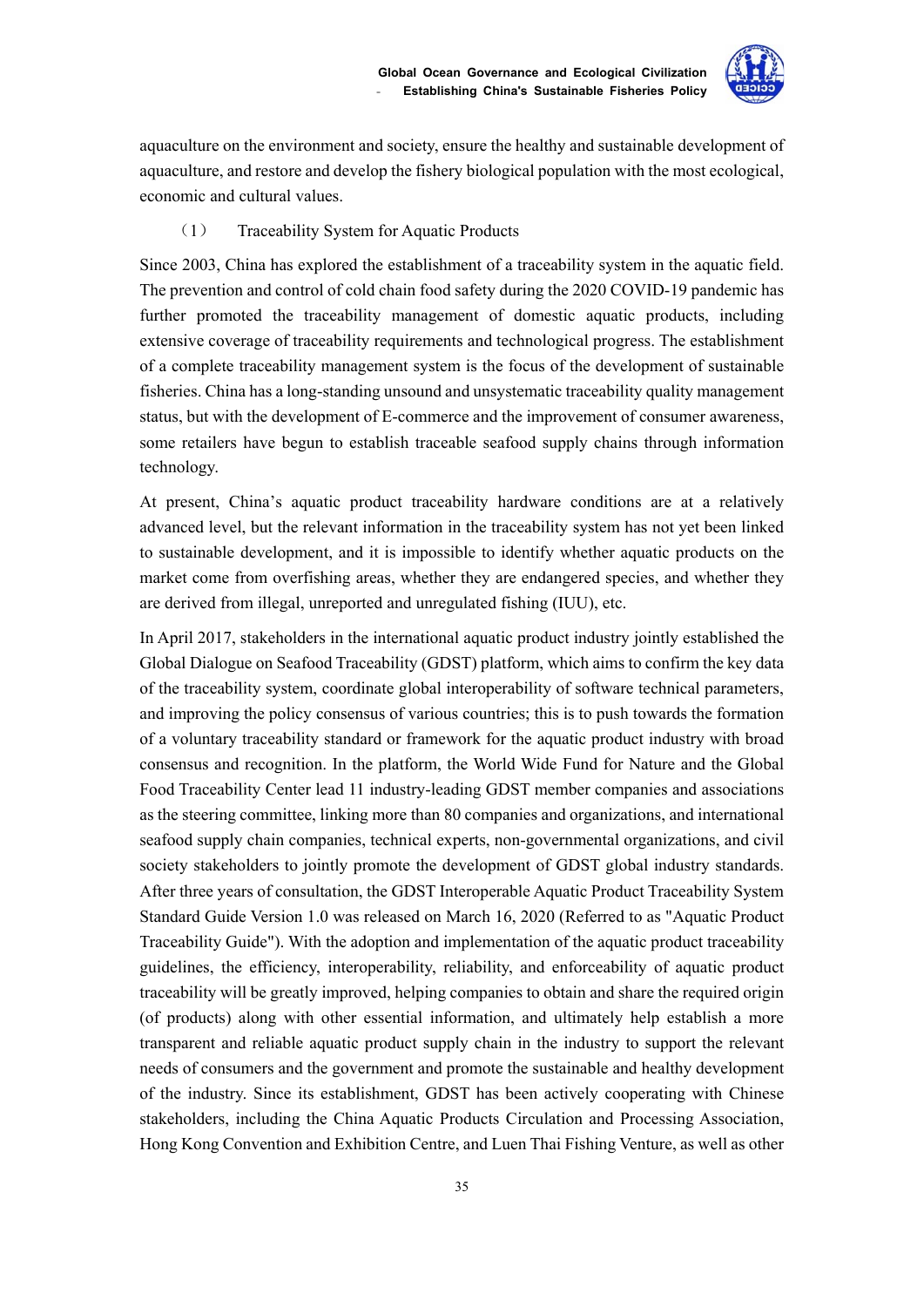aquaculture on the environment and society, ensure the healthy and sustainable development of aquaculture, and restore and develop the fishery biological population with the most ecological, economic and cultural values.

（1） Traceability System for Aquatic Products

Since 2003, China has explored the establishment of a traceability system in the aquatic field. The prevention and control of cold chain food safety during the 2020 COVID-19 pandemic has further promoted the traceability management of domestic aquatic products, including extensive coverage of traceability requirements and technological progress. The establishment of a complete traceability management system is the focus of the development of sustainable fisheries. China has a long-standing unsound and unsystematic traceability quality management status, but with the development of E-commerce and the improvement of consumer awareness, some retailers have begun to establish traceable seafood supply chains through information technology.

At present, China's aquatic product traceability hardware conditions are at a relatively advanced level, but the relevant information in the traceability system has not yet been linked to sustainable development, and it is impossible to identify whether aquatic products on the market come from overfishing areas, whether they are endangered species, and whether they are derived from illegal, unreported and unregulated fishing (IUU), etc.

In April 2017, stakeholders in the international aquatic product industry jointly established the Global Dialogue on Seafood Traceability (GDST) platform, which aims to confirm the key data of the traceability system, coordinate global interoperability of software technical parameters, and improving the policy consensus of various countries; this is to push towards the formation of a voluntary traceability standard or framework for the aquatic product industry with broad consensus and recognition. In the platform, the World Wide Fund for Nature and the Global Food Traceability Center lead 11 industry-leading GDST member companies and associations as the steering committee, linking more than 80 companies and organizations, and international seafood supply chain companies, technical experts, non-governmental organizations, and civil society stakeholders to jointly promote the development of GDST global industry standards. After three years of consultation, the GDST Interoperable Aquatic Product Traceability System Standard Guide Version 1.0 was released on March 16, 2020 (Referred to as "Aquatic Product Traceability Guide"). With the adoption and implementation of the aquatic product traceability guidelines, the efficiency, interoperability, reliability, and enforceability of aquatic product traceability will be greatly improved, helping companies to obtain and share the required origin (of products) along with other essential information, and ultimately help establish a more transparent and reliable aquatic product supply chain in the industry to support the relevant needs of consumers and the government and promote the sustainable and healthy development of the industry. Since its establishment, GDST has been actively cooperating with Chinese stakeholders, including the China Aquatic Products Circulation and Processing Association, Hong Kong Convention and Exhibition Centre, and Luen Thai Fishing Venture, as well as other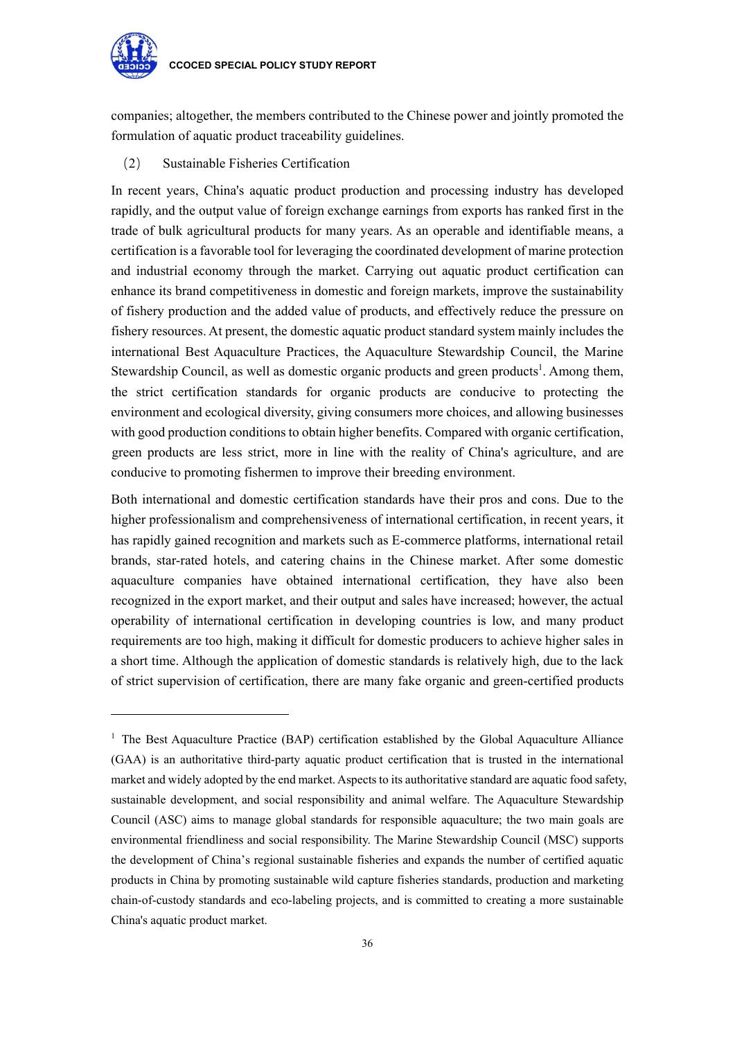companies; altogether, the members contributed to the Chinese power and jointly promoted the formulation of aquatic product traceability guidelines.

(2) Sustainable Fisheries Certification

In recent years, China's aquatic product production and processing industry has developed rapidly, and the output value of foreign exchange earnings from exports has ranked first in the trade of bulk agricultural products for many years. As an operable and identifiable means, a certification is a favorable tool for leveraging the coordinated development of marine protection and industrial economy through the market. Carrying out aquatic product certification can enhance its brand competitiveness in domestic and foreign markets, improve the sustainability of fishery production and the added value of products, and effectively reduce the pressure on fishery resources. At present, the domestic aquatic product standard system mainly includes the international Best Aquaculture Practices, the Aquaculture Stewardship Council, the Marine Stewardship Council, as well as domestic organic products and green products[1]. Among them, the strict certification standards for organic products are conducive to protecting the environment and ecological diversity, giving consumers more choices, and allowing businesses with good production conditions to obtain higher benefits. Compared with organic certification, green products are less strict, more in line with the reality of China's agriculture, and are conducive to promoting fishermen to improve their breeding environment.

Both international and domestic certification standards have their pros and cons. Due to the higher professionalism and comprehensiveness of international certification, in recent years, it has rapidly gained recognition and markets such as E-commerce platforms, international retail brands, star-rated hotels, and catering chains in the Chinese market. After some domestic aquaculture companies have obtained international certification, they have also been recognized in the export market, and their output and sales have increased; however, the actual operability of international certification in developing countries is low, and many product requirements are too high, making it difficult for domestic producers to achieve higher sales in a short time. Although the application of domestic standards is relatively high, due to the lack of strict supervision of certification, there are many fake organic and green-certified products

---

[1] The Best Aquaculture Practice (BAP) certification established by the Global Aquaculture Alliance (GAA) is an authoritative third-party aquatic product certification that is trusted in the international market and widely adopted by the end market. Aspects to its authoritative standard are aquatic food safety, sustainable development, and social responsibility and animal welfare. The Aquaculture Stewardship Council (ASC) aims to manage global standards for responsible aquaculture; the two main goals are environmental friendliness and social responsibility. The Marine Stewardship Council (MSC) supports the development of China's regional sustainable fisheries and expands the number of certified aquatic products in China by promoting sustainable wild capture fisheries standards, production and marketing chain-of-custody standards and eco-labeling projects, and is committed to creating a more sustainable China's aquatic product market.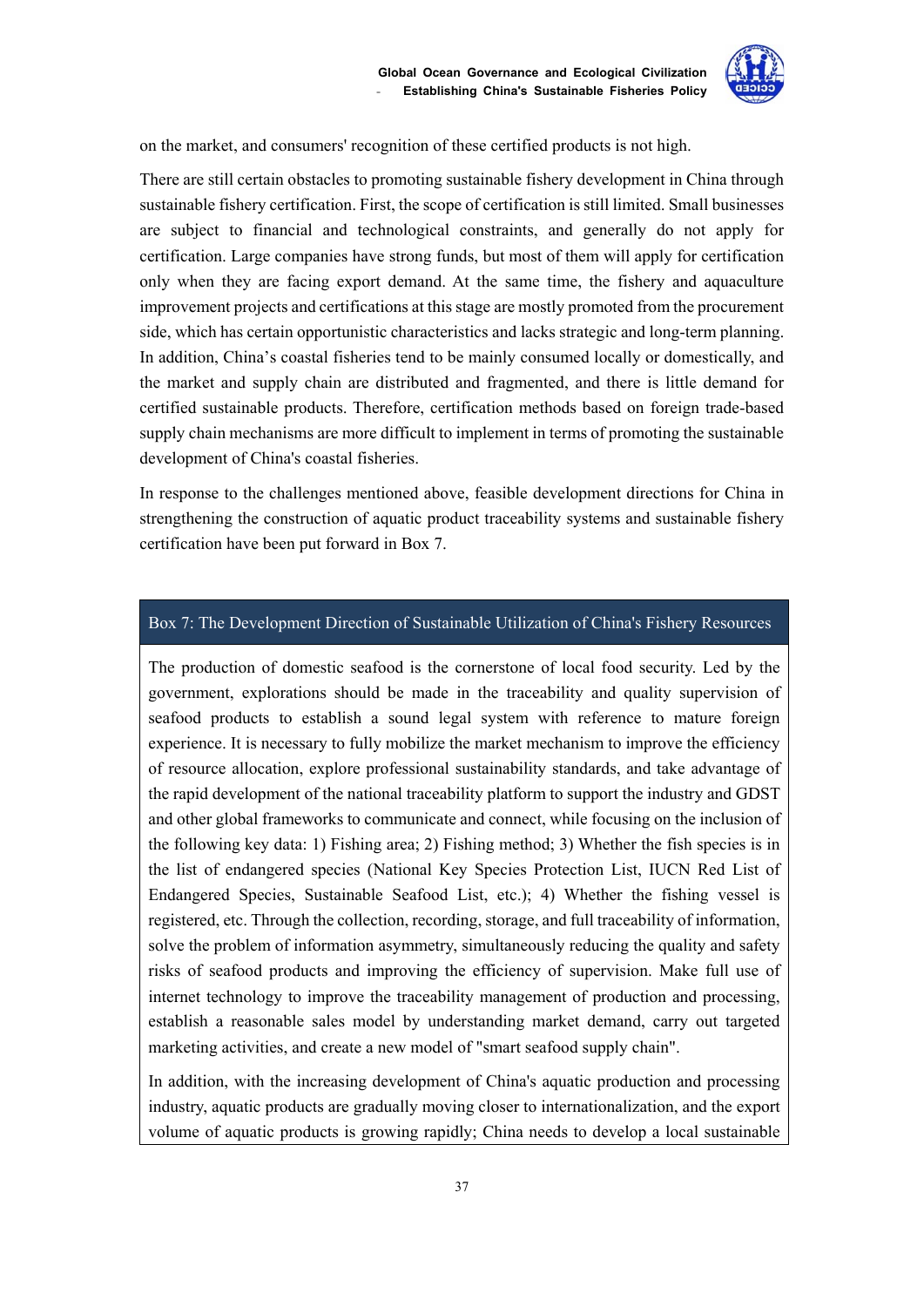on the market, and consumers' recognition of these certified products is not high.

There are still certain obstacles to promoting sustainable fishery development in China through sustainable fishery certification. First, the scope of certification is still limited. Small businesses are subject to financial and technological constraints, and generally do not apply for certification. Large companies have strong funds, but most of them will apply for certification only when they are facing export demand. At the same time, the fishery and aquaculture improvement projects and certifications at this stage are mostly promoted from the procurement side, which has certain opportunistic characteristics and lacks strategic and long-term planning. In addition, China's coastal fisheries tend to be mainly consumed locally or domestically, and the market and supply chain are distributed and fragmented, and there is little demand for certified sustainable products. Therefore, certification methods based on foreign trade-based supply chain mechanisms are more difficult to implement in terms of promoting the sustainable development of China's coastal fisheries.

In response to the challenges mentioned above, feasible development directions for China in strengthening the construction of aquatic product traceability systems and sustainable fishery certification have been put forward in Box 7.

**Box 7: The Development Direction of Sustainable Utilization of China's Fishery Resources**

The production of domestic seafood is the cornerstone of local food security. Led by the government, explorations should be made in the traceability and quality supervision of seafood products to establish a sound legal system with reference to mature foreign experience. It is necessary to fully mobilize the market mechanism to improve the efficiency of resource allocation, explore professional sustainability standards, and take advantage of the rapid development of the national traceability platform to support the industry and GDST and other global frameworks to communicate and connect, while focusing on the inclusion of the following key data: 1) Fishing area; 2) Fishing method; 3) Whether the fish species is in the list of endangered species (National Key Species Protection List, IUCN Red List of Endangered Species, Sustainable Seafood List, etc.); 4) Whether the fishing vessel is registered, etc. Through the collection, recording, storage, and full traceability of information, solve the problem of information asymmetry, simultaneously reducing the quality and safety risks of seafood products and improving the efficiency of supervision. Make full use of internet technology to improve the traceability management of production and processing, establish a reasonable sales model by understanding market demand, carry out targeted marketing activities, and create a new model of "smart seafood supply chain".

In addition, with the increasing development of China's aquatic production and processing industry, aquatic products are gradually moving closer to internationalization, and the export volume of aquatic products is growing rapidly; China needs to develop a local sustainable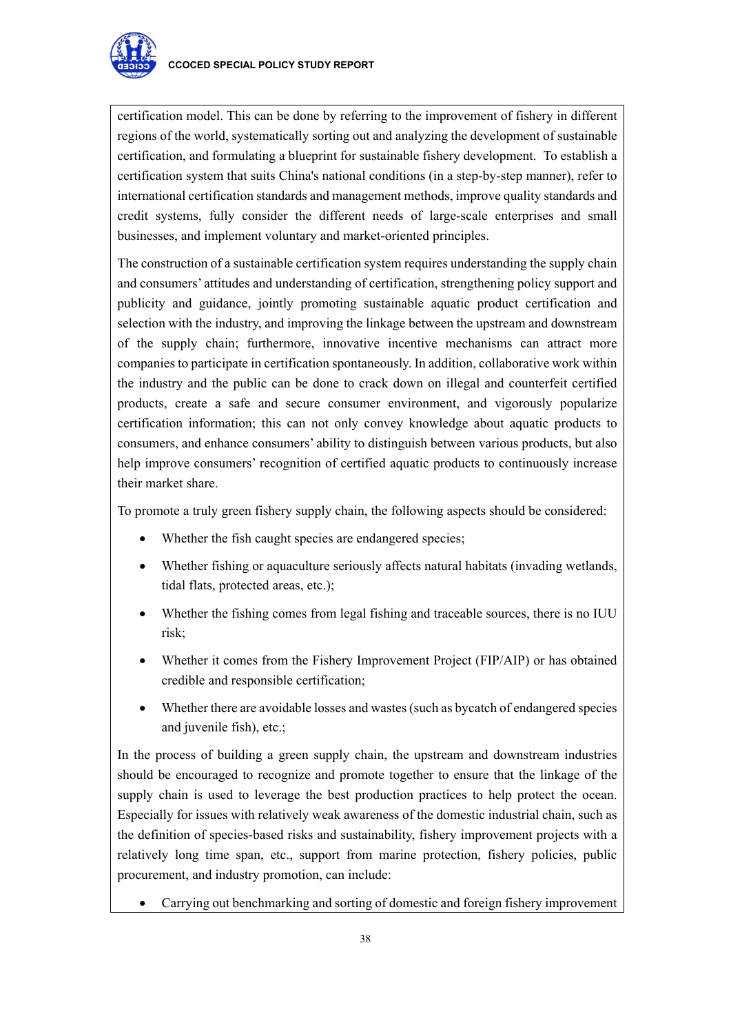certification model. This can be done by referring to the improvement of fishery in different regions of the world, systematically sorting out and analyzing the development of sustainable certification, and formulating a blueprint for sustainable fishery development. To establish a certification system that suits China's national conditions (in a step-by-step manner), refer to international certification standards and management methods, improve quality standards and credit systems, fully consider the different needs of large-scale enterprises and small businesses, and implement voluntary and market-oriented principles.

The construction of a sustainable certification system requires understanding the supply chain and consumers' attitudes and understanding of certification, strengthening policy support and publicity and guidance, jointly promoting sustainable aquatic product certification and selection with the industry, and improving the linkage between the upstream and downstream of the supply chain; furthermore, innovative incentive mechanisms can attract more companies to participate in certification spontaneously. In addition, collaborative work within the industry and the public can be done to crack down on illegal and counterfeit certified products, create a safe and secure consumer environment, and vigorously popularize certification information; this can not only convey knowledge about aquatic products to consumers, and enhance consumers' ability to distinguish between various products, but also help improve consumers' recognition of certified aquatic products to continuously increase their market share.

To promote a truly green fishery supply chain, the following aspects should be considered:

- Whether the fish caught species are endangered species;
- Whether fishing or aquaculture seriously affects natural habitats (invading wetlands, tidal flats, protected areas, etc.);
- Whether the fishing comes from legal fishing and traceable sources, there is no IUU risk;
- Whether it comes from the Fishery Improvement Project (FIP/AIP) or has obtained credible and responsible certification;
- Whether there are avoidable losses and wastes (such as bycatch of endangered species and juvenile fish), etc.;

In the process of building a green supply chain, the upstream and downstream industries should be encouraged to recognize and promote together to ensure that the linkage of the supply chain is used to leverage the best production practices to help protect the ocean. Especially for issues with relatively weak awareness of the domestic industrial chain, such as the definition of species-based risks and sustainability, fishery improvement projects with a relatively long time span, etc., support from marine protection, fishery policies, public procurement, and industry promotion, can include:

- Carrying out benchmarking and sorting of domestic and foreign fishery improvement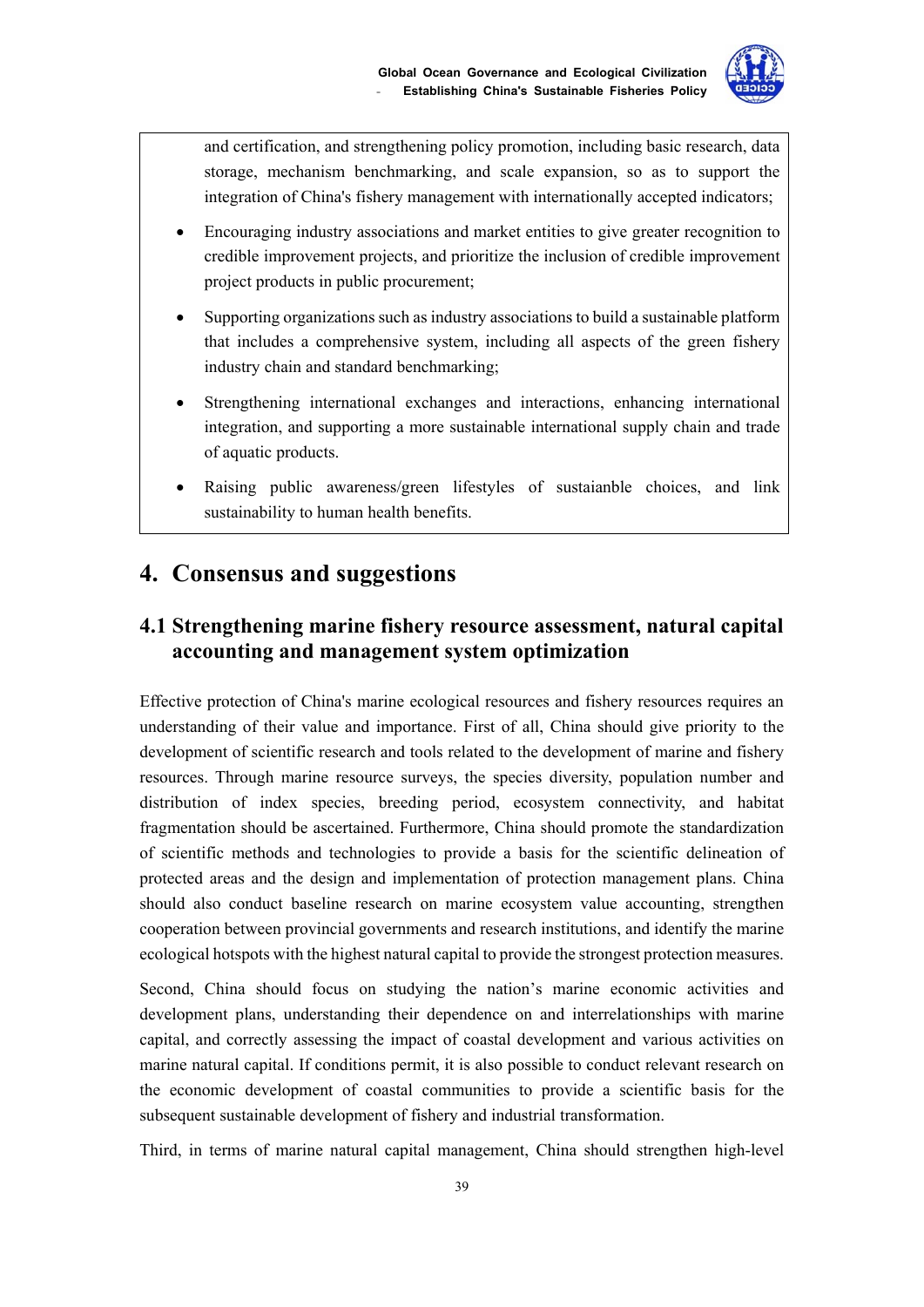and certification, and strengthening policy promotion, including basic research, data storage, mechanism benchmarking, and scale expansion, so as to support the integration of China's fishery management with internationally accepted indicators;

- Encouraging industry associations and market entities to give greater recognition to credible improvement projects, and prioritize the inclusion of credible improvement project products in public procurement;
- Supporting organizations such as industry associations to build a sustainable platform that includes a comprehensive system, including all aspects of the green fishery industry chain and standard benchmarking;
- Strengthening international exchanges and interactions, enhancing international integration, and supporting a more sustainable international supply chain and trade of aquatic products.
- Raising public awareness/green lifestyles of sustaianble choices, and link sustainability to human health benefits.

# 4. Consensus and suggestions

## 4.1 Strengthening marine fishery resource assessment, natural capital accounting and management system optimization

Effective protection of China's marine ecological resources and fishery resources requires an understanding of their value and importance. First of all, China should give priority to the development of scientific research and tools related to the development of marine and fishery resources. Through marine resource surveys, the species diversity, population number and distribution of index species, breeding period, ecosystem connectivity, and habitat fragmentation should be ascertained. Furthermore, China should promote the standardization of scientific methods and technologies to provide a basis for the scientific delineation of protected areas and the design and implementation of protection management plans. China should also conduct baseline research on marine ecosystem value accounting, strengthen cooperation between provincial governments and research institutions, and identify the marine ecological hotspots with the highest natural capital to provide the strongest protection measures.

Second, China should focus on studying the nation's marine economic activities and development plans, understanding their dependence on and interrelationships with marine capital, and correctly assessing the impact of coastal development and various activities on marine natural capital. If conditions permit, it is also possible to conduct relevant research on the economic development of coastal communities to provide a scientific basis for the subsequent sustainable development of fishery and industrial transformation.

Third, in terms of marine natural capital management, China should strengthen high-level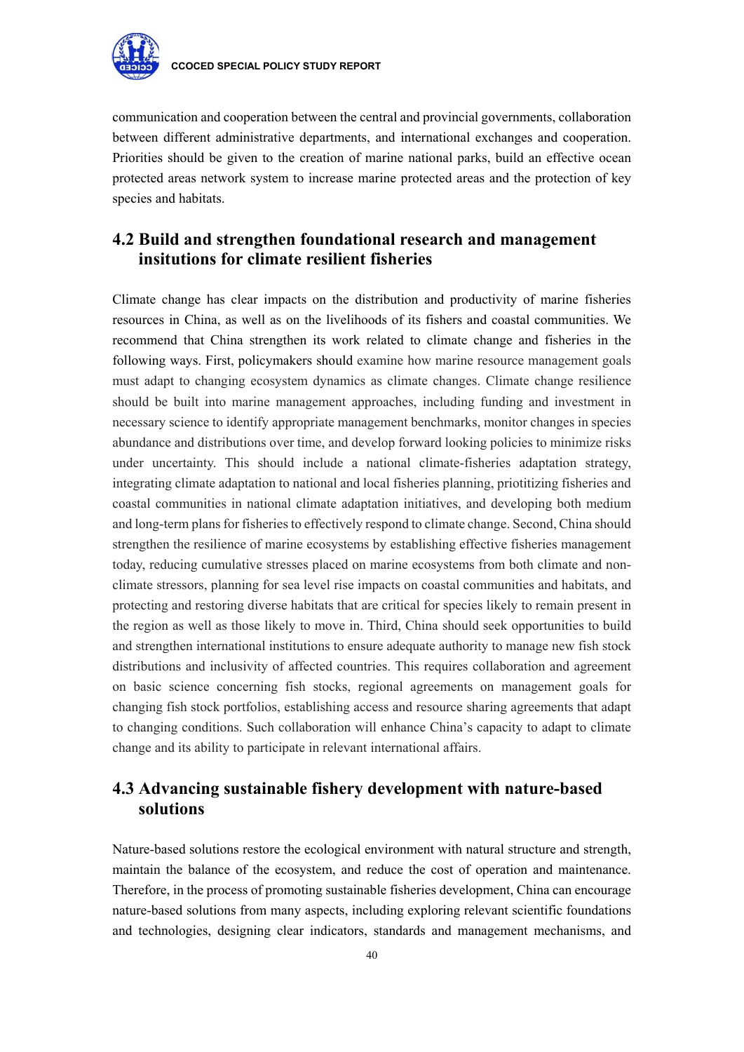communication and cooperation between the central and provincial governments, collaboration between different administrative departments, and international exchanges and cooperation. Priorities should be given to the creation of marine national parks, build an effective ocean protected areas network system to increase marine protected areas and the protection of key species and habitats.

## 4.2 Build and strengthen foundational research and management insitutions for climate resilient fisheries

Climate change has clear impacts on the distribution and productivity of marine fisheries resources in China, as well as on the livelihoods of its fishers and coastal communities. We recommend that China strengthen its work related to climate change and fisheries in the following ways. First, policymakers should examine how marine resource management goals must adapt to changing ecosystem dynamics as climate changes. Climate change resilience should be built into marine management approaches, including funding and investment in necessary science to identify appropriate management benchmarks, monitor changes in species abundance and distributions over time, and develop forward looking policies to minimize risks under uncertainty. This should include a national climate-fisheries adaptation strategy, integrating climate adaptation to national and local fisheries planning, priotitizing fisheries and coastal communities in national climate adaptation initiatives, and developing both medium and long-term plans for fisheries to effectively respond to climate change. Second, China should strengthen the resilience of marine ecosystems by establishing effective fisheries management today, reducing cumulative stresses placed on marine ecosystems from both climate and non-climate stressors, planning for sea level rise impacts on coastal communities and habitats, and protecting and restoring diverse habitats that are critical for species likely to remain present in the region as well as those likely to move in. Third, China should seek opportunities to build and strengthen international institutions to ensure adequate authority to manage new fish stock distributions and inclusivity of affected countries. This requires collaboration and agreement on basic science concerning fish stocks, regional agreements on management goals for changing fish stock portfolios, establishing access and resource sharing agreements that adapt to changing conditions. Such collaboration will enhance China's capacity to adapt to climate change and its ability to participate in relevant international affairs.

## 4.3 Advancing sustainable fishery development with nature-based solutions

Nature-based solutions restore the ecological environment with natural structure and strength, maintain the balance of the ecosystem, and reduce the cost of operation and maintenance. Therefore, in the process of promoting sustainable fisheries development, China can encourage nature-based solutions from many aspects, including exploring relevant scientific foundations and technologies, designing clear indicators, standards and management mechanisms, and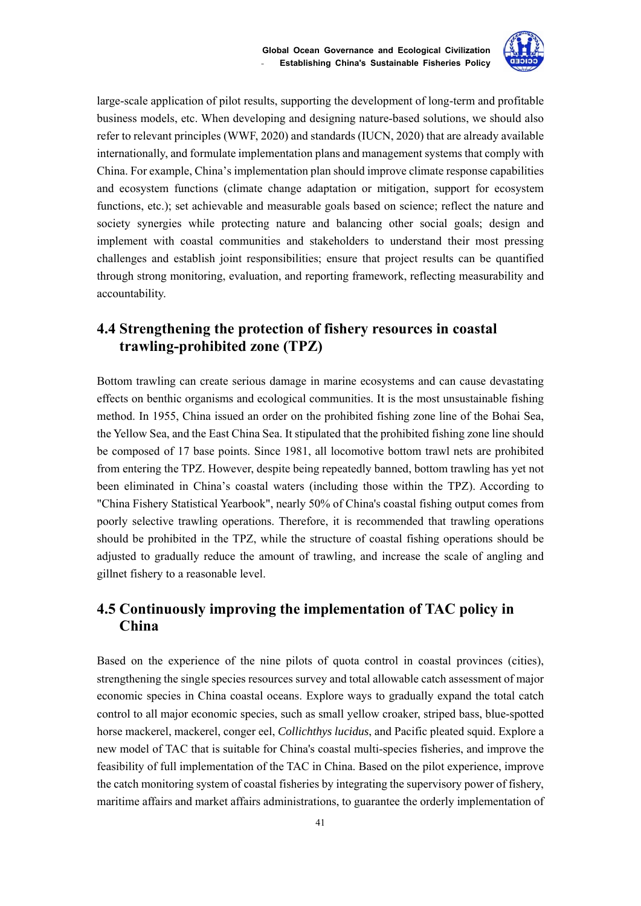large-scale application of pilot results, supporting the development of long-term and profitable business models, etc. When developing and designing nature-based solutions, we should also refer to relevant principles (WWF, 2020) and standards (IUCN, 2020) that are already available internationally, and formulate implementation plans and management systems that comply with China. For example, China's implementation plan should improve climate response capabilities and ecosystem functions (climate change adaptation or mitigation, support for ecosystem functions, etc.); set achievable and measurable goals based on science; reflect the nature and society synergies while protecting nature and balancing other social goals; design and implement with coastal communities and stakeholders to understand their most pressing challenges and establish joint responsibilities; ensure that project results can be quantified through strong monitoring, evaluation, and reporting framework, reflecting measurability and accountability.

## 4.4 Strengthening the protection of fishery resources in coastal trawling-prohibited zone (TPZ)

Bottom trawling can create serious damage in marine ecosystems and can cause devastating effects on benthic organisms and ecological communities. It is the most unsustainable fishing method. In 1955, China issued an order on the prohibited fishing zone line of the Bohai Sea, the Yellow Sea, and the East China Sea. It stipulated that the prohibited fishing zone line should be composed of 17 base points. Since 1981, all locomotive bottom trawl nets are prohibited from entering the TPZ. However, despite being repeatedly banned, bottom trawling has yet not been eliminated in China's coastal waters (including those within the TPZ). According to "China Fishery Statistical Yearbook", nearly 50% of China's coastal fishing output comes from poorly selective trawling operations. Therefore, it is recommended that trawling operations should be prohibited in the TPZ, while the structure of coastal fishing operations should be adjusted to gradually reduce the amount of trawling, and increase the scale of angling and gillnet fishery to a reasonable level.

## 4.5 Continuously improving the implementation of TAC policy in China

Based on the experience of the nine pilots of quota control in coastal provinces (cities), strengthening the single species resources survey and total allowable catch assessment of major economic species in China coastal oceans. Explore ways to gradually expand the total catch control to all major economic species, such as small yellow croaker, striped bass, blue-spotted horse mackerel, mackerel, conger eel, *Collichthys lucidus*, and Pacific pleated squid. Explore a new model of TAC that is suitable for China's coastal multi-species fisheries, and improve the feasibility of full implementation of the TAC in China. Based on the pilot experience, improve the catch monitoring system of coastal fisheries by integrating the supervisory power of fishery, maritime affairs and market affairs administrations, to guarantee the orderly implementation of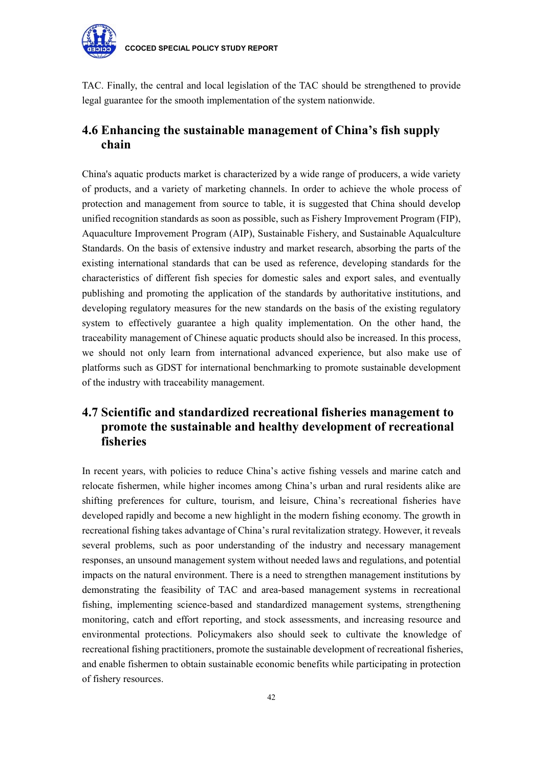TAC. Finally, the central and local legislation of the TAC should be strengthened to provide legal guarantee for the smooth implementation of the system nationwide.

## 4.6 Enhancing the sustainable management of China's fish supply chain

China's aquatic products market is characterized by a wide range of producers, a wide variety of products, and a variety of marketing channels. In order to achieve the whole process of protection and management from source to table, it is suggested that China should develop unified recognition standards as soon as possible, such as Fishery Improvement Program (FIP), Aquaculture Improvement Program (AIP), Sustainable Fishery, and Sustainable Aqualculture Standards. On the basis of extensive industry and market research, absorbing the parts of the existing international standards that can be used as reference, developing standards for the characteristics of different fish species for domestic sales and export sales, and eventually publishing and promoting the application of the standards by authoritative institutions, and developing regulatory measures for the new standards on the basis of the existing regulatory system to effectively guarantee a high quality implementation. On the other hand, the traceability management of Chinese aquatic products should also be increased. In this process, we should not only learn from international advanced experience, but also make use of platforms such as GDST for international benchmarking to promote sustainable development of the industry with traceability management.

## 4.7 Scientific and standardized recreational fisheries management to promote the sustainable and healthy development of recreational fisheries

In recent years, with policies to reduce China's active fishing vessels and marine catch and relocate fishermen, while higher incomes among China's urban and rural residents alike are shifting preferences for culture, tourism, and leisure, China's recreational fisheries have developed rapidly and become a new highlight in the modern fishing economy. The growth in recreational fishing takes advantage of China's rural revitalization strategy. However, it reveals several problems, such as poor understanding of the industry and necessary management responses, an unsound management system without needed laws and regulations, and potential impacts on the natural environment. There is a need to strengthen management institutions by demonstrating the feasibility of TAC and area-based management systems in recreational fishing, implementing science-based and standardized management systems, strengthening monitoring, catch and effort reporting, and stock assessments, and increasing resource and environmental protections. Policymakers also should seek to cultivate the knowledge of recreational fishing practitioners, promote the sustainable development of recreational fisheries, and enable fishermen to obtain sustainable economic benefits while participating in protection of fishery resources.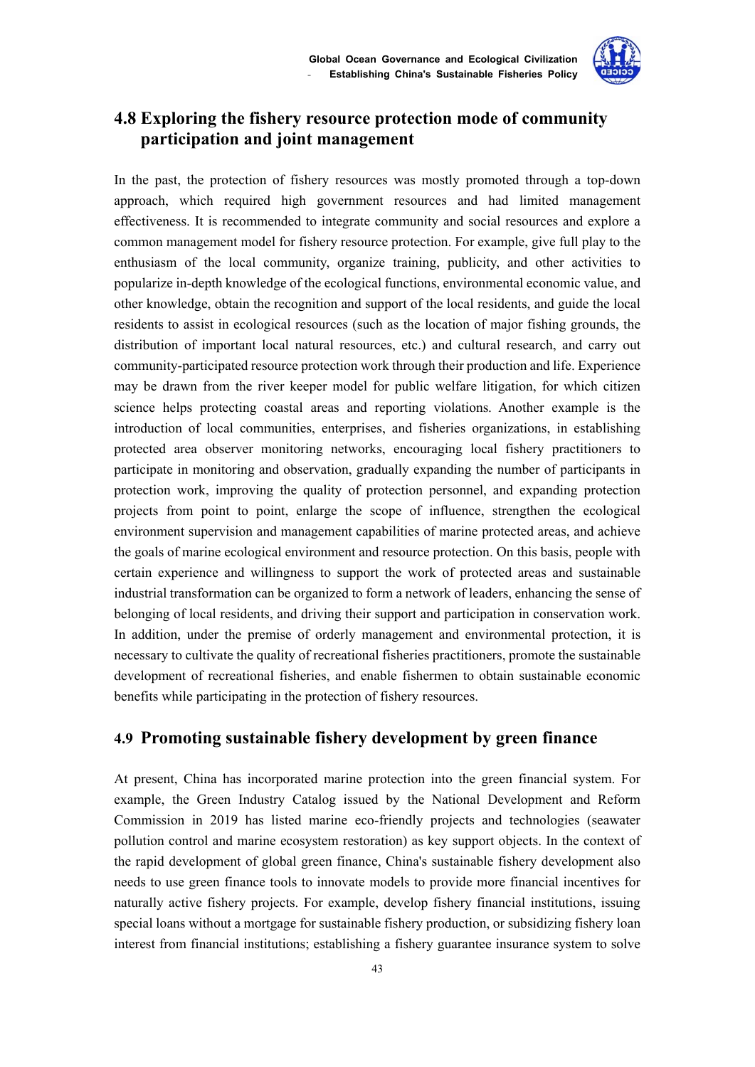## 4.8 Exploring the fishery resource protection mode of community participation and joint management

In the past, the protection of fishery resources was mostly promoted through a top-down approach, which required high government resources and had limited management effectiveness. It is recommended to integrate community and social resources and explore a common management model for fishery resource protection. For example, give full play to the enthusiasm of the local community, organize training, publicity, and other activities to popularize in-depth knowledge of the ecological functions, environmental economic value, and other knowledge, obtain the recognition and support of the local residents, and guide the local residents to assist in ecological resources (such as the location of major fishing grounds, the distribution of important local natural resources, etc.) and cultural research, and carry out community-participated resource protection work through their production and life. Experience may be drawn from the river keeper model for public welfare litigation, for which citizen science helps protecting coastal areas and reporting violations. Another example is the introduction of local communities, enterprises, and fisheries organizations, in establishing protected area observer monitoring networks, encouraging local fishery practitioners to participate in monitoring and observation, gradually expanding the number of participants in protection work, improving the quality of protection personnel, and expanding protection projects from point to point, enlarge the scope of influence, strengthen the ecological environment supervision and management capabilities of marine protected areas, and achieve the goals of marine ecological environment and resource protection. On this basis, people with certain experience and willingness to support the work of protected areas and sustainable industrial transformation can be organized to form a network of leaders, enhancing the sense of belonging of local residents, and driving their support and participation in conservation work. In addition, under the premise of orderly management and environmental protection, it is necessary to cultivate the quality of recreational fisheries practitioners, promote the sustainable development of recreational fisheries, and enable fishermen to obtain sustainable economic benefits while participating in the protection of fishery resources.

## 4.9 Promoting sustainable fishery development by green finance

At present, China has incorporated marine protection into the green financial system. For example, the Green Industry Catalog issued by the National Development and Reform Commission in 2019 has listed marine eco-friendly projects and technologies (seawater pollution control and marine ecosystem restoration) as key support objects. In the context of the rapid development of global green finance, China's sustainable fishery development also needs to use green finance tools to innovate models to provide more financial incentives for naturally active fishery projects. For example, develop fishery financial institutions, issuing special loans without a mortgage for sustainable fishery production, or subsidizing fishery loan interest from financial institutions; establishing a fishery guarantee insurance system to solve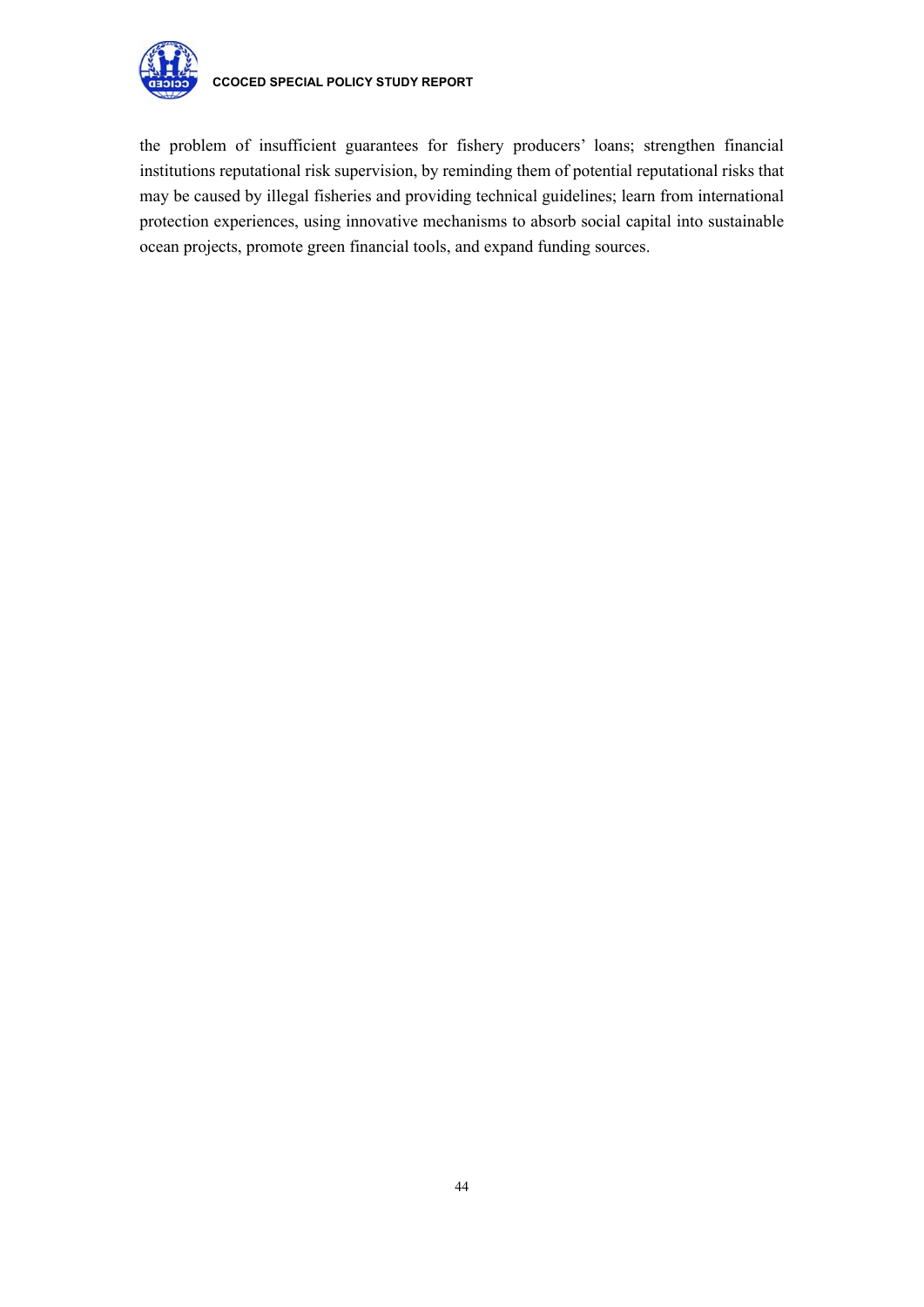the problem of insufficient guarantees for fishery producers' loans; strengthen financial institutions reputational risk supervision, by reminding them of potential reputational risks that may be caused by illegal fisheries and providing technical guidelines; learn from international protection experiences, using innovative mechanisms to absorb social capital into sustainable ocean projects, promote green financial tools, and expand funding sources.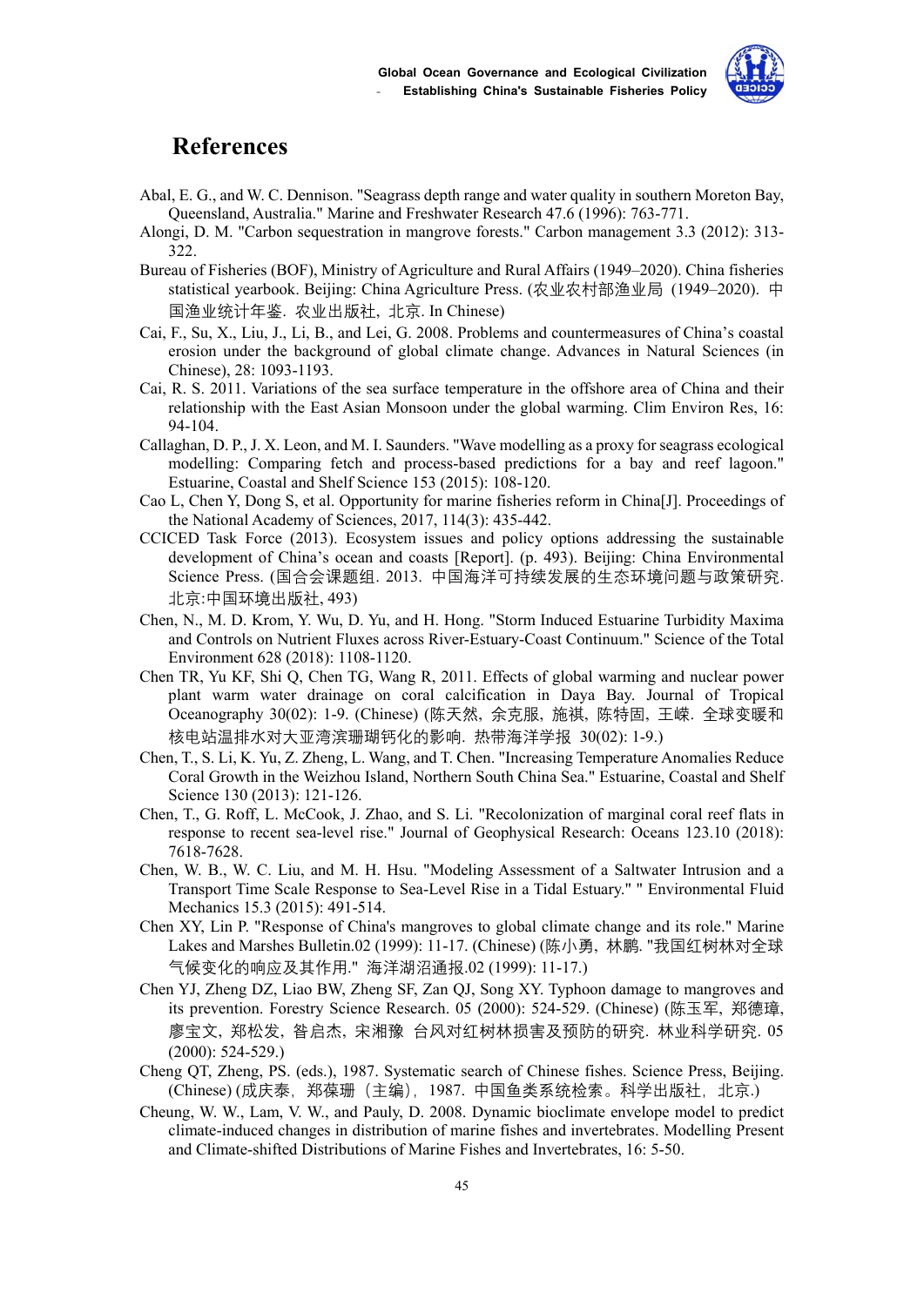# References

Abal, E. G., and W. C. Dennison. "Seagrass depth range and water quality in southern Moreton Bay, Queensland, Australia." Marine and Freshwater Research 47.6 (1996): 763-771.

Alongi, D. M. "Carbon sequestration in mangrove forests." Carbon management 3.3 (2012): 313-322.

Bureau of Fisheries (BOF), Ministry of Agriculture and Rural Affairs (1949–2020). China fisheries statistical yearbook. Beijing: China Agriculture Press. (农业农村部渔业局 (1949–2020). 中国渔业统计年鉴. 农业出版社, 北京. In Chinese)

Cai, F., Su, X., Liu, J., Li, B., and Lei, G. 2008. Problems and countermeasures of China's coastal erosion under the background of global climate change. Advances in Natural Sciences (in Chinese), 28: 1093-1193.

Cai, R. S. 2011. Variations of the sea surface temperature in the offshore area of China and their relationship with the East Asian Monsoon under the global warming. Clim Environ Res, 16: 94-104.

Callaghan, D. P., J. X. Leon, and M. I. Saunders. "Wave modelling as a proxy for seagrass ecological modelling: Comparing fetch and process-based predictions for a bay and reef lagoon." Estuarine, Coastal and Shelf Science 153 (2015): 108-120.

Cao L, Chen Y, Dong S, et al. Opportunity for marine fisheries reform in China[J]. Proceedings of the National Academy of Sciences, 2017, 114(3): 435-442.

CCICED Task Force (2013). Ecosystem issues and policy options addressing the sustainable development of China's ocean and coasts [Report]. (p. 493). Beijing: China Environmental Science Press. (国合会课题组. 2013. 中国海洋可持续发展的生态环境问题与政策研究. 北京:中国环境出版社, 493)

Chen, N., M. D. Krom, Y. Wu, D. Yu, and H. Hong. "Storm Induced Estuarine Turbidity Maxima and Controls on Nutrient Fluxes across River-Estuary-Coast Continuum." Science of the Total Environment 628 (2018): 1108-1120.

Chen TR, Yu KF, Shi Q, Chen TG, Wang R, 2011. Effects of global warming and nuclear power plant warm water drainage on coral calcification in Daya Bay. Journal of Tropical Oceanography 30(02): 1-9. (Chinese) (陈天然, 余克服, 施祺, 陈特固, 王嵘. 全球变暖和核电站温排水对大亚湾滨珊瑚钙化的影响. 热带海洋学报 30(02): 1-9.)

Chen, T., S. Li, K. Yu, Z. Zheng, L. Wang, and T. Chen. "Increasing Temperature Anomalies Reduce Coral Growth in the Weizhou Island, Northern South China Sea." Estuarine, Coastal and Shelf Science 130 (2013): 121-126.

Chen, T., G. Roff, L. McCook, J. Zhao, and S. Li. "Recolonization of marginal coral reef flats in response to recent sea-level rise." Journal of Geophysical Research: Oceans 123.10 (2018): 7618-7628.

Chen, W. B., W. C. Liu, and M. H. Hsu. "Modeling Assessment of a Saltwater Intrusion and a Transport Time Scale Response to Sea-Level Rise in a Tidal Estuary." " Environmental Fluid Mechanics 15.3 (2015): 491-514.

Chen XY, Lin P. "Response of China's mangroves to global climate change and its role." Marine Lakes and Marshes Bulletin.02 (1999): 11-17. (Chinese) (陈小勇, 林鹏. "我国红树林对全球气候变化的响应及其作用." 海洋湖沼通报.02 (1999): 11-17.)

Chen YJ, Zheng DZ, Liao BW, Zheng SF, Zan QJ, Song XY. Typhoon damage to mangroves and its prevention. Forestry Science Research. 05 (2000): 524-529. (Chinese) (陈玉军, 郑德璋, 廖宝文, 郑松发, 昝启杰, 宋湘豫 台风对红树林损害及预防的研究. 林业科学研究. 05 (2000): 524-529.)

Cheng QT, Zheng, PS. (eds.), 1987. Systematic search of Chinese fishes. Science Press, Beijing. (Chinese) (成庆泰, 郑葆珊（主编）, 1987. 中国鱼类系统检索。科学出版社, 北京.)

Cheung, W. W., Lam, V. W., and Pauly, D. 2008. Dynamic bioclimate envelope model to predict climate-induced changes in distribution of marine fishes and invertebrates. Modelling Present and Climate-shifted Distributions of Marine Fishes and Invertebrates, 16: 5-50.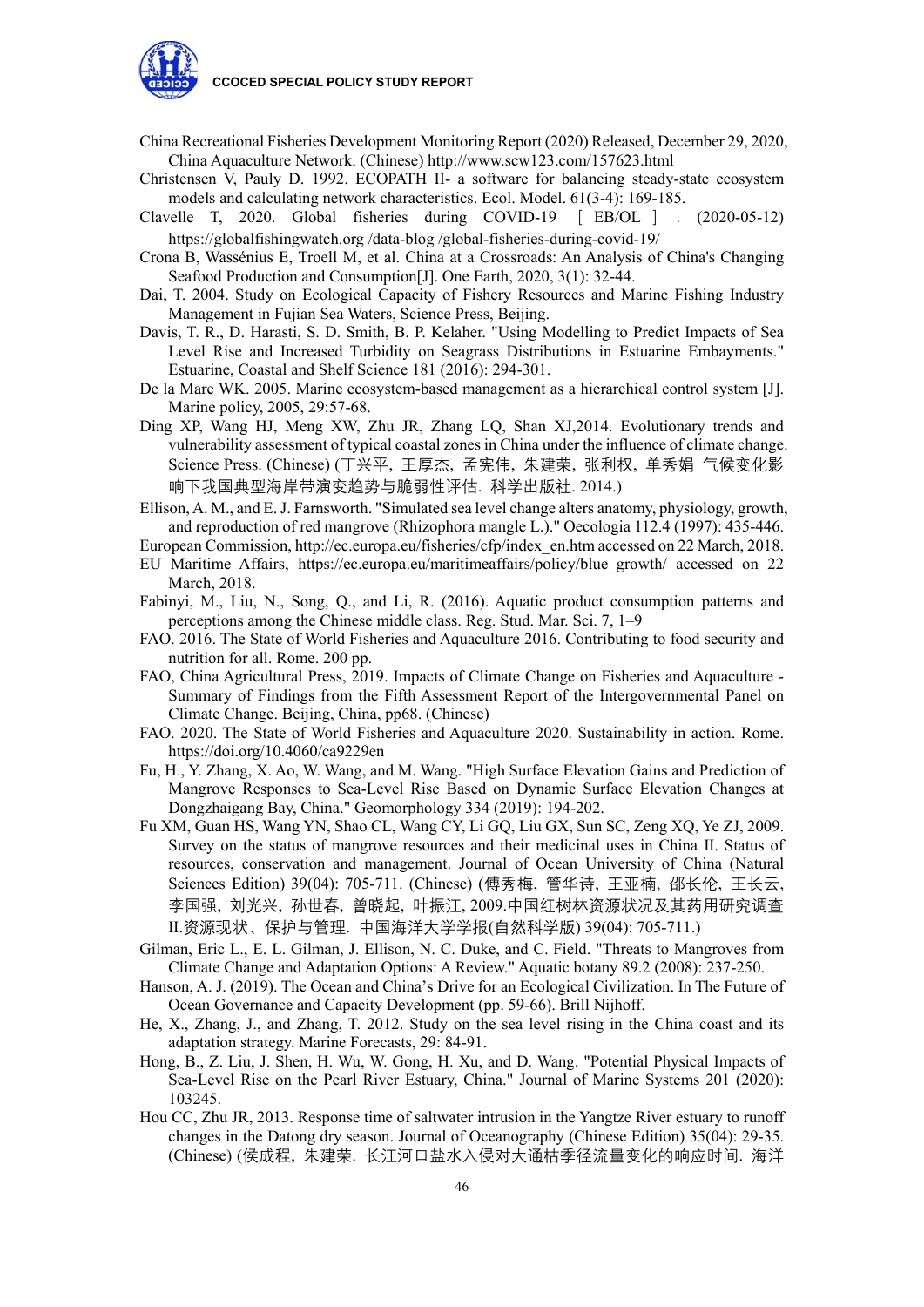China Recreational Fisheries Development Monitoring Report (2020) Released, December 29, 2020, China Aquaculture Network. (Chinese) http://www.scw123.com/157623.html

Christensen V, Pauly D. 1992. ECOPATH II- a software for balancing steady-state ecosystem models and calculating network characteristics. Ecol. Model. 61(3-4): 169-185.

Clavelle T, 2020. Global fisheries during COVID-19 [EB/OL]. (2020-05-12) https://globalfishingwatch.org /data-blog /global-fisheries-during-covid-19/

Crona B, Wassénius E, Troell M, et al. China at a Crossroads: An Analysis of China's Changing Seafood Production and Consumption[J]. One Earth, 2020, 3(1): 32-44.

Dai, T. 2004. Study on Ecological Capacity of Fishery Resources and Marine Fishing Industry Management in Fujian Sea Waters, Science Press, Beijing.

Davis, T. R., D. Harasti, S. D. Smith, B. P. Kelaher. "Using Modelling to Predict Impacts of Sea Level Rise and Increased Turbidity on Seagrass Distributions in Estuarine Embayments." Estuarine, Coastal and Shelf Science 181 (2016): 294-301.

De la Mare WK. 2005. Marine ecosystem-based management as a hierarchical control system [J]. Marine policy, 2005, 29:57-68.

Ding XP, Wang HJ, Meng XW, Zhu JR, Zhang LQ, Shan XJ,2014. Evolutionary trends and vulnerability assessment of typical coastal zones in China under the influence of climate change. Science Press. (Chinese) (丁兴平，王厚杰，孟宪伟，朱建荣，张利权，单秀娟 气候变化影响下我国典型海岸带演变趋势与脆弱性评估. 科学出版社. 2014.)

Ellison, A. M., and E. J. Farnsworth. "Simulated sea level change alters anatomy, physiology, growth, and reproduction of red mangrove (Rhizophora mangle L.)." Oecologia 112.4 (1997): 435-446.

European Commission, http://ec.europa.eu/fisheries/cfp/index_en.htm accessed on 22 March, 2018.

EU Maritime Affairs, https://ec.europa.eu/maritimeaffairs/policy/blue_growth/ accessed on 22 March, 2018.

Fabinyi, M., Liu, N., Song, Q., and Li, R. (2016). Aquatic product consumption patterns and perceptions among the Chinese middle class. Reg. Stud. Mar. Sci. 7, 1–9

FAO. 2016. The State of World Fisheries and Aquaculture 2016. Contributing to food security and nutrition for all. Rome. 200 pp.

FAO, China Agricultural Press, 2019. Impacts of Climate Change on Fisheries and Aquaculture - Summary of Findings from the Fifth Assessment Report of the Intergovernmental Panel on Climate Change. Beijing, China, pp68. (Chinese)

FAO. 2020. The State of World Fisheries and Aquaculture 2020. Sustainability in action. Rome. https://doi.org/10.4060/ca9229en

Fu, H., Y. Zhang, X. Ao, W. Wang, and M. Wang. "High Surface Elevation Gains and Prediction of Mangrove Responses to Sea-Level Rise Based on Dynamic Surface Elevation Changes at Dongzhaigang Bay, China." Geomorphology 334 (2019): 194-202.

Fu XM, Guan HS, Wang YN, Shao CL, Wang CY, Li GQ, Liu GX, Sun SC, Zeng XQ, Ye ZJ, 2009. Survey on the status of mangrove resources and their medicinal uses in China II. Status of resources, conservation and management. Journal of Ocean University of China (Natural Sciences Edition) 39(04): 705-711. (Chinese) (傅秀梅，管华诗，王亚楠，邵长伦，王长云，李国强，刘光兴，孙世春，曾晓起，叶振江, 2009.中国红树林资源状况及其药用研究调查II.资源现状、保护与管理. 中国海洋大学学报(自然科学版) 39(04): 705-711.)

Gilman, Eric L., E. L. Gilman, J. Ellison, N. C. Duke, and C. Field. "Threats to Mangroves from Climate Change and Adaptation Options: A Review." Aquatic botany 89.2 (2008): 237-250.

Hanson, A. J. (2019). The Ocean and China's Drive for an Ecological Civilization. In The Future of Ocean Governance and Capacity Development (pp. 59-66). Brill Nijhoff.

He, X., Zhang, J., and Zhang, T. 2012. Study on the sea level rising in the China coast and its adaptation strategy. Marine Forecasts, 29: 84-91.

Hong, B., Z. Liu, J. Shen, H. Wu, W. Gong, H. Xu, and D. Wang. "Potential Physical Impacts of Sea-Level Rise on the Pearl River Estuary, China." Journal of Marine Systems 201 (2020): 103245.

Hou CC, Zhu JR, 2013. Response time of saltwater intrusion in the Yangtze River estuary to runoff changes in the Datong dry season. Journal of Oceanography (Chinese Edition) 35(04): 29-35. (Chinese) (侯成程，朱建荣. 长江河口盐水入侵对大通枯季径流量变化的响应时间. 海洋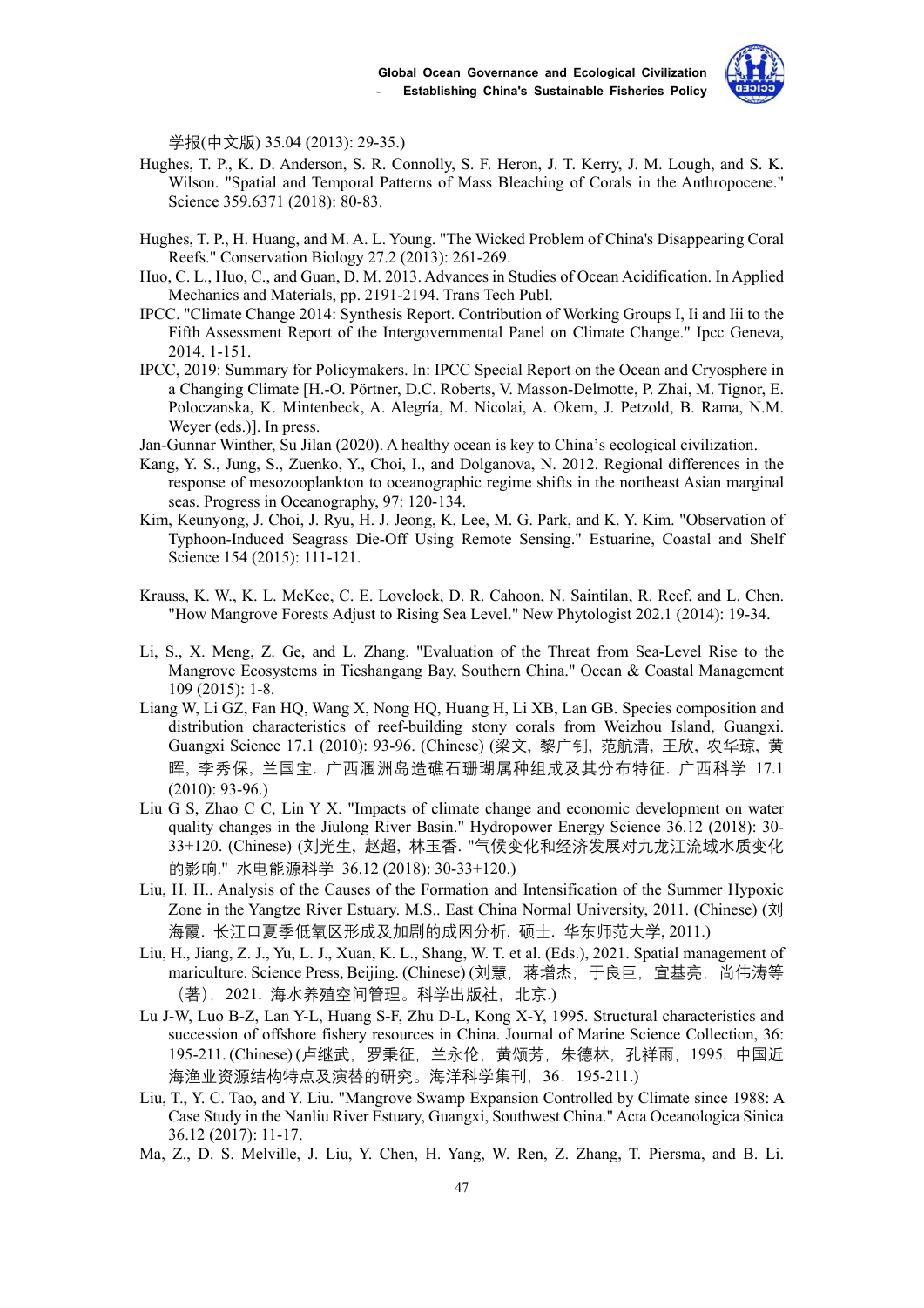学报(中文版) 35.04 (2013): 29-35.)

Hughes, T. P., K. D. Anderson, S. R. Connolly, S. F. Heron, J. T. Kerry, J. M. Lough, and S. K. Wilson. "Spatial and Temporal Patterns of Mass Bleaching of Corals in the Anthropocene." Science 359.6371 (2018): 80-83.

Hughes, T. P., H. Huang, and M. A. L. Young. "The Wicked Problem of China's Disappearing Coral Reefs." Conservation Biology 27.2 (2013): 261-269.

Huo, C. L., Huo, C., and Guan, D. M. 2013. Advances in Studies of Ocean Acidification. In Applied Mechanics and Materials, pp. 2191-2194. Trans Tech Publ.

IPCC. "Climate Change 2014: Synthesis Report. Contribution of Working Groups I, Ii and Iii to the Fifth Assessment Report of the Intergovernmental Panel on Climate Change." Ipcc Geneva, 2014. 1-151.

IPCC, 2019: Summary for Policymakers. In: IPCC Special Report on the Ocean and Cryosphere in a Changing Climate [H.-O. Pörtner, D.C. Roberts, V. Masson-Delmotte, P. Zhai, M. Tignor, E. Poloczanska, K. Mintenbeck, A. Alegría, M. Nicolai, A. Okem, J. Petzold, B. Rama, N.M. Weyer (eds.)]. In press.

Jan-Gunnar Winther, Su Jilan (2020). A healthy ocean is key to China's ecological civilization.

Kang, Y. S., Jung, S., Zuenko, Y., Choi, I., and Dolganova, N. 2012. Regional differences in the response of mesozooplankton to oceanographic regime shifts in the northeast Asian marginal seas. Progress in Oceanography, 97: 120-134.

Kim, Keunyong, J. Choi, J. Ryu, H. J. Jeong, K. Lee, M. G. Park, and K. Y. Kim. "Observation of Typhoon-Induced Seagrass Die-Off Using Remote Sensing." Estuarine, Coastal and Shelf Science 154 (2015): 111-121.

Krauss, K. W., K. L. McKee, C. E. Lovelock, D. R. Cahoon, N. Saintilan, R. Reef, and L. Chen. "How Mangrove Forests Adjust to Rising Sea Level." New Phytologist 202.1 (2014): 19-34.

Li, S., X. Meng, Z. Ge, and L. Zhang. "Evaluation of the Threat from Sea-Level Rise to the Mangrove Ecosystems in Tieshangang Bay, Southern China." Ocean & Coastal Management 109 (2015): 1-8.

Liang W, Li GZ, Fan HQ, Wang X, Nong HQ, Huang H, Li XB, Lan GB. Species composition and distribution characteristics of reef-building stony corals from Weizhou Island, Guangxi. Guangxi Science 17.1 (2010): 93-96. (Chinese) (梁文，黎广钊，范航清，王欣，农华琼，黄晖，李秀保，兰国宝．广西涠洲岛造礁石珊瑚属种组成及其分布特征．广西科学 17.1 (2010): 93-96.)

Liu G S, Zhao C C, Lin Y X. "Impacts of climate change and economic development on water quality changes in the Jiulong River Basin." Hydropower Energy Science 36.12 (2018): 30-33+120. (Chinese) (刘光生，赵超，林玉香．"气候变化和经济发展对九龙江流域水质变化的影响." 水电能源科学 36.12 (2018): 30-33+120.)

Liu, H. H.. Analysis of the Causes of the Formation and Intensification of the Summer Hypoxic Zone in the Yangtze River Estuary. M.S.. East China Normal University, 2011. (Chinese) (刘海霞．长江口夏季低氧区形成及加剧的成因分析．硕士．华东师范大学, 2011.)

Liu, H., Jiang, Z. J., Yu, L. J., Xuan, K. L., Shang, W. T. et al. (Eds.), 2021. Spatial management of mariculture. Science Press, Beijing. (Chinese) (刘慧，蒋增杰，于良巨，宣基亮，尚伟涛等（著），2021．海水养殖空间管理。科学出版社，北京.)

Lu J-W, Luo B-Z, Lan Y-L, Huang S-F, Zhu D-L, Kong X-Y, 1995. Structural characteristics and succession of offshore fishery resources in China. Journal of Marine Science Collection, 36: 195-211. (Chinese) (卢继武，罗秉征，兰永伦，黄颂芳，朱德林，孔祥雨，1995．中国近海渔业资源结构特点及演替的研究。海洋科学集刊，36：195-211.)

Liu, T., Y. C. Tao, and Y. Liu. "Mangrove Swamp Expansion Controlled by Climate since 1988: A Case Study in the Nanliu River Estuary, Guangxi, Southwest China." Acta Oceanologica Sinica 36.12 (2017): 11-17.

Ma, Z., D. S. Melville, J. Liu, Y. Chen, H. Yang, W. Ren, Z. Zhang, T. Piersma, and B. Li.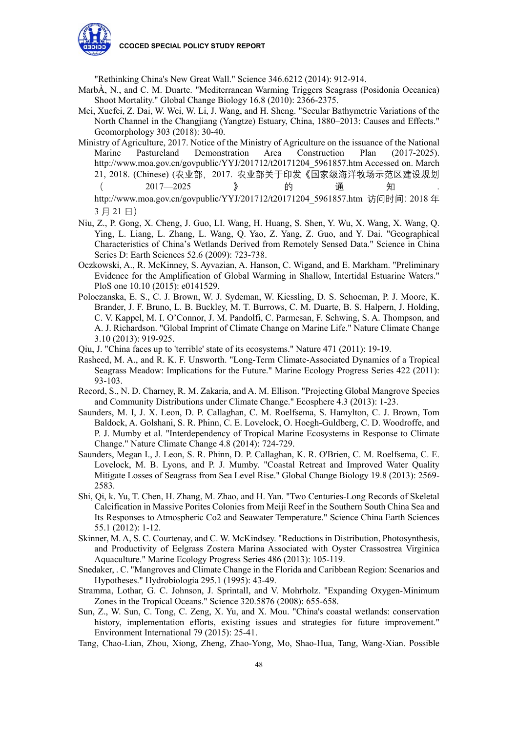"Rethinking China's New Great Wall." Science 346.6212 (2014): 912-914.

MarbÀ, N., and C. M. Duarte. "Mediterranean Warming Triggers Seagrass (Posidonia Oceanica) Shoot Mortality." Global Change Biology 16.8 (2010): 2366-2375.

Mei, Xuefei, Z. Dai, W. Wei, W. Li, J. Wang, and H. Sheng. "Secular Bathymetric Variations of the North Channel in the Changjiang (Yangtze) Estuary, China, 1880–2013: Causes and Effects." Geomorphology 303 (2018): 30-40.

Ministry of Agriculture, 2017. Notice of the Ministry of Agriculture on the issuance of the National Marine Pastureland Demonstration Area Construction Plan (2017-2025). http://www.moa.gov.cn/govpublic/YYJ/201712/t20171204_5961857.htm Accessed on. March 21, 2018. (Chinese) (农业部，2017. 农业部关于印发《国家级海洋牧场示范区建设规划（2017—2025）》的通知. http://www.moa.gov.cn/govpublic/YYJ/201712/t20171204_5961857.htm 访问时间：2018 年 3 月 21 日）

Niu, Z., P. Gong, X. Cheng, J. Guo, LI. Wang, H. Huang, S. Shen, Y. Wu, X. Wang, X. Wang, Q. Ying, L. Liang, L. Zhang, L. Wang, Q. Yao, Z. Yang, Z. Guo, and Y. Dai. "Geographical Characteristics of China's Wetlands Derived from Remotely Sensed Data." Science in China Series D: Earth Sciences 52.6 (2009): 723-738.

Oczkowski, A., R. McKinney, S. Ayvazian, A. Hanson, C. Wigand, and E. Markham. "Preliminary Evidence for the Amplification of Global Warming in Shallow, Intertidal Estuarine Waters." PloS one 10.10 (2015): e0141529.

Poloczanska, E. S., C. J. Brown, W. J. Sydeman, W. Kiessling, D. S. Schoeman, P. J. Moore, K. Brander, J. F. Bruno, L. B. Buckley, M. T. Burrows, C. M. Duarte, B. S. Halpern, J. Holding, C. V. Kappel, M. I. O'Connor, J. M. Pandolfi, C. Parmesan, F. Schwing, S. A. Thompson, and A. J. Richardson. "Global Imprint of Climate Change on Marine Life." Nature Climate Change 3.10 (2013): 919-925.

Qiu, J. "China faces up to 'terrible' state of its ecosystems." Nature 471 (2011): 19-19.

Rasheed, M. A., and R. K. F. Unsworth. "Long-Term Climate-Associated Dynamics of a Tropical Seagrass Meadow: Implications for the Future." Marine Ecology Progress Series 422 (2011): 93-103.

Record, S., N. D. Charney, R. M. Zakaria, and A. M. Ellison. "Projecting Global Mangrove Species and Community Distributions under Climate Change." Ecosphere 4.3 (2013): 1-23.

Saunders, M. I, J. X. Leon, D. P. Callaghan, C. M. Roelfsema, S. Hamylton, C. J. Brown, Tom Baldock, A. Golshani, S. R. Phinn, C. E. Lovelock, O. Hoegh-Guldberg, C. D. Woodroffe, and P. J. Mumby et al. "Interdependency of Tropical Marine Ecosystems in Response to Climate Change." Nature Climate Change 4.8 (2014): 724-729.

Saunders, Megan I., J. Leon, S. R. Phinn, D. P. Callaghan, K. R. O'Brien, C. M. Roelfsema, C. E. Lovelock, M. B. Lyons, and P. J. Mumby. "Coastal Retreat and Improved Water Quality Mitigate Losses of Seagrass from Sea Level Rise." Global Change Biology 19.8 (2013): 2569-2583.

Shi, Qi, k. Yu, T. Chen, H. Zhang, M. Zhao, and H. Yan. "Two Centuries-Long Records of Skeletal Calcification in Massive Porites Colonies from Meiji Reef in the Southern South China Sea and Its Responses to Atmospheric Co2 and Seawater Temperature." Science China Earth Sciences 55.1 (2012): 1-12.

Skinner, M. A, S. C. Courtenay, and C. W. McKindsey. "Reductions in Distribution, Photosynthesis, and Productivity of Eelgrass Zostera Marina Associated with Oyster Crassostrea Virginica Aquaculture." Marine Ecology Progress Series 486 (2013): 105-119.

Snedaker, . C. "Mangroves and Climate Change in the Florida and Caribbean Region: Scenarios and Hypotheses." Hydrobiologia 295.1 (1995): 43-49.

Stramma, Lothar, G. C. Johnson, J. Sprintall, and V. Mohrholz. "Expanding Oxygen-Minimum Zones in the Tropical Oceans." Science 320.5876 (2008): 655-658.

Sun, Z., W. Sun, C. Tong, C. Zeng, X. Yu, and X. Mou. "China's coastal wetlands: conservation history, implementation efforts, existing issues and strategies for future improvement." Environment International 79 (2015): 25-41.

Tang, Chao-Lian, Zhou, Xiong, Zheng, Zhao-Yong, Mo, Shao-Hua, Tang, Wang-Xian. Possible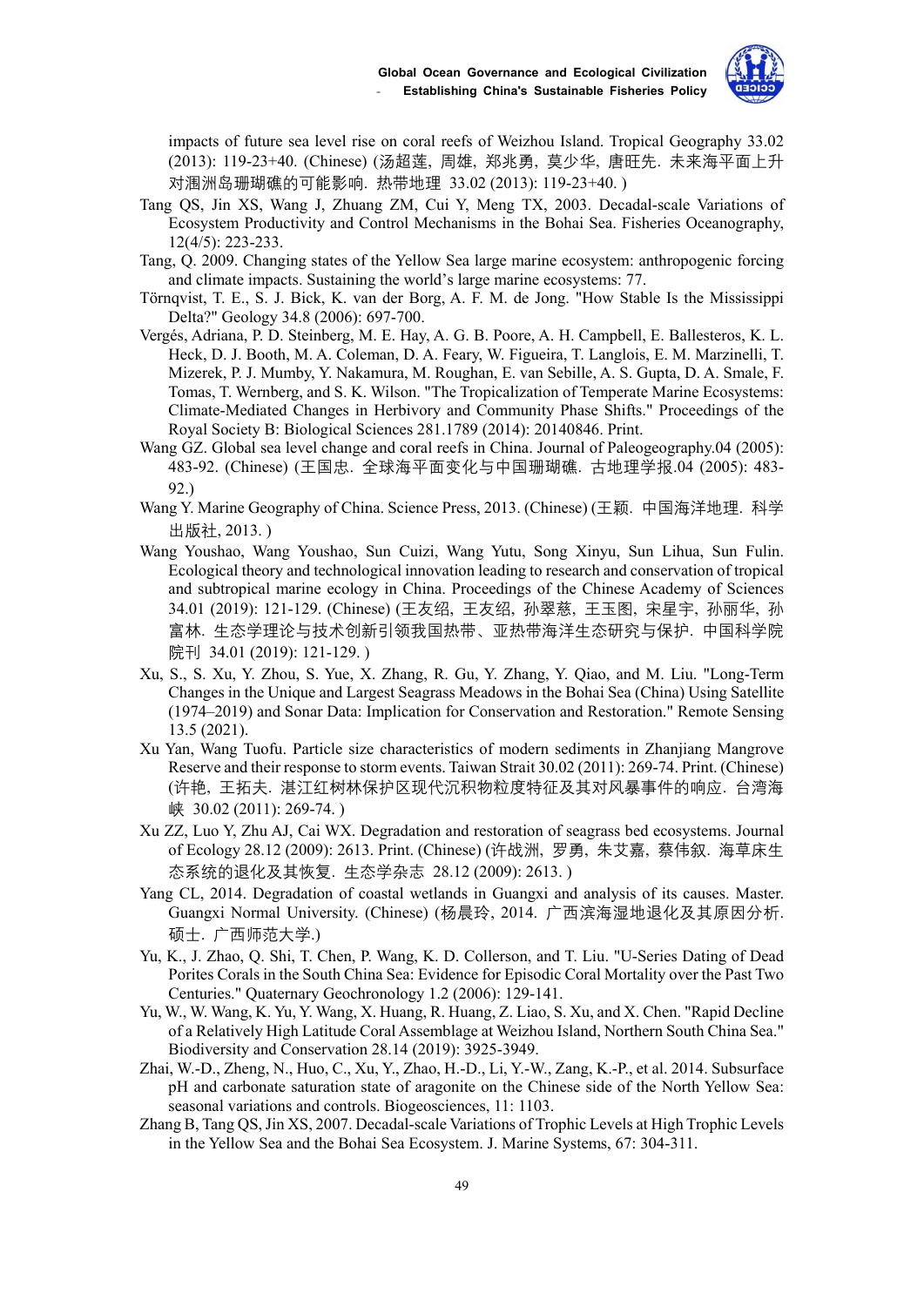impacts of future sea level rise on coral reefs of Weizhou Island. Tropical Geography 33.02 (2013): 119-23+40. (Chinese) (汤超莲，周雄，郑兆勇，莫少华，唐旺先．未来海平面上升对涠洲岛珊瑚礁的可能影响．热带地理 33.02 (2013): 119-23+40. )

Tang QS, Jin XS, Wang J, Zhuang ZM, Cui Y, Meng TX, 2003. Decadal-scale Variations of Ecosystem Productivity and Control Mechanisms in the Bohai Sea. Fisheries Oceanography, 12(4/5): 223-233.

Tang, Q. 2009. Changing states of the Yellow Sea large marine ecosystem: anthropogenic forcing and climate impacts. Sustaining the world's large marine ecosystems: 77.

Törnqvist, T. E., S. J. Bick, K. van der Borg, A. F. M. de Jong. "How Stable Is the Mississippi Delta?" Geology 34.8 (2006): 697-700.

Vergés, Adriana, P. D. Steinberg, M. E. Hay, A. G. B. Poore, A. H. Campbell, E. Ballesteros, K. L. Heck, D. J. Booth, M. A. Coleman, D. A. Feary, W. Figueira, T. Langlois, E. M. Marzinelli, T. Mizerek, P. J. Mumby, Y. Nakamura, M. Roughan, E. van Sebille, A. S. Gupta, D. A. Smale, F. Tomas, T. Wernberg, and S. K. Wilson. "The Tropicalization of Temperate Marine Ecosystems: Climate-Mediated Changes in Herbivory and Community Phase Shifts." Proceedings of the Royal Society B: Biological Sciences 281.1789 (2014): 20140846. Print.

Wang GZ. Global sea level change and coral reefs in China. Journal of Paleogeography.04 (2005): 483-92. (Chinese) (王国忠．全球海平面变化与中国珊瑚礁．古地理学报.04 (2005): 483-92.)

Wang Y. Marine Geography of China. Science Press, 2013. (Chinese) (王颖．中国海洋地理．科学出版社, 2013. )

Wang Youshao, Wang Youshao, Sun Cuizi, Wang Yutu, Song Xinyu, Sun Lihua, Sun Fulin. Ecological theory and technological innovation leading to research and conservation of tropical and subtropical marine ecology in China. Proceedings of the Chinese Academy of Sciences 34.01 (2019): 121-129. (Chinese) (王友绍，王友绍，孙翠慈，王玉图，宋星宇，孙丽华，孙富林．生态学理论与技术创新引领我国热带、亚热带海洋生态研究与保护．中国科学院院刊 34.01 (2019): 121-129. )

Xu, S., S. Xu, Y. Zhou, S. Yue, X. Zhang, R. Gu, Y. Zhang, Y. Qiao, and M. Liu. "Long-Term Changes in the Unique and Largest Seagrass Meadows in the Bohai Sea (China) Using Satellite (1974–2019) and Sonar Data: Implication for Conservation and Restoration." Remote Sensing 13.5 (2021).

Xu Yan, Wang Tuofu. Particle size characteristics of modern sediments in Zhanjiang Mangrove Reserve and their response to storm events. Taiwan Strait 30.02 (2011): 269-74. Print. (Chinese) (许艳，王拓夫．湛江红树林保护区现代沉积物粒度特征及其对风暴事件的响应．台湾海峡 30.02 (2011): 269-74. )

Xu ZZ, Luo Y, Zhu AJ, Cai WX. Degradation and restoration of seagrass bed ecosystems. Journal of Ecology 28.12 (2009): 2613. Print. (Chinese) (许战洲，罗勇，朱艾嘉，蔡伟叙．海草床生态系统的退化及其恢复．生态学杂志 28.12 (2009): 2613. )

Yang CL, 2014. Degradation of coastal wetlands in Guangxi and analysis of its causes. Master. Guangxi Normal University. (Chinese) (杨晨玲, 2014. 广西滨海湿地退化及其原因分析. 硕士．广西师范大学.)

Yu, K., J. Zhao, Q. Shi, T. Chen, P. Wang, K. D. Collerson, and T. Liu. "U-Series Dating of Dead Porites Corals in the South China Sea: Evidence for Episodic Coral Mortality over the Past Two Centuries." Quaternary Geochronology 1.2 (2006): 129-141.

Yu, W., W. Wang, K. Yu, Y. Wang, X. Huang, R. Huang, Z. Liao, S. Xu, and X. Chen. "Rapid Decline of a Relatively High Latitude Coral Assemblage at Weizhou Island, Northern South China Sea." Biodiversity and Conservation 28.14 (2019): 3925-3949.

Zhai, W.-D., Zheng, N., Huo, C., Xu, Y., Zhao, H.-D., Li, Y.-W., Zang, K.-P., et al. 2014. Subsurface pH and carbonate saturation state of aragonite on the Chinese side of the North Yellow Sea: seasonal variations and controls. Biogeosciences, 11: 1103.

Zhang B, Tang QS, Jin XS, 2007. Decadal-scale Variations of Trophic Levels at High Trophic Levels in the Yellow Sea and the Bohai Sea Ecosystem. J. Marine Systems, 67: 304-311.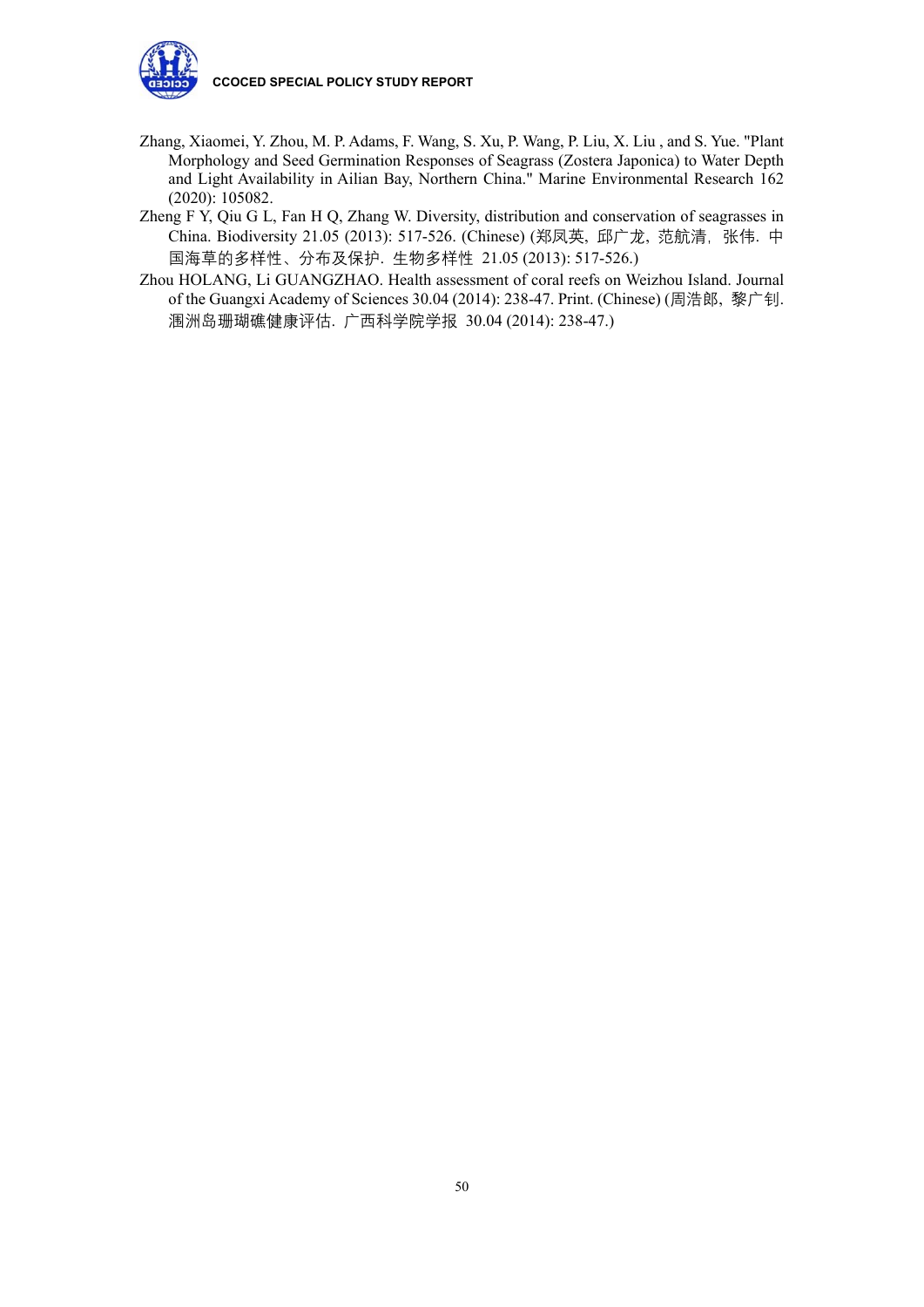Zhang, Xiaomei, Y. Zhou, M. P. Adams, F. Wang, S. Xu, P. Wang, P. Liu, X. Liu , and S. Yue. "Plant Morphology and Seed Germination Responses of Seagrass (Zostera Japonica) to Water Depth and Light Availability in Ailian Bay, Northern China." Marine Environmental Research 162 (2020): 105082.

Zheng F Y, Qiu G L, Fan H Q, Zhang W. Diversity, distribution and conservation of seagrasses in China. Biodiversity 21.05 (2013): 517-526. (Chinese) (郑凤英, 邱广龙, 范航清，张伟. 中国海草的多样性、分布及保护. 生物多样性 21.05 (2013): 517-526.)

Zhou HOLANG, Li GUANGZHAO. Health assessment of coral reefs on Weizhou Island. Journal of the Guangxi Academy of Sciences 30.04 (2014): 238-47. Print. (Chinese) (周浩郎, 黎广钊. 涠洲岛珊瑚礁健康评估. 广西科学院学报 30.04 (2014): 238-47.)